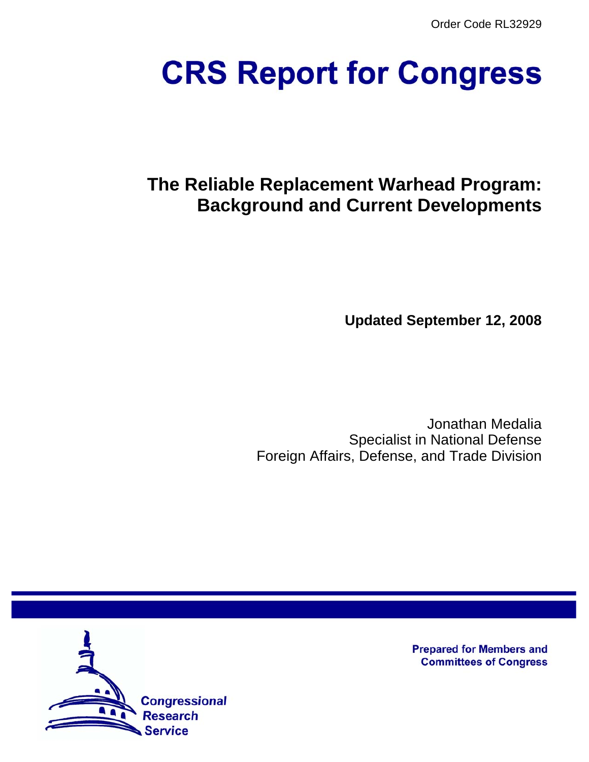Order Code RL32929

# CRS Report for Congress

## The Reliable Replacement Warhead Program: Background and Current Developments

**Updated September 12, 2008**

Jonathan Medalia
Specialist in National Defense
Foreign Affairs, Defense, and Trade Division

**Prepared for Members and Committees of Congress**

Congressional Research Service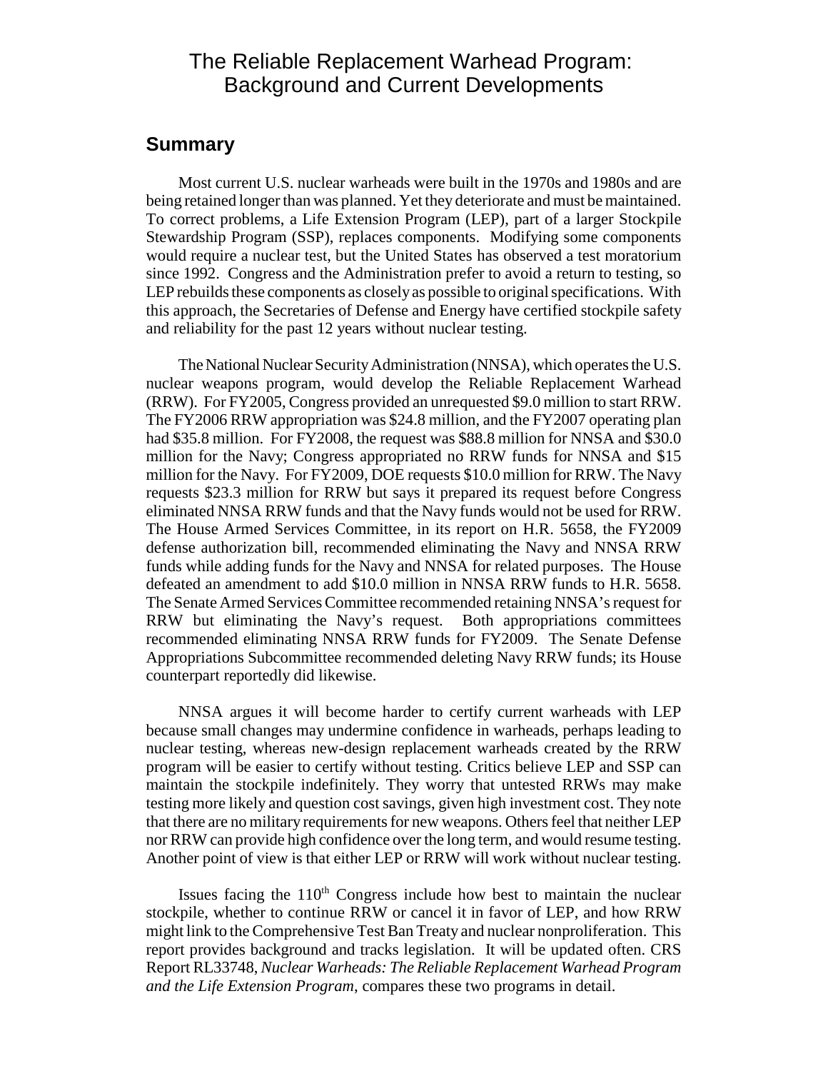# The Reliable Replacement Warhead Program: Background and Current Developments

## Summary

Most current U.S. nuclear warheads were built in the 1970s and 1980s and are being retained longer than was planned. Yet they deteriorate and must be maintained. To correct problems, a Life Extension Program (LEP), part of a larger Stockpile Stewardship Program (SSP), replaces components. Modifying some components would require a nuclear test, but the United States has observed a test moratorium since 1992. Congress and the Administration prefer to avoid a return to testing, so LEP rebuilds these components as closely as possible to original specifications. With this approach, the Secretaries of Defense and Energy have certified stockpile safety and reliability for the past 12 years without nuclear testing.

The National Nuclear Security Administration (NNSA), which operates the U.S. nuclear weapons program, would develop the Reliable Replacement Warhead (RRW). For FY2005, Congress provided an unrequested $9.0 million to start RRW. The FY2006 RRW appropriation was $24.8 million, and the FY2007 operating plan had $35.8 million. For FY2008, the request was $88.8 million for NNSA and $30.0 million for the Navy; Congress appropriated no RRW funds for NNSA and $15 million for the Navy. For FY2009, DOE requests $10.0 million for RRW. The Navy requests $23.3 million for RRW but says it prepared its request before Congress eliminated NNSA RRW funds and that the Navy funds would not be used for RRW. The House Armed Services Committee, in its report on H.R. 5658, the FY2009 defense authorization bill, recommended eliminating the Navy and NNSA RRW funds while adding funds for the Navy and NNSA for related purposes. The House defeated an amendment to add $10.0 million in NNSA RRW funds to H.R. 5658. The Senate Armed Services Committee recommended retaining NNSA's request for RRW but eliminating the Navy's request. Both appropriations committees recommended eliminating NNSA RRW funds for FY2009. The Senate Defense Appropriations Subcommittee recommended deleting Navy RRW funds; its House counterpart reportedly did likewise.

NNSA argues it will become harder to certify current warheads with LEP because small changes may undermine confidence in warheads, perhaps leading to nuclear testing, whereas new-design replacement warheads created by the RRW program will be easier to certify without testing. Critics believe LEP and SSP can maintain the stockpile indefinitely. They worry that untested RRWs may make testing more likely and question cost savings, given high investment cost. They note that there are no military requirements for new weapons. Others feel that neither LEP nor RRW can provide high confidence over the long term, and would resume testing. Another point of view is that either LEP or RRW will work without nuclear testing.

Issues facing the 110th Congress include how best to maintain the nuclear stockpile, whether to continue RRW or cancel it in favor of LEP, and how RRW might link to the Comprehensive Test Ban Treaty and nuclear nonproliferation. This report provides background and tracks legislation. It will be updated often. CRS Report RL33748, *Nuclear Warheads: The Reliable Replacement Warhead Program and the Life Extension Program*, compares these two programs in detail.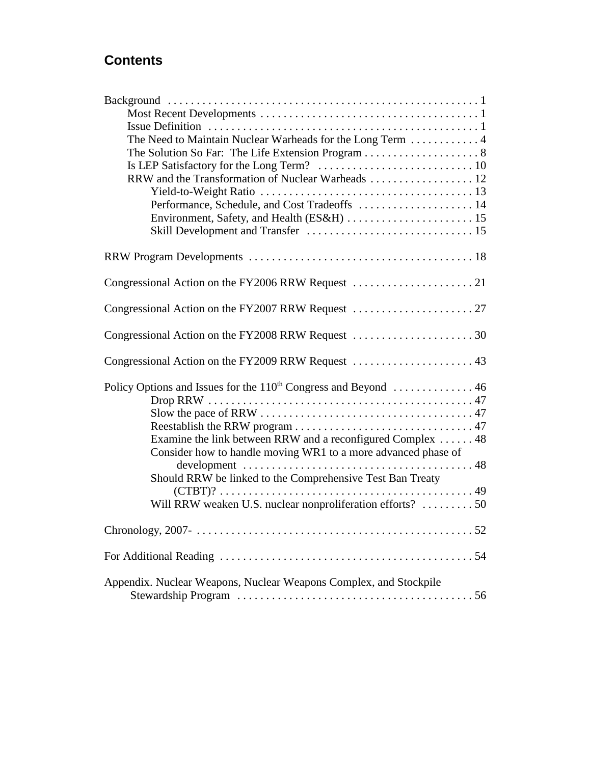## Contents

Background . . . . . . . . . . . . . . . . . . . . . . . . . . . . . . . . . . . . . . . . . . . . . . . . . . . . . 1
- Most Recent Developments . . . . . . . . . . . . . . . . . . . . . . . . . . . . . . . . . . . . . . 1
- Issue Definition . . . . . . . . . . . . . . . . . . . . . . . . . . . . . . . . . . . . . . . . . . . . . . . 1
- The Need to Maintain Nuclear Warheads for the Long Term . . . . . . . . . . . . 4
- The Solution So Far: The Life Extension Program . . . . . . . . . . . . . . . . . . . . 8
- Is LEP Satisfactory for the Long Term? . . . . . . . . . . . . . . . . . . . . . . . . . . . 10
- RRW and the Transformation of Nuclear Warheads . . . . . . . . . . . . . . . . . . 12
  - Yield-to-Weight Ratio . . . . . . . . . . . . . . . . . . . . . . . . . . . . . . . . . . . . . 13
  - Performance, Schedule, and Cost Tradeoffs . . . . . . . . . . . . . . . . . . . . 14
  - Environment, Safety, and Health (ES&H) . . . . . . . . . . . . . . . . . . . . . . 15
  - Skill Development and Transfer . . . . . . . . . . . . . . . . . . . . . . . . . . . . . 15

RRW Program Developments . . . . . . . . . . . . . . . . . . . . . . . . . . . . . . . . . . . . . . . 18

Congressional Action on the FY2006 RRW Request . . . . . . . . . . . . . . . . . . . . . 21

Congressional Action on the FY2007 RRW Request . . . . . . . . . . . . . . . . . . . . . 27

Congressional Action on the FY2008 RRW Request . . . . . . . . . . . . . . . . . . . . . 30

Congressional Action on the FY2009 RRW Request . . . . . . . . . . . . . . . . . . . . . 43

Policy Options and Issues for the 110th Congress and Beyond . . . . . . . . . . . . . . 46
- Drop RRW . . . . . . . . . . . . . . . . . . . . . . . . . . . . . . . . . . . . . . . . . . . . . . 47
- Slow the pace of RRW . . . . . . . . . . . . . . . . . . . . . . . . . . . . . . . . . . . . . 47
- Reestablish the RRW program . . . . . . . . . . . . . . . . . . . . . . . . . . . . . . . 47
- Examine the link between RRW and a reconfigured Complex . . . . . . 48
- Consider how to handle moving WR1 to a more advanced phase of development . . . . . . . . . . . . . . . . . . . . . . . . . . . . . . . . . . . . . . . . 48
- Should RRW be linked to the Comprehensive Test Ban Treaty (CTBT)? . . . . . . . . . . . . . . . . . . . . . . . . . . . . . . . . . . . . . . . . . . . . 49
- Will RRW weaken U.S. nuclear nonproliferation efforts? . . . . . . . . . 50

Chronology, 2007- . . . . . . . . . . . . . . . . . . . . . . . . . . . . . . . . . . . . . . . . . . . . . . . . 52

For Additional Reading . . . . . . . . . . . . . . . . . . . . . . . . . . . . . . . . . . . . . . . . . . . . 54

Appendix. Nuclear Weapons, Nuclear Weapons Complex, and Stockpile Stewardship Program . . . . . . . . . . . . . . . . . . . . . . . . . . . . . . . . . . . . . . . . . 56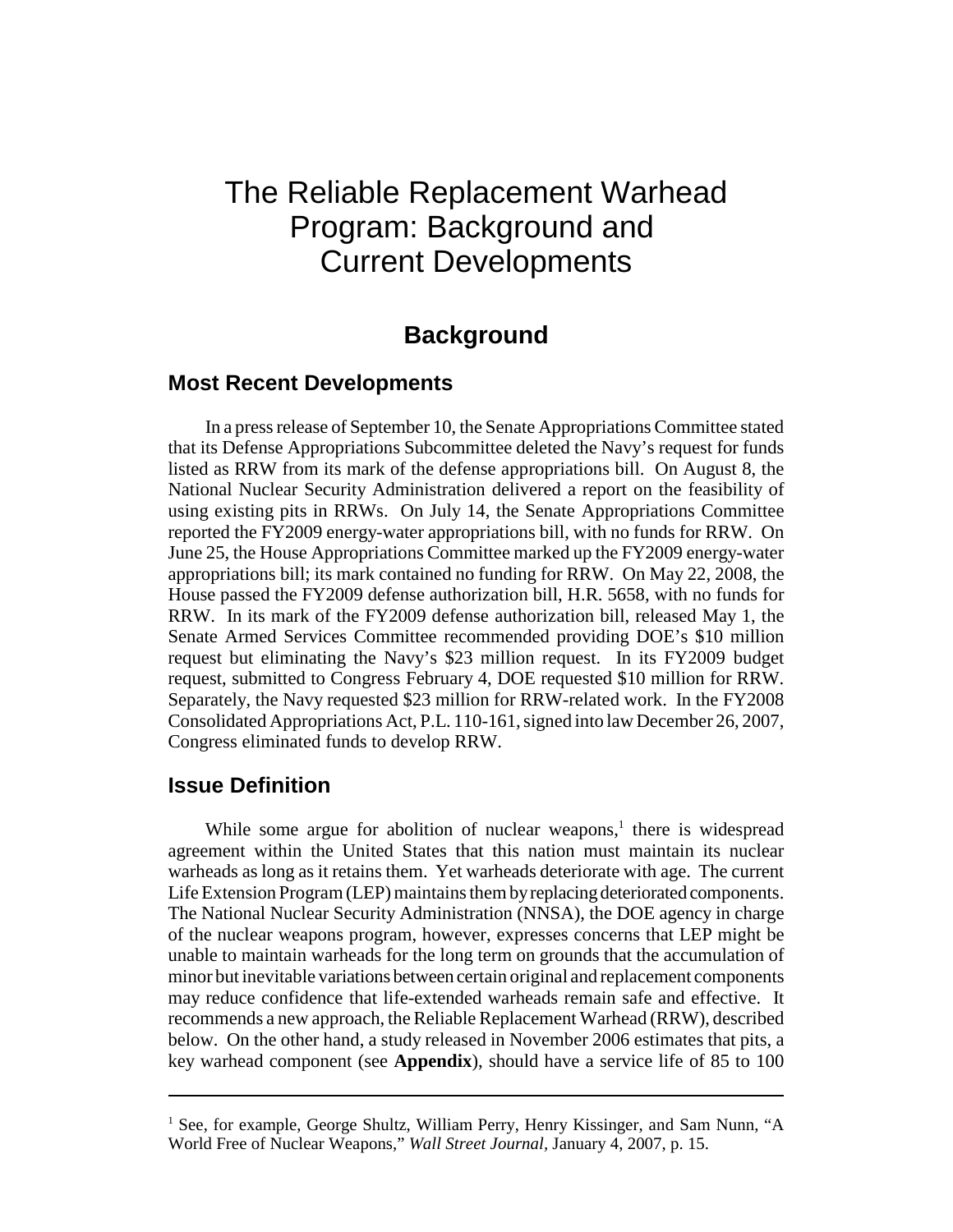# The Reliable Replacement Warhead Program: Background and Current Developments

## Background

### Most Recent Developments

In a press release of September 10, the Senate Appropriations Committee stated that its Defense Appropriations Subcommittee deleted the Navy's request for funds listed as RRW from its mark of the defense appropriations bill. On August 8, the National Nuclear Security Administration delivered a report on the feasibility of using existing pits in RRWs. On July 14, the Senate Appropriations Committee reported the FY2009 energy-water appropriations bill, with no funds for RRW. On June 25, the House Appropriations Committee marked up the FY2009 energy-water appropriations bill; its mark contained no funding for RRW. On May 22, 2008, the House passed the FY2009 defense authorization bill, H.R. 5658, with no funds for RRW. In its mark of the FY2009 defense authorization bill, released May 1, the Senate Armed Services Committee recommended providing DOE's $10 million request but eliminating the Navy's $23 million request. In its FY2009 budget request, submitted to Congress February 4, DOE requested $10 million for RRW. Separately, the Navy requested $23 million for RRW-related work. In the FY2008 Consolidated Appropriations Act, P.L. 110-161, signed into law December 26, 2007, Congress eliminated funds to develop RRW.

### Issue Definition

While some argue for abolition of nuclear weapons,[1] there is widespread agreement within the United States that this nation must maintain its nuclear warheads as long as it retains them. Yet warheads deteriorate with age. The current Life Extension Program (LEP) maintains them by replacing deteriorated components. The National Nuclear Security Administration (NNSA), the DOE agency in charge of the nuclear weapons program, however, expresses concerns that LEP might be unable to maintain warheads for the long term on grounds that the accumulation of minor but inevitable variations between certain original and replacement components may reduce confidence that life-extended warheads remain safe and effective. It recommends a new approach, the Reliable Replacement Warhead (RRW), described below. On the other hand, a study released in November 2006 estimates that pits, a key warhead component (see **Appendix**), should have a service life of 85 to 100

[1] See, for example, George Shultz, William Perry, Henry Kissinger, and Sam Nunn, "A World Free of Nuclear Weapons," *Wall Street Journal,* January 4, 2007, p. 15.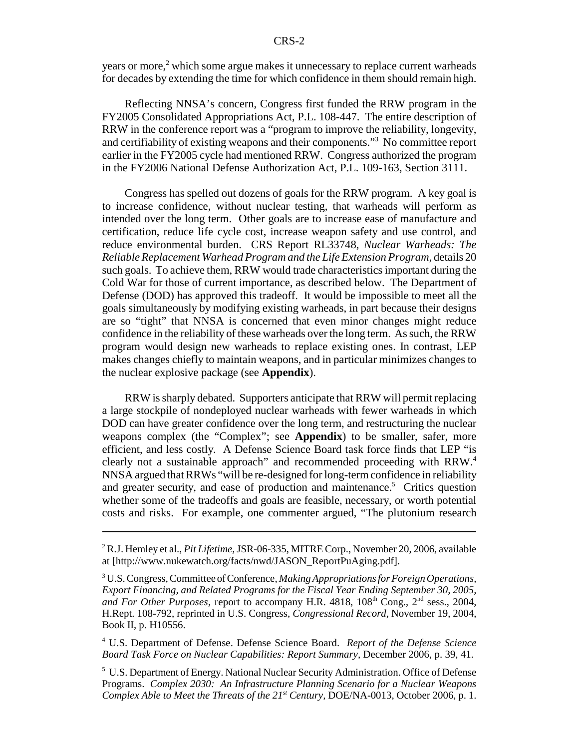years or more,[2] which some argue makes it unnecessary to replace current warheads for decades by extending the time for which confidence in them should remain high.

Reflecting NNSA's concern, Congress first funded the RRW program in the FY2005 Consolidated Appropriations Act, P.L. 108-447. The entire description of RRW in the conference report was a "program to improve the reliability, longevity, and certifiability of existing weapons and their components."[3] No committee report earlier in the FY2005 cycle had mentioned RRW. Congress authorized the program in the FY2006 National Defense Authorization Act, P.L. 109-163, Section 3111.

Congress has spelled out dozens of goals for the RRW program. A key goal is to increase confidence, without nuclear testing, that warheads will perform as intended over the long term. Other goals are to increase ease of manufacture and certification, reduce life cycle cost, increase weapon safety and use control, and reduce environmental burden. CRS Report RL33748, *Nuclear Warheads: The Reliable Replacement Warhead Program and the Life Extension Program*, details 20 such goals. To achieve them, RRW would trade characteristics important during the Cold War for those of current importance, as described below. The Department of Defense (DOD) has approved this tradeoff. It would be impossible to meet all the goals simultaneously by modifying existing warheads, in part because their designs are so "tight" that NNSA is concerned that even minor changes might reduce confidence in the reliability of these warheads over the long term. As such, the RRW program would design new warheads to replace existing ones. In contrast, LEP makes changes chiefly to maintain weapons, and in particular minimizes changes to the nuclear explosive package (see **Appendix**).

RRW is sharply debated. Supporters anticipate that RRW will permit replacing a large stockpile of nondeployed nuclear warheads with fewer warheads in which DOD can have greater confidence over the long term, and restructuring the nuclear weapons complex (the "Complex"; see **Appendix**) to be smaller, safer, more efficient, and less costly. A Defense Science Board task force finds that LEP "is clearly not a sustainable approach" and recommended proceeding with RRW.[4] NNSA argued that RRWs "will be re-designed for long-term confidence in reliability and greater security, and ease of production and maintenance.[5] Critics question whether some of the tradeoffs and goals are feasible, necessary, or worth potential costs and risks. For example, one commenter argued, "The plutonium research

---

[2] R.J. Hemley et al., *Pit Lifetime*, JSR-06-335, MITRE Corp., November 20, 2006, available at [http://www.nukewatch.org/facts/nwd/JASON_ReportPuAging.pdf].

[3] U.S. Congress, Committee of Conference, *Making Appropriations for Foreign Operations, Export Financing, and Related Programs for the Fiscal Year Ending September 30, 2005, and For Other Purposes*, report to accompany H.R. 4818, 108th Cong., 2nd sess., 2004, H.Rept. 108-792, reprinted in U.S. Congress, *Congressional Record*, November 19, 2004, Book II, p. H10556.

[4] U.S. Department of Defense. Defense Science Board. *Report of the Defense Science Board Task Force on Nuclear Capabilities: Report Summary*, December 2006, p. 39, 41.

[5] U.S. Department of Energy. National Nuclear Security Administration. Office of Defense Programs. *Complex 2030: An Infrastructure Planning Scenario for a Nuclear Weapons Complex Able to Meet the Threats of the 21st Century*, DOE/NA-0013, October 2006, p. 1.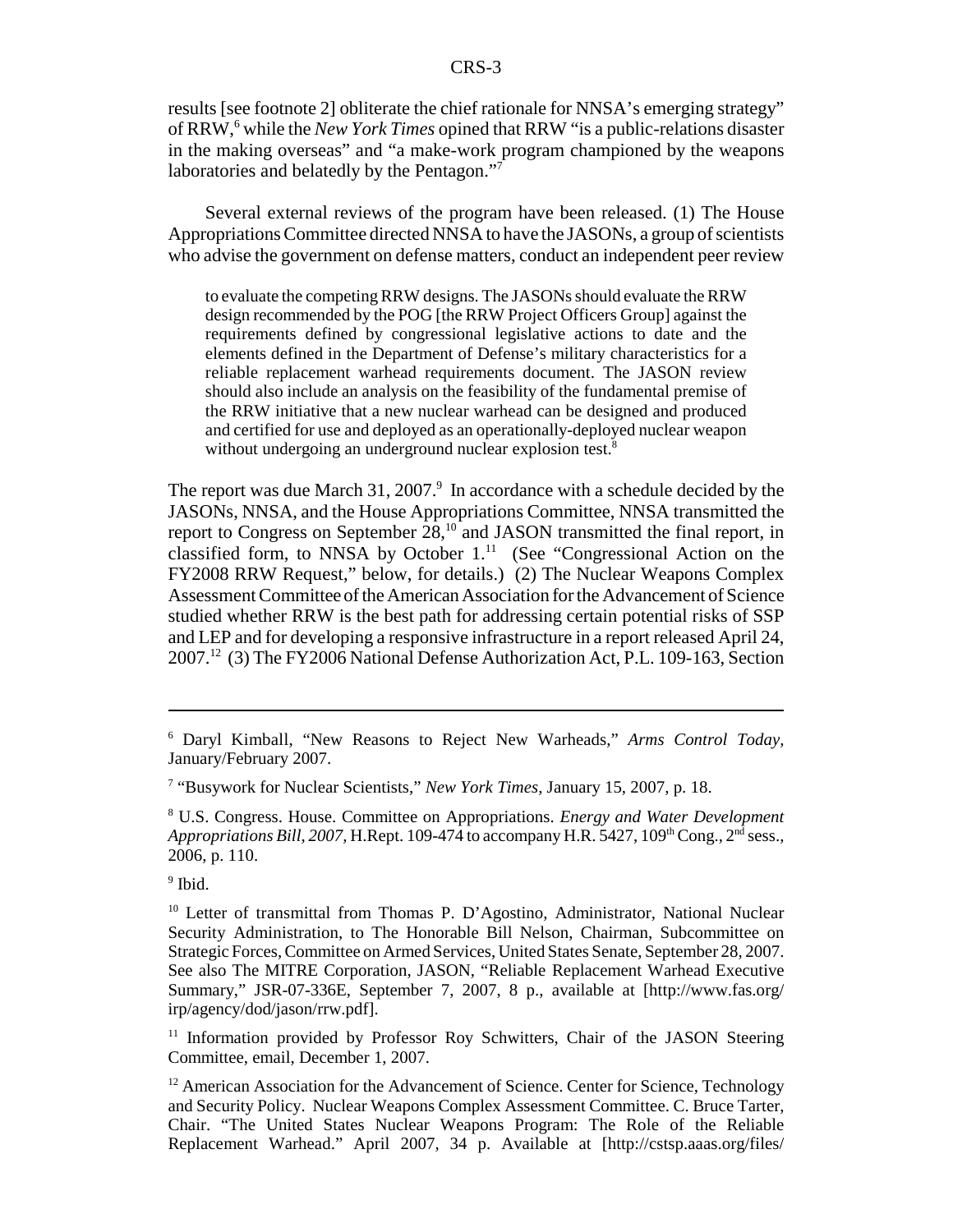results [see footnote 2] obliterate the chief rationale for NNSA's emerging strategy" of RRW,[6] while the *New York Times* opined that RRW "is a public-relations disaster in the making overseas" and "a make-work program championed by the weapons laboratories and belatedly by the Pentagon."[7]

Several external reviews of the program have been released. (1) The House Appropriations Committee directed NNSA to have the JASONs, a group of scientists who advise the government on defense matters, conduct an independent peer review

> to evaluate the competing RRW designs. The JASONs should evaluate the RRW design recommended by the POG [the RRW Project Officers Group] against the requirements defined by congressional legislative actions to date and the elements defined in the Department of Defense's military characteristics for a reliable replacement warhead requirements document. The JASON review should also include an analysis on the feasibility of the fundamental premise of the RRW initiative that a new nuclear warhead can be designed and produced and certified for use and deployed as an operationally-deployed nuclear weapon without undergoing an underground nuclear explosion test.[8]

The report was due March 31, 2007.[9] In accordance with a schedule decided by the JASONs, NNSA, and the House Appropriations Committee, NNSA transmitted the report to Congress on September 28,[10] and JASON transmitted the final report, in classified form, to NNSA by October 1.[11] (See "Congressional Action on the FY2008 RRW Request," below, for details.) (2) The Nuclear Weapons Complex Assessment Committee of the American Association for the Advancement of Science studied whether RRW is the best path for addressing certain potential risks of SSP and LEP and for developing a responsive infrastructure in a report released April 24, 2007.[12] (3) The FY2006 National Defense Authorization Act, P.L. 109-163, Section

---

[6] Daryl Kimball, "New Reasons to Reject New Warheads," *Arms Control Today*, January/February 2007.

[7] "Busywork for Nuclear Scientists," *New York Times*, January 15, 2007, p. 18.

[8] U.S. Congress. House. Committee on Appropriations. *Energy and Water Development Appropriations Bill, 2007,* H.Rept. 109-474 to accompany H.R. 5427, 109th Cong., 2nd sess., 2006, p. 110.

[9] Ibid.

[10] Letter of transmittal from Thomas P. D'Agostino, Administrator, National Nuclear Security Administration, to The Honorable Bill Nelson, Chairman, Subcommittee on Strategic Forces, Committee on Armed Services, United States Senate, September 28, 2007. See also The MITRE Corporation, JASON, "Reliable Replacement Warhead Executive Summary," JSR-07-336E, September 7, 2007, 8 p., available at [http://www.fas.org/irp/agency/dod/jason/rrw.pdf].

[11] Information provided by Professor Roy Schwitters, Chair of the JASON Steering Committee, email, December 1, 2007.

[12] American Association for the Advancement of Science. Center for Science, Technology and Security Policy. Nuclear Weapons Complex Assessment Committee. C. Bruce Tarter, Chair. "The United States Nuclear Weapons Program: The Role of the Reliable Replacement Warhead." April 2007, 34 p. Available at [http://cstsp.aaas.org/files/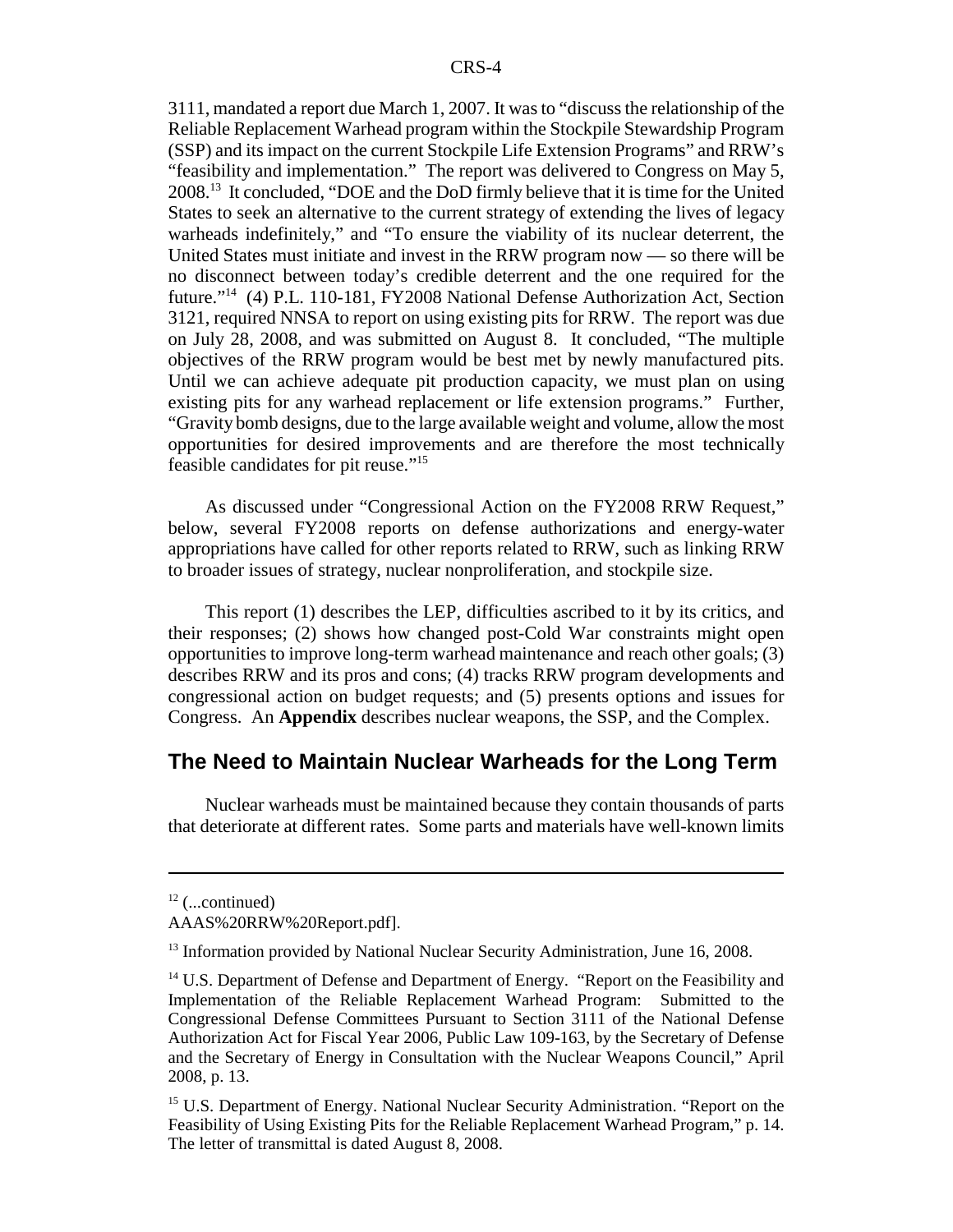3111, mandated a report due March 1, 2007. It was to "discuss the relationship of the Reliable Replacement Warhead program within the Stockpile Stewardship Program (SSP) and its impact on the current Stockpile Life Extension Programs" and RRW's "feasibility and implementation." The report was delivered to Congress on May 5, 2008.[13] It concluded, "DOE and the DoD firmly believe that it is time for the United States to seek an alternative to the current strategy of extending the lives of legacy warheads indefinitely," and "To ensure the viability of its nuclear deterrent, the United States must initiate and invest in the RRW program now — so there will be no disconnect between today's credible deterrent and the one required for the future."[14] (4) P.L. 110-181, FY2008 National Defense Authorization Act, Section 3121, required NNSA to report on using existing pits for RRW. The report was due on July 28, 2008, and was submitted on August 8. It concluded, "The multiple objectives of the RRW program would be best met by newly manufactured pits. Until we can achieve adequate pit production capacity, we must plan on using existing pits for any warhead replacement or life extension programs." Further, "Gravity bomb designs, due to the large available weight and volume, allow the most opportunities for desired improvements and are therefore the most technically feasible candidates for pit reuse."[15]

As discussed under "Congressional Action on the FY2008 RRW Request," below, several FY2008 reports on defense authorizations and energy-water appropriations have called for other reports related to RRW, such as linking RRW to broader issues of strategy, nuclear nonproliferation, and stockpile size.

This report (1) describes the LEP, difficulties ascribed to it by its critics, and their responses; (2) shows how changed post-Cold War constraints might open opportunities to improve long-term warhead maintenance and reach other goals; (3) describes RRW and its pros and cons; (4) tracks RRW program developments and congressional action on budget requests; and (5) presents options and issues for Congress. An **Appendix** describes nuclear weapons, the SSP, and the Complex.

## The Need to Maintain Nuclear Warheads for the Long Term

Nuclear warheads must be maintained because they contain thousands of parts that deteriorate at different rates. Some parts and materials have well-known limits

---

[12] (...continued)
AAAS%20RRW%20Report.pdf].

[13] Information provided by National Nuclear Security Administration, June 16, 2008.

[14] U.S. Department of Defense and Department of Energy. "Report on the Feasibility and Implementation of the Reliable Replacement Warhead Program: Submitted to the Congressional Defense Committees Pursuant to Section 3111 of the National Defense Authorization Act for Fiscal Year 2006, Public Law 109-163, by the Secretary of Defense and the Secretary of Energy in Consultation with the Nuclear Weapons Council," April 2008, p. 13.

[15] U.S. Department of Energy. National Nuclear Security Administration. "Report on the Feasibility of Using Existing Pits for the Reliable Replacement Warhead Program," p. 14. The letter of transmittal is dated August 8, 2008.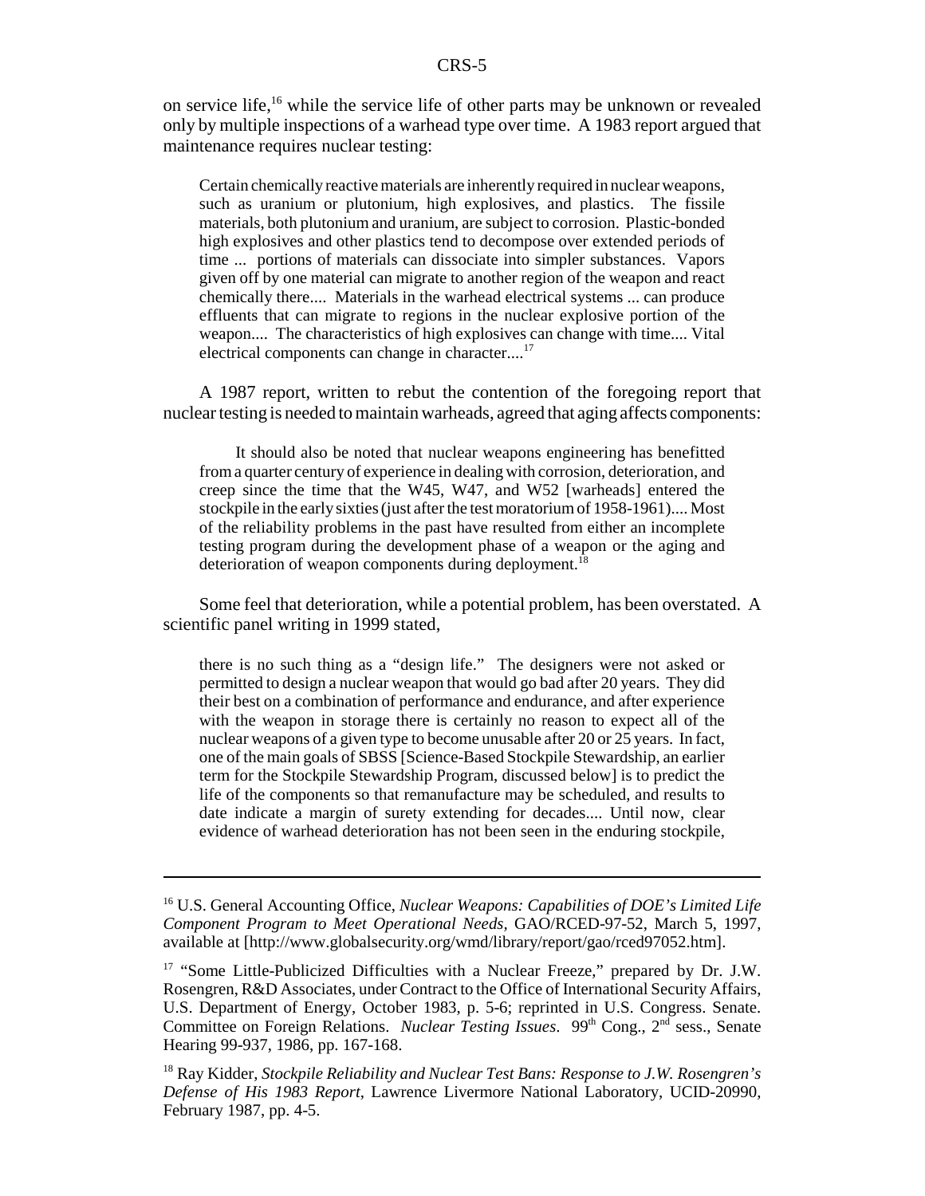on service life,[16] while the service life of other parts may be unknown or revealed only by multiple inspections of a warhead type over time. A 1983 report argued that maintenance requires nuclear testing:

> Certain chemically reactive materials are inherently required in nuclear weapons, such as uranium or plutonium, high explosives, and plastics. The fissile materials, both plutonium and uranium, are subject to corrosion. Plastic-bonded high explosives and other plastics tend to decompose over extended periods of time ... portions of materials can dissociate into simpler substances. Vapors given off by one material can migrate to another region of the weapon and react chemically there.... Materials in the warhead electrical systems ... can produce effluents that can migrate to regions in the nuclear explosive portion of the weapon.... The characteristics of high explosives can change with time.... Vital electrical components can change in character....[17]

A 1987 report, written to rebut the contention of the foregoing report that nuclear testing is needed to maintain warheads, agreed that aging affects components:

> It should also be noted that nuclear weapons engineering has benefitted from a quarter century of experience in dealing with corrosion, deterioration, and creep since the time that the W45, W47, and W52 [warheads] entered the stockpile in the early sixties (just after the test moratorium of 1958-1961).... Most of the reliability problems in the past have resulted from either an incomplete testing program during the development phase of a weapon or the aging and deterioration of weapon components during deployment.[18]

Some feel that deterioration, while a potential problem, has been overstated. A scientific panel writing in 1999 stated,

> there is no such thing as a "design life." The designers were not asked or permitted to design a nuclear weapon that would go bad after 20 years. They did their best on a combination of performance and endurance, and after experience with the weapon in storage there is certainly no reason to expect all of the nuclear weapons of a given type to become unusable after 20 or 25 years. In fact, one of the main goals of SBSS [Science-Based Stockpile Stewardship, an earlier term for the Stockpile Stewardship Program, discussed below] is to predict the life of the components so that remanufacture may be scheduled, and results to date indicate a margin of surety extending for decades.... Until now, clear evidence of warhead deterioration has not been seen in the enduring stockpile,

---

[16] U.S. General Accounting Office, *Nuclear Weapons: Capabilities of DOE's Limited Life Component Program to Meet Operational Needs*, GAO/RCED-97-52, March 5, 1997, available at [http://www.globalsecurity.org/wmd/library/report/gao/rced97052.htm].

[17] "Some Little-Publicized Difficulties with a Nuclear Freeze," prepared by Dr. J.W. Rosengren, R&D Associates, under Contract to the Office of International Security Affairs, U.S. Department of Energy, October 1983, p. 5-6; reprinted in U.S. Congress. Senate. Committee on Foreign Relations. *Nuclear Testing Issues*. 99th Cong., 2nd sess., Senate Hearing 99-937, 1986, pp. 167-168.

[18] Ray Kidder, *Stockpile Reliability and Nuclear Test Bans: Response to J.W. Rosengren's Defense of His 1983 Report*, Lawrence Livermore National Laboratory, UCID-20990, February 1987, pp. 4-5.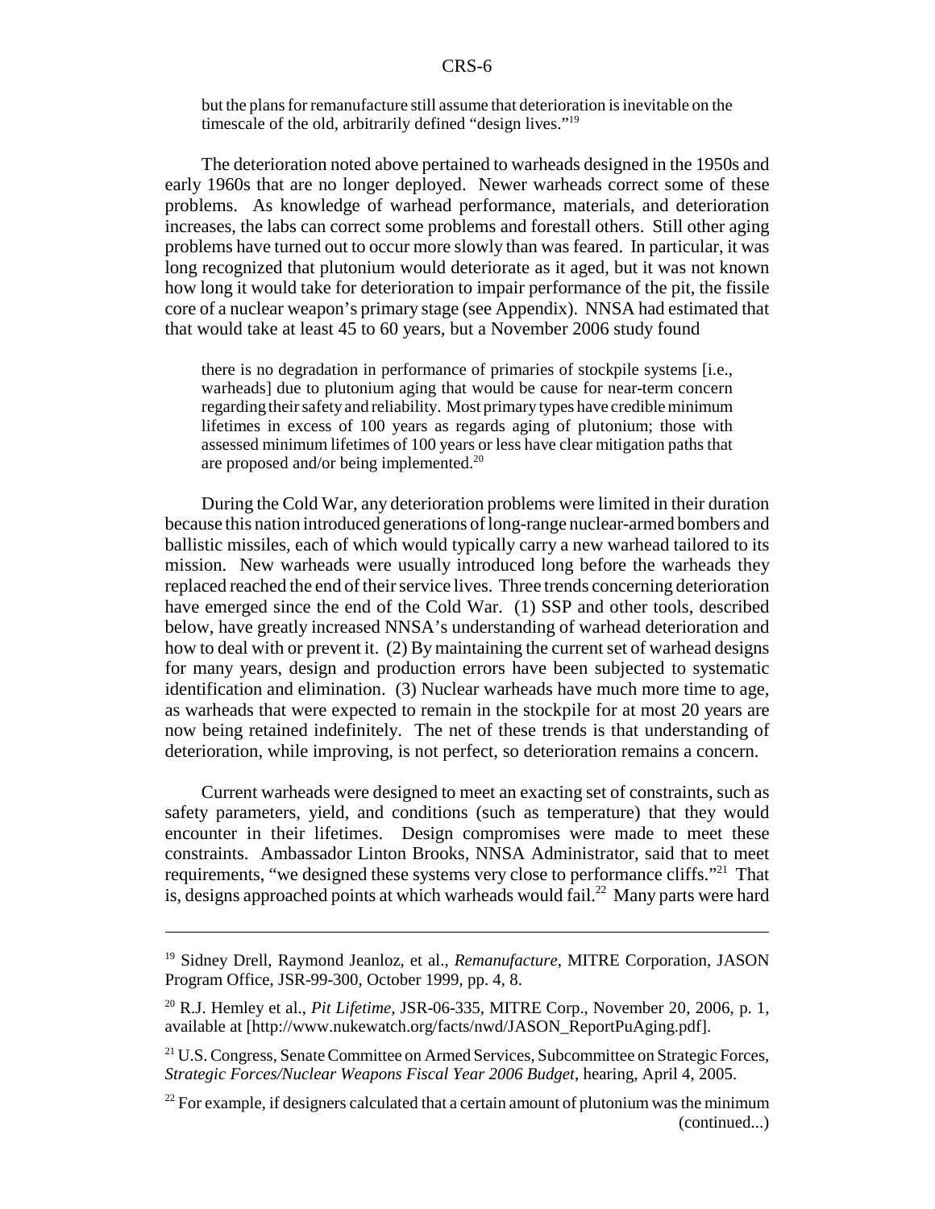but the plans for remanufacture still assume that deterioration is inevitable on the timescale of the old, arbitrarily defined "design lives."[19]

The deterioration noted above pertained to warheads designed in the 1950s and early 1960s that are no longer deployed. Newer warheads correct some of these problems. As knowledge of warhead performance, materials, and deterioration increases, the labs can correct some problems and forestall others. Still other aging problems have turned out to occur more slowly than was feared. In particular, it was long recognized that plutonium would deteriorate as it aged, but it was not known how long it would take for deterioration to impair performance of the pit, the fissile core of a nuclear weapon's primary stage (see Appendix). NNSA had estimated that that would take at least 45 to 60 years, but a November 2006 study found

> there is no degradation in performance of primaries of stockpile systems [i.e., warheads] due to plutonium aging that would be cause for near-term concern regarding their safety and reliability. Most primary types have credible minimum lifetimes in excess of 100 years as regards aging of plutonium; those with assessed minimum lifetimes of 100 years or less have clear mitigation paths that are proposed and/or being implemented.[20]

During the Cold War, any deterioration problems were limited in their duration because this nation introduced generations of long-range nuclear-armed bombers and ballistic missiles, each of which would typically carry a new warhead tailored to its mission. New warheads were usually introduced long before the warheads they replaced reached the end of their service lives. Three trends concerning deterioration have emerged since the end of the Cold War. (1) SSP and other tools, described below, have greatly increased NNSA's understanding of warhead deterioration and how to deal with or prevent it. (2) By maintaining the current set of warhead designs for many years, design and production errors have been subjected to systematic identification and elimination. (3) Nuclear warheads have much more time to age, as warheads that were expected to remain in the stockpile for at most 20 years are now being retained indefinitely. The net of these trends is that understanding of deterioration, while improving, is not perfect, so deterioration remains a concern.

Current warheads were designed to meet an exacting set of constraints, such as safety parameters, yield, and conditions (such as temperature) that they would encounter in their lifetimes. Design compromises were made to meet these constraints. Ambassador Linton Brooks, NNSA Administrator, said that to meet requirements, "we designed these systems very close to performance cliffs."[21] That is, designs approached points at which warheads would fail.[22] Many parts were hard

---

[19] Sidney Drell, Raymond Jeanloz, et al., *Remanufacture*, MITRE Corporation, JASON Program Office, JSR-99-300, October 1999, pp. 4, 8.

[20] R.J. Hemley et al., *Pit Lifetime*, JSR-06-335, MITRE Corp., November 20, 2006, p. 1, available at [http://www.nukewatch.org/facts/nwd/JASON_ReportPuAging.pdf].

[21] U.S. Congress, Senate Committee on Armed Services, Subcommittee on Strategic Forces, *Strategic Forces/Nuclear Weapons Fiscal Year 2006 Budget*, hearing, April 4, 2005.

[22] For example, if designers calculated that a certain amount of plutonium was the minimum (continued...)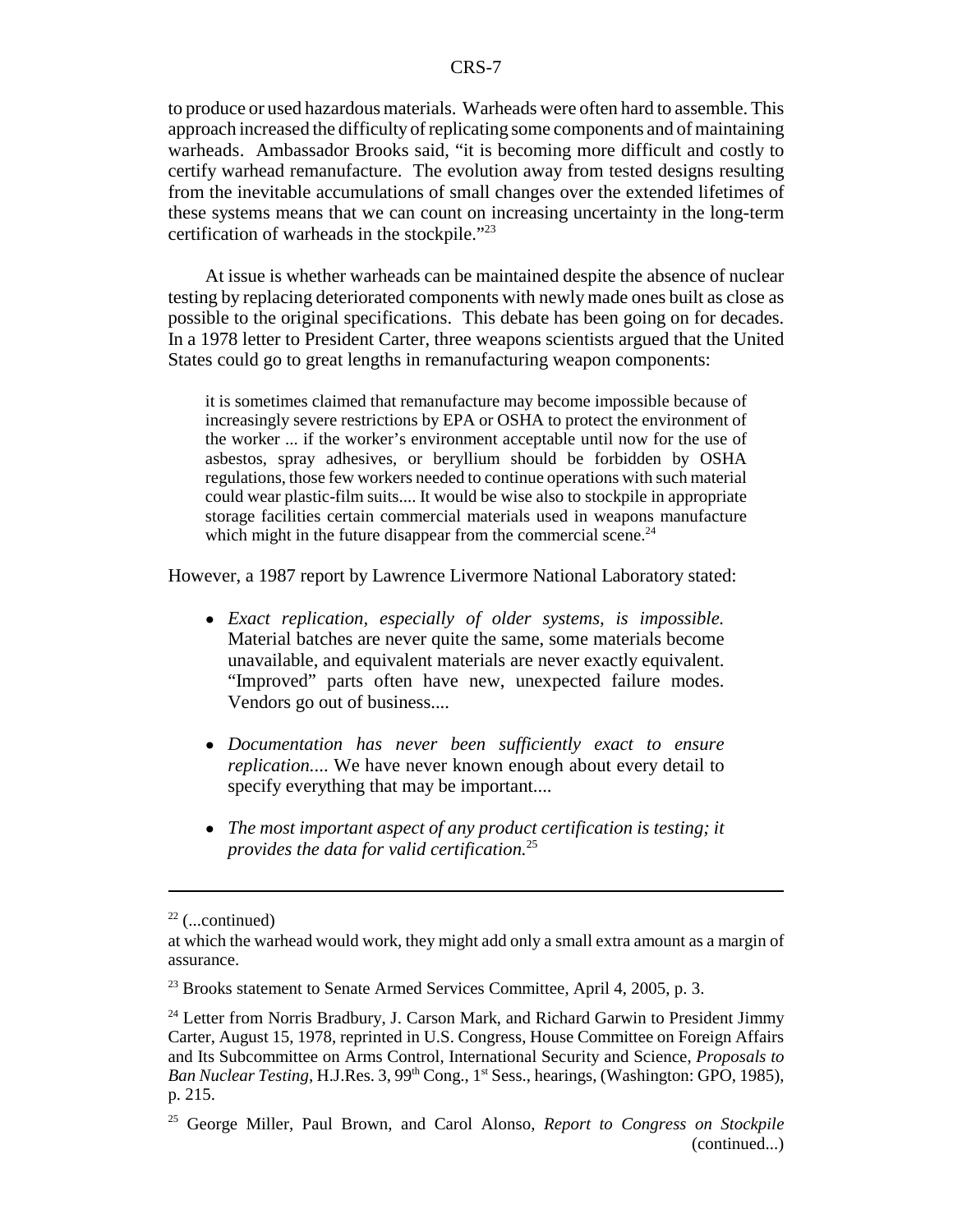to produce or used hazardous materials. Warheads were often hard to assemble. This approach increased the difficulty of replicating some components and of maintaining warheads. Ambassador Brooks said, "it is becoming more difficult and costly to certify warhead remanufacture. The evolution away from tested designs resulting from the inevitable accumulations of small changes over the extended lifetimes of these systems means that we can count on increasing uncertainty in the long-term certification of warheads in the stockpile."[23]

At issue is whether warheads can be maintained despite the absence of nuclear testing by replacing deteriorated components with newly made ones built as close as possible to the original specifications. This debate has been going on for decades. In a 1978 letter to President Carter, three weapons scientists argued that the United States could go to great lengths in remanufacturing weapon components:

> it is sometimes claimed that remanufacture may become impossible because of increasingly severe restrictions by EPA or OSHA to protect the environment of the worker ... if the worker's environment acceptable until now for the use of asbestos, spray adhesives, or beryllium should be forbidden by OSHA regulations, those few workers needed to continue operations with such material could wear plastic-film suits.... It would be wise also to stockpile in appropriate storage facilities certain commercial materials used in weapons manufacture which might in the future disappear from the commercial scene.[24]

However, a 1987 report by Lawrence Livermore National Laboratory stated:

- *Exact replication, especially of older systems, is impossible.* Material batches are never quite the same, some materials become unavailable, and equivalent materials are never exactly equivalent. "Improved" parts often have new, unexpected failure modes. Vendors go out of business....
- *Documentation has never been sufficiently exact to ensure replication....* We have never known enough about every detail to specify everything that may be important....
- *The most important aspect of any product certification is testing; it provides the data for valid certification.*[25]

---

[22] (...continued)
at which the warhead would work, they might add only a small extra amount as a margin of assurance.

[23] Brooks statement to Senate Armed Services Committee, April 4, 2005, p. 3.

[24] Letter from Norris Bradbury, J. Carson Mark, and Richard Garwin to President Jimmy Carter, August 15, 1978, reprinted in U.S. Congress, House Committee on Foreign Affairs and Its Subcommittee on Arms Control, International Security and Science, *Proposals to Ban Nuclear Testing,* H.J.Res. 3, 99th Cong., 1st Sess., hearings, (Washington: GPO, 1985), p. 215.

[25] George Miller, Paul Brown, and Carol Alonso, *Report to Congress on Stockpile* (continued...)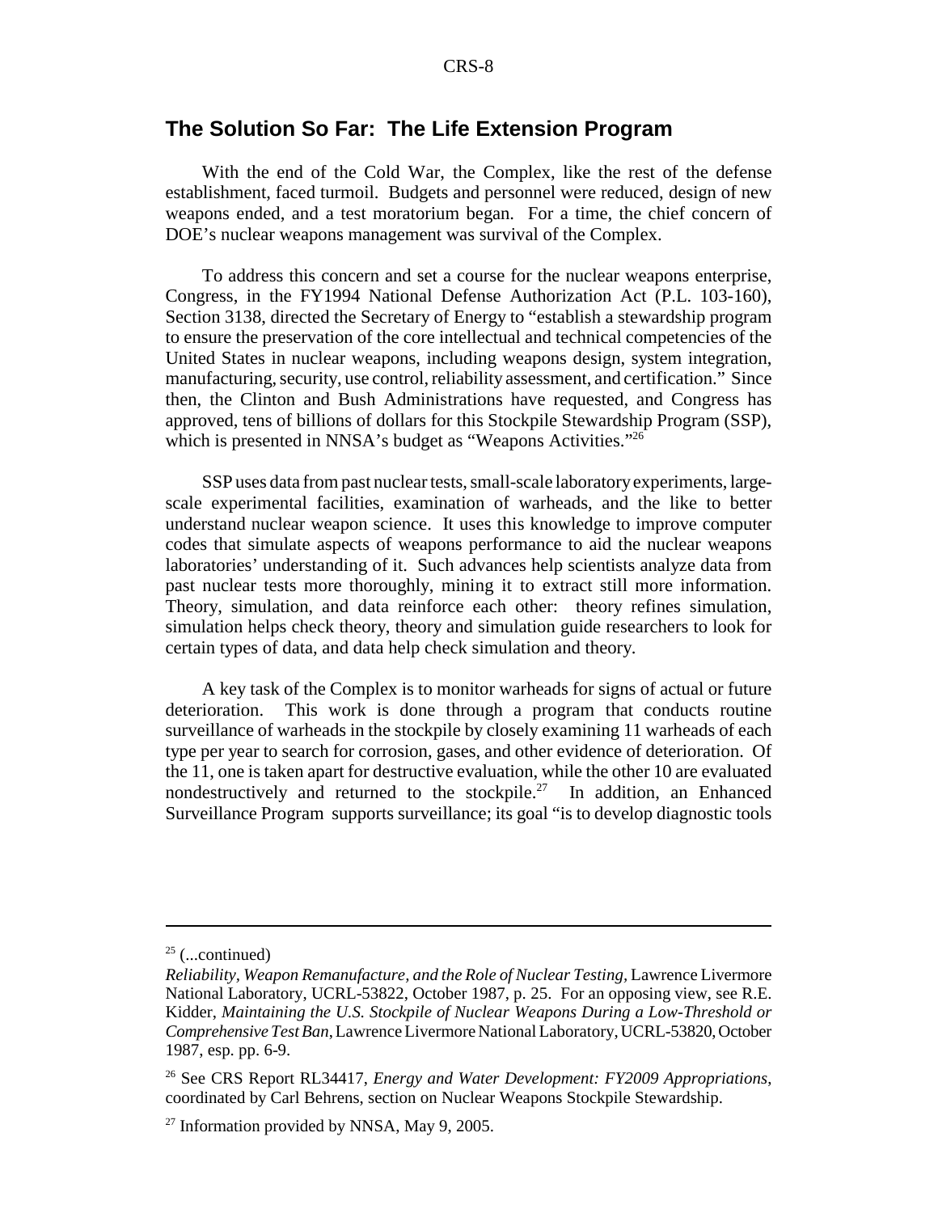## The Solution So Far: The Life Extension Program

With the end of the Cold War, the Complex, like the rest of the defense establishment, faced turmoil. Budgets and personnel were reduced, design of new weapons ended, and a test moratorium began. For a time, the chief concern of DOE's nuclear weapons management was survival of the Complex.

To address this concern and set a course for the nuclear weapons enterprise, Congress, in the FY1994 National Defense Authorization Act (P.L. 103-160), Section 3138, directed the Secretary of Energy to "establish a stewardship program to ensure the preservation of the core intellectual and technical competencies of the United States in nuclear weapons, including weapons design, system integration, manufacturing, security, use control, reliability assessment, and certification." Since then, the Clinton and Bush Administrations have requested, and Congress has approved, tens of billions of dollars for this Stockpile Stewardship Program (SSP), which is presented in NNSA's budget as "Weapons Activities."[26]

SSP uses data from past nuclear tests, small-scale laboratory experiments, large-scale experimental facilities, examination of warheads, and the like to better understand nuclear weapon science. It uses this knowledge to improve computer codes that simulate aspects of weapons performance to aid the nuclear weapons laboratories' understanding of it. Such advances help scientists analyze data from past nuclear tests more thoroughly, mining it to extract still more information. Theory, simulation, and data reinforce each other: theory refines simulation, simulation helps check theory, theory and simulation guide researchers to look for certain types of data, and data help check simulation and theory.

A key task of the Complex is to monitor warheads for signs of actual or future deterioration. This work is done through a program that conducts routine surveillance of warheads in the stockpile by closely examining 11 warheads of each type per year to search for corrosion, gases, and other evidence of deterioration. Of the 11, one is taken apart for destructive evaluation, while the other 10 are evaluated nondestructively and returned to the stockpile.[27] In addition, an Enhanced Surveillance Program supports surveillance; its goal "is to develop diagnostic tools

---

[25] (...continued)

*Reliability, Weapon Remanufacture, and the Role of Nuclear Testing*, Lawrence Livermore National Laboratory, UCRL-53822, October 1987, p. 25. For an opposing view, see R.E. Kidder, *Maintaining the U.S. Stockpile of Nuclear Weapons During a Low-Threshold or Comprehensive Test Ban*, Lawrence Livermore National Laboratory, UCRL-53820, October 1987, esp. pp. 6-9.

[26] See CRS Report RL34417, *Energy and Water Development: FY2009 Appropriations*, coordinated by Carl Behrens, section on Nuclear Weapons Stockpile Stewardship.

[27] Information provided by NNSA, May 9, 2005.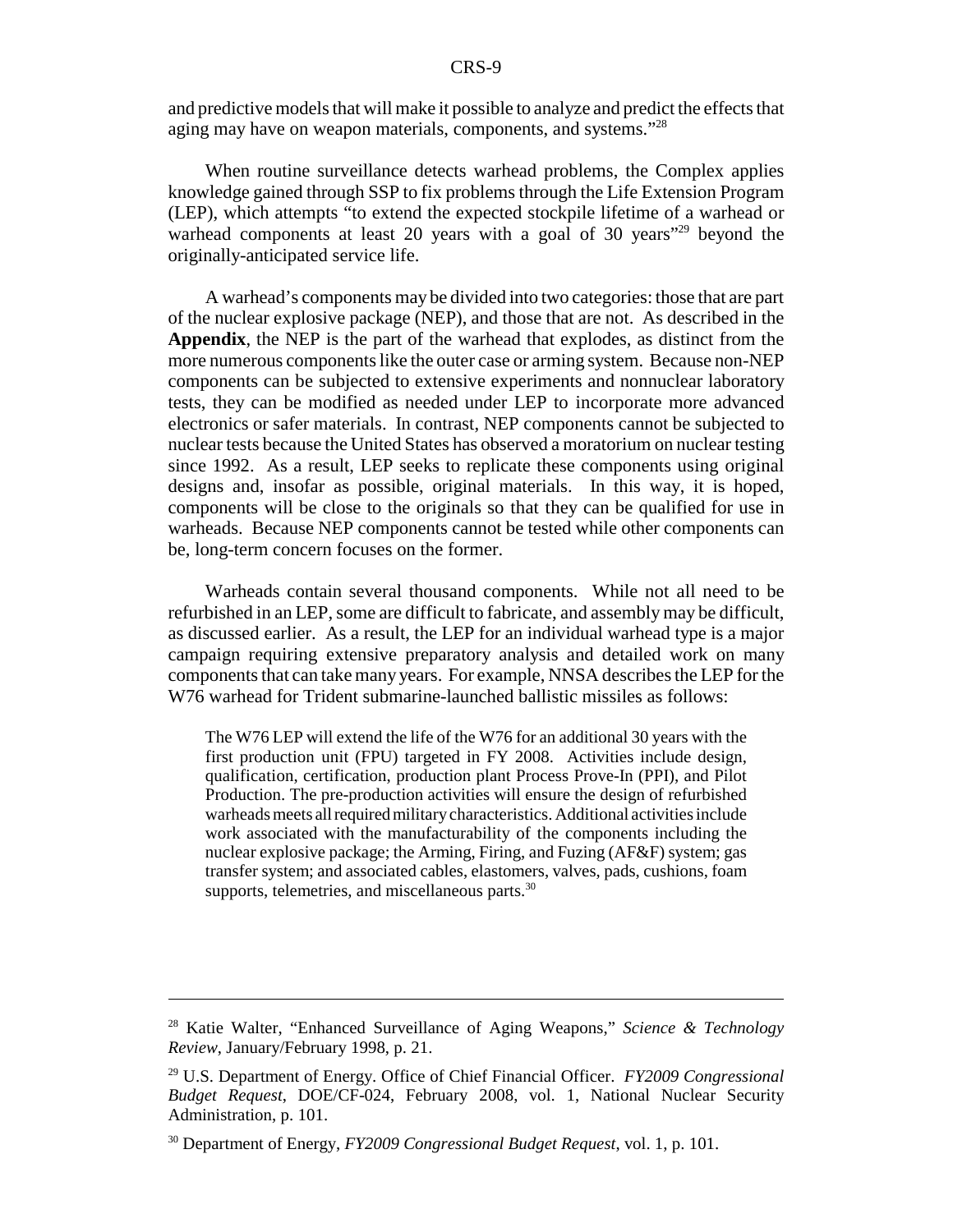and predictive models that will make it possible to analyze and predict the effects that aging may have on weapon materials, components, and systems."[28]

When routine surveillance detects warhead problems, the Complex applies knowledge gained through SSP to fix problems through the Life Extension Program (LEP), which attempts "to extend the expected stockpile lifetime of a warhead or warhead components at least 20 years with a goal of 30 years"[29] beyond the originally-anticipated service life.

A warhead's components may be divided into two categories: those that are part of the nuclear explosive package (NEP), and those that are not. As described in the **Appendix**, the NEP is the part of the warhead that explodes, as distinct from the more numerous components like the outer case or arming system. Because non-NEP components can be subjected to extensive experiments and nonnuclear laboratory tests, they can be modified as needed under LEP to incorporate more advanced electronics or safer materials. In contrast, NEP components cannot be subjected to nuclear tests because the United States has observed a moratorium on nuclear testing since 1992. As a result, LEP seeks to replicate these components using original designs and, insofar as possible, original materials. In this way, it is hoped, components will be close to the originals so that they can be qualified for use in warheads. Because NEP components cannot be tested while other components can be, long-term concern focuses on the former.

Warheads contain several thousand components. While not all need to be refurbished in an LEP, some are difficult to fabricate, and assembly may be difficult, as discussed earlier. As a result, the LEP for an individual warhead type is a major campaign requiring extensive preparatory analysis and detailed work on many components that can take many years. For example, NNSA describes the LEP for the W76 warhead for Trident submarine-launched ballistic missiles as follows:

> The W76 LEP will extend the life of the W76 for an additional 30 years with the first production unit (FPU) targeted in FY 2008. Activities include design, qualification, certification, production plant Process Prove-In (PPI), and Pilot Production. The pre-production activities will ensure the design of refurbished warheads meets all required military characteristics. Additional activities include work associated with the manufacturability of the components including the nuclear explosive package; the Arming, Firing, and Fuzing (AF&F) system; gas transfer system; and associated cables, elastomers, valves, pads, cushions, foam supports, telemetries, and miscellaneous parts.[30]

---

[28] Katie Walter, "Enhanced Surveillance of Aging Weapons," *Science & Technology Review*, January/February 1998, p. 21.

[29] U.S. Department of Energy. Office of Chief Financial Officer. *FY2009 Congressional Budget Request*, DOE/CF-024, February 2008, vol. 1, National Nuclear Security Administration, p. 101.

[30] Department of Energy, *FY2009 Congressional Budget Request*, vol. 1, p. 101.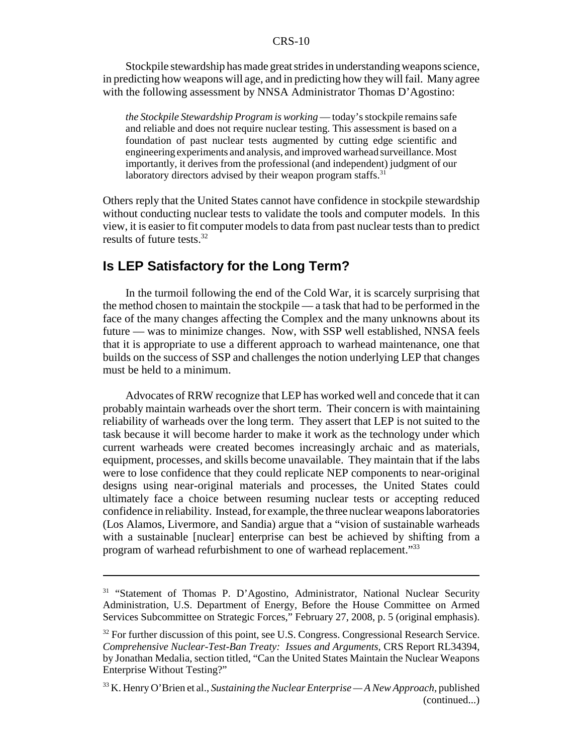Stockpile stewardship has made great strides in understanding weapons science, in predicting how weapons will age, and in predicting how they will fail. Many agree with the following assessment by NNSA Administrator Thomas D'Agostino:

> *the Stockpile Stewardship Program is working* — today's stockpile remains safe and reliable and does not require nuclear testing. This assessment is based on a foundation of past nuclear tests augmented by cutting edge scientific and engineering experiments and analysis, and improved warhead surveillance. Most importantly, it derives from the professional (and independent) judgment of our laboratory directors advised by their weapon program staffs.[31]

Others reply that the United States cannot have confidence in stockpile stewardship without conducting nuclear tests to validate the tools and computer models. In this view, it is easier to fit computer models to data from past nuclear tests than to predict results of future tests.[32]

## Is LEP Satisfactory for the Long Term?

In the turmoil following the end of the Cold War, it is scarcely surprising that the method chosen to maintain the stockpile — a task that had to be performed in the face of the many changes affecting the Complex and the many unknowns about its future — was to minimize changes. Now, with SSP well established, NNSA feels that it is appropriate to use a different approach to warhead maintenance, one that builds on the success of SSP and challenges the notion underlying LEP that changes must be held to a minimum.

Advocates of RRW recognize that LEP has worked well and concede that it can probably maintain warheads over the short term. Their concern is with maintaining reliability of warheads over the long term. They assert that LEP is not suited to the task because it will become harder to make it work as the technology under which current warheads were created becomes increasingly archaic and as materials, equipment, processes, and skills become unavailable. They maintain that if the labs were to lose confidence that they could replicate NEP components to near-original designs using near-original materials and processes, the United States could ultimately face a choice between resuming nuclear tests or accepting reduced confidence in reliability. Instead, for example, the three nuclear weapons laboratories (Los Alamos, Livermore, and Sandia) argue that a "vision of sustainable warheads with a sustainable [nuclear] enterprise can best be achieved by shifting from a program of warhead refurbishment to one of warhead replacement."[33]

---

[31] "Statement of Thomas P. D'Agostino, Administrator, National Nuclear Security Administration, U.S. Department of Energy, Before the House Committee on Armed Services Subcommittee on Strategic Forces," February 27, 2008, p. 5 (original emphasis).

[32] For further discussion of this point, see U.S. Congress. Congressional Research Service. *Comprehensive Nuclear-Test-Ban Treaty: Issues and Arguments*, CRS Report RL34394, by Jonathan Medalia, section titled, "Can the United States Maintain the Nuclear Weapons Enterprise Without Testing?"

[33] K. Henry O'Brien et al., *Sustaining the Nuclear Enterprise — A New Approach*, published (continued...)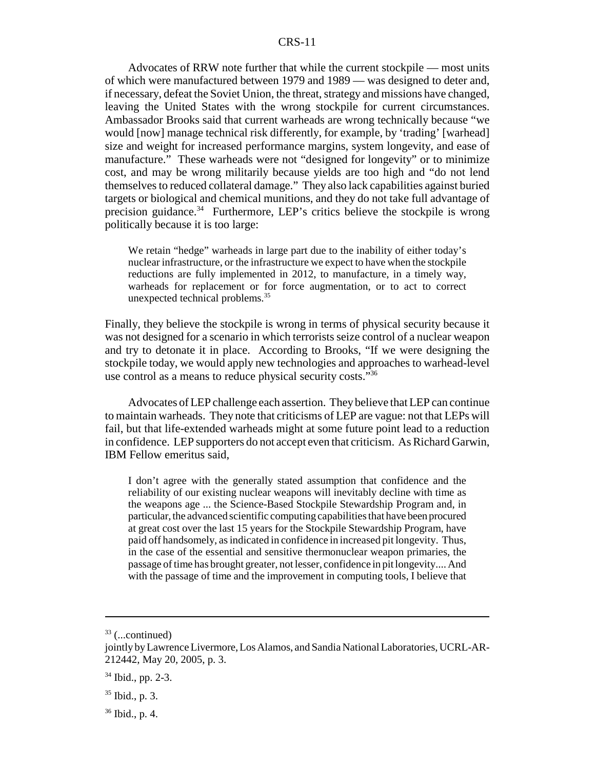Advocates of RRW note further that while the current stockpile — most units of which were manufactured between 1979 and 1989 — was designed to deter and, if necessary, defeat the Soviet Union, the threat, strategy and missions have changed, leaving the United States with the wrong stockpile for current circumstances. Ambassador Brooks said that current warheads are wrong technically because "we would [now] manage technical risk differently, for example, by 'trading' [warhead] size and weight for increased performance margins, system longevity, and ease of manufacture." These warheads were not "designed for longevity" or to minimize cost, and may be wrong militarily because yields are too high and "do not lend themselves to reduced collateral damage." They also lack capabilities against buried targets or biological and chemical munitions, and they do not take full advantage of precision guidance.[34] Furthermore, LEP's critics believe the stockpile is wrong politically because it is too large:

> We retain "hedge" warheads in large part due to the inability of either today's nuclear infrastructure, or the infrastructure we expect to have when the stockpile reductions are fully implemented in 2012, to manufacture, in a timely way, warheads for replacement or for force augmentation, or to act to correct unexpected technical problems.[35]

Finally, they believe the stockpile is wrong in terms of physical security because it was not designed for a scenario in which terrorists seize control of a nuclear weapon and try to detonate it in place. According to Brooks, "If we were designing the stockpile today, we would apply new technologies and approaches to warhead-level use control as a means to reduce physical security costs."[36]

Advocates of LEP challenge each assertion. They believe that LEP can continue to maintain warheads. They note that criticisms of LEP are vague: not that LEPs will fail, but that life-extended warheads might at some future point lead to a reduction in confidence. LEP supporters do not accept even that criticism. As Richard Garwin, IBM Fellow emeritus said,

> I don't agree with the generally stated assumption that confidence and the reliability of our existing nuclear weapons will inevitably decline with time as the weapons age ... the Science-Based Stockpile Stewardship Program and, in particular, the advanced scientific computing capabilities that have been procured at great cost over the last 15 years for the Stockpile Stewardship Program, have paid off handsomely, as indicated in confidence in increased pit longevity. Thus, in the case of the essential and sensitive thermonuclear weapon primaries, the passage of time has brought greater, not lesser, confidence in pit longevity.... And with the passage of time and the improvement in computing tools, I believe that

---

[33] (...continued)
jointly by Lawrence Livermore, Los Alamos, and Sandia National Laboratories, UCRL-AR-212442, May 20, 2005, p. 3.

[34] Ibid., pp. 2-3.

[35] Ibid., p. 3.

[36] Ibid., p. 4.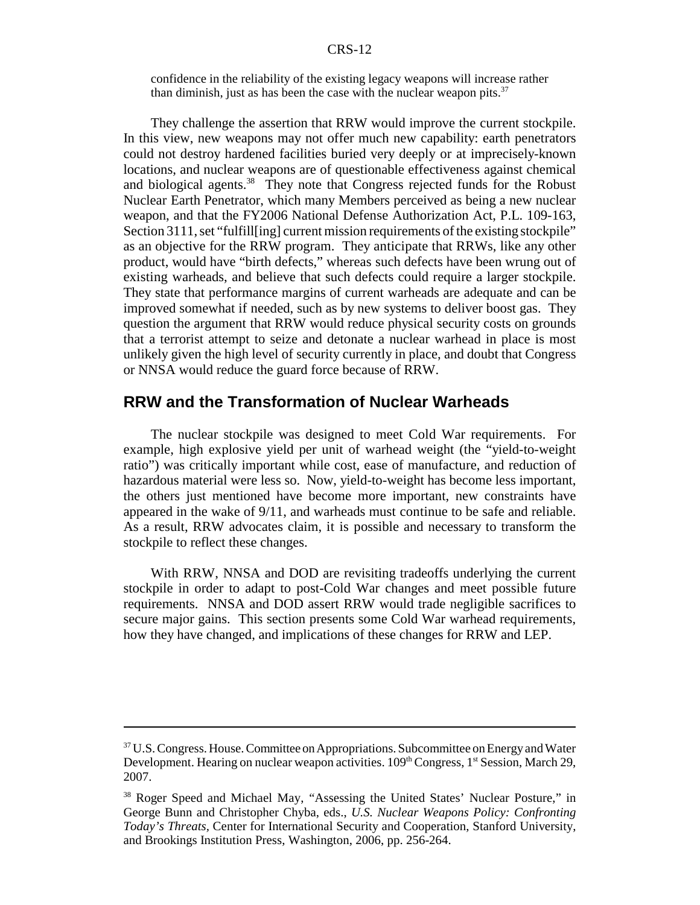confidence in the reliability of the existing legacy weapons will increase rather than diminish, just as has been the case with the nuclear weapon pits.[37]

They challenge the assertion that RRW would improve the current stockpile. In this view, new weapons may not offer much new capability: earth penetrators could not destroy hardened facilities buried very deeply or at imprecisely-known locations, and nuclear weapons are of questionable effectiveness against chemical and biological agents.[38] They note that Congress rejected funds for the Robust Nuclear Earth Penetrator, which many Members perceived as being a new nuclear weapon, and that the FY2006 National Defense Authorization Act, P.L. 109-163, Section 3111, set "fulfill[ing] current mission requirements of the existing stockpile" as an objective for the RRW program. They anticipate that RRWs, like any other product, would have "birth defects," whereas such defects have been wrung out of existing warheads, and believe that such defects could require a larger stockpile. They state that performance margins of current warheads are adequate and can be improved somewhat if needed, such as by new systems to deliver boost gas. They question the argument that RRW would reduce physical security costs on grounds that a terrorist attempt to seize and detonate a nuclear warhead in place is most unlikely given the high level of security currently in place, and doubt that Congress or NNSA would reduce the guard force because of RRW.

## RRW and the Transformation of Nuclear Warheads

The nuclear stockpile was designed to meet Cold War requirements. For example, high explosive yield per unit of warhead weight (the "yield-to-weight ratio") was critically important while cost, ease of manufacture, and reduction of hazardous material were less so. Now, yield-to-weight has become less important, the others just mentioned have become more important, new constraints have appeared in the wake of 9/11, and warheads must continue to be safe and reliable. As a result, RRW advocates claim, it is possible and necessary to transform the stockpile to reflect these changes.

With RRW, NNSA and DOD are revisiting tradeoffs underlying the current stockpile in order to adapt to post-Cold War changes and meet possible future requirements. NNSA and DOD assert RRW would trade negligible sacrifices to secure major gains. This section presents some Cold War warhead requirements, how they have changed, and implications of these changes for RRW and LEP.

---

[37] U.S. Congress. House. Committee on Appropriations. Subcommittee on Energy and Water Development. Hearing on nuclear weapon activities. 109th Congress, 1st Session, March 29, 2007.

[38] Roger Speed and Michael May, "Assessing the United States' Nuclear Posture," in George Bunn and Christopher Chyba, eds., *U.S. Nuclear Weapons Policy: Confronting Today's Threats*, Center for International Security and Cooperation, Stanford University, and Brookings Institution Press, Washington, 2006, pp. 256-264.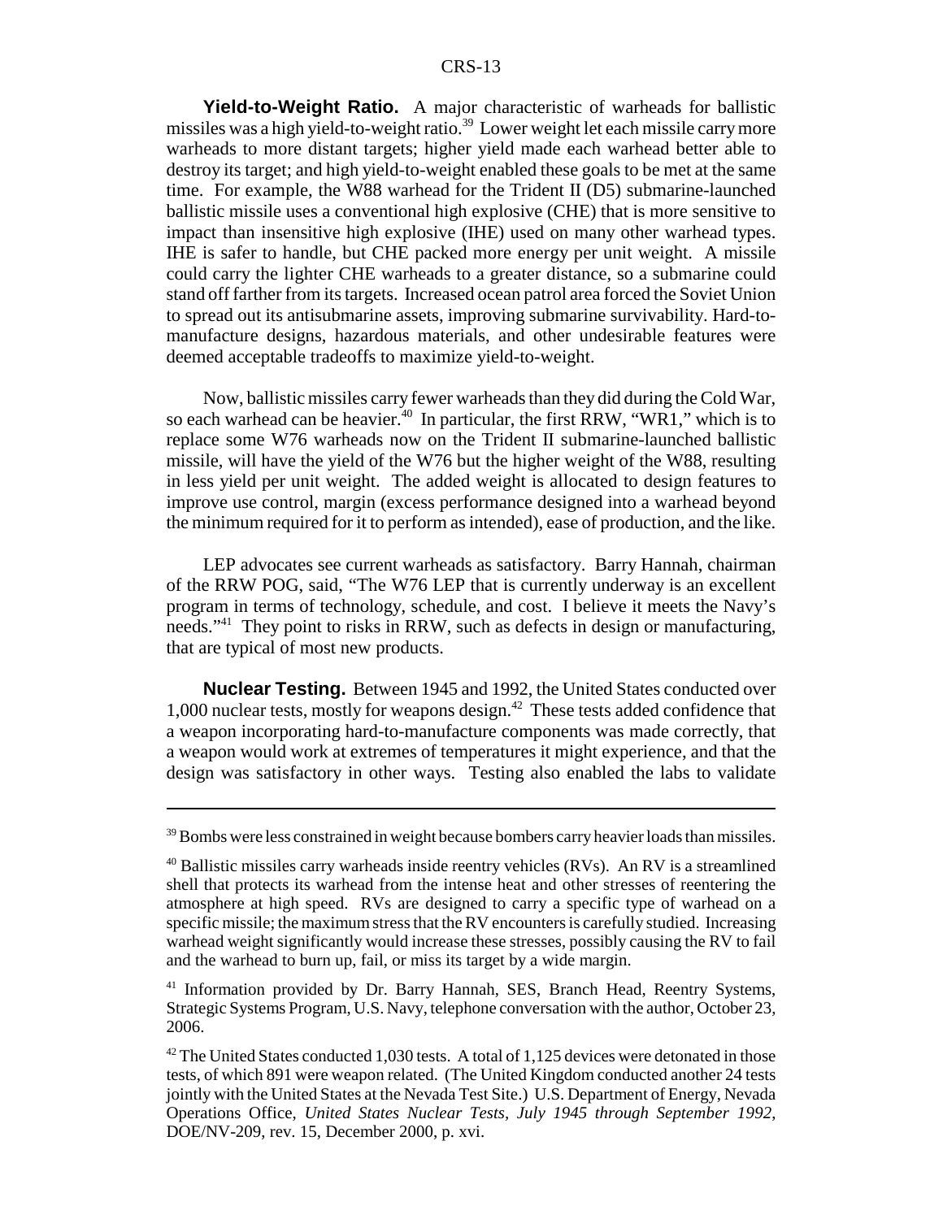**Yield-to-Weight Ratio.** A major characteristic of warheads for ballistic missiles was a high yield-to-weight ratio.[39] Lower weight let each missile carry more warheads to more distant targets; higher yield made each warhead better able to destroy its target; and high yield-to-weight enabled these goals to be met at the same time. For example, the W88 warhead for the Trident II (D5) submarine-launched ballistic missile uses a conventional high explosive (CHE) that is more sensitive to impact than insensitive high explosive (IHE) used on many other warhead types. IHE is safer to handle, but CHE packed more energy per unit weight. A missile could carry the lighter CHE warheads to a greater distance, so a submarine could stand off farther from its targets. Increased ocean patrol area forced the Soviet Union to spread out its antisubmarine assets, improving submarine survivability. Hard-to-manufacture designs, hazardous materials, and other undesirable features were deemed acceptable tradeoffs to maximize yield-to-weight.

Now, ballistic missiles carry fewer warheads than they did during the Cold War, so each warhead can be heavier.[40] In particular, the first RRW, "WR1," which is to replace some W76 warheads now on the Trident II submarine-launched ballistic missile, will have the yield of the W76 but the higher weight of the W88, resulting in less yield per unit weight. The added weight is allocated to design features to improve use control, margin (excess performance designed into a warhead beyond the minimum required for it to perform as intended), ease of production, and the like.

LEP advocates see current warheads as satisfactory. Barry Hannah, chairman of the RRW POG, said, "The W76 LEP that is currently underway is an excellent program in terms of technology, schedule, and cost. I believe it meets the Navy's needs."[41] They point to risks in RRW, such as defects in design or manufacturing, that are typical of most new products.

**Nuclear Testing.** Between 1945 and 1992, the United States conducted over 1,000 nuclear tests, mostly for weapons design.[42] These tests added confidence that a weapon incorporating hard-to-manufacture components was made correctly, that a weapon would work at extremes of temperatures it might experience, and that the design was satisfactory in other ways. Testing also enabled the labs to validate

---

[39] Bombs were less constrained in weight because bombers carry heavier loads than missiles.

[40] Ballistic missiles carry warheads inside reentry vehicles (RVs). An RV is a streamlined shell that protects its warhead from the intense heat and other stresses of reentering the atmosphere at high speed. RVs are designed to carry a specific type of warhead on a specific missile; the maximum stress that the RV encounters is carefully studied. Increasing warhead weight significantly would increase these stresses, possibly causing the RV to fail and the warhead to burn up, fail, or miss its target by a wide margin.

[41] Information provided by Dr. Barry Hannah, SES, Branch Head, Reentry Systems, Strategic Systems Program, U.S. Navy, telephone conversation with the author, October 23, 2006.

[42] The United States conducted 1,030 tests. A total of 1,125 devices were detonated in those tests, of which 891 were weapon related. (The United Kingdom conducted another 24 tests jointly with the United States at the Nevada Test Site.) U.S. Department of Energy, Nevada Operations Office, *United States Nuclear Tests, July 1945 through September 1992*, DOE/NV-209, rev. 15, December 2000, p. xvi.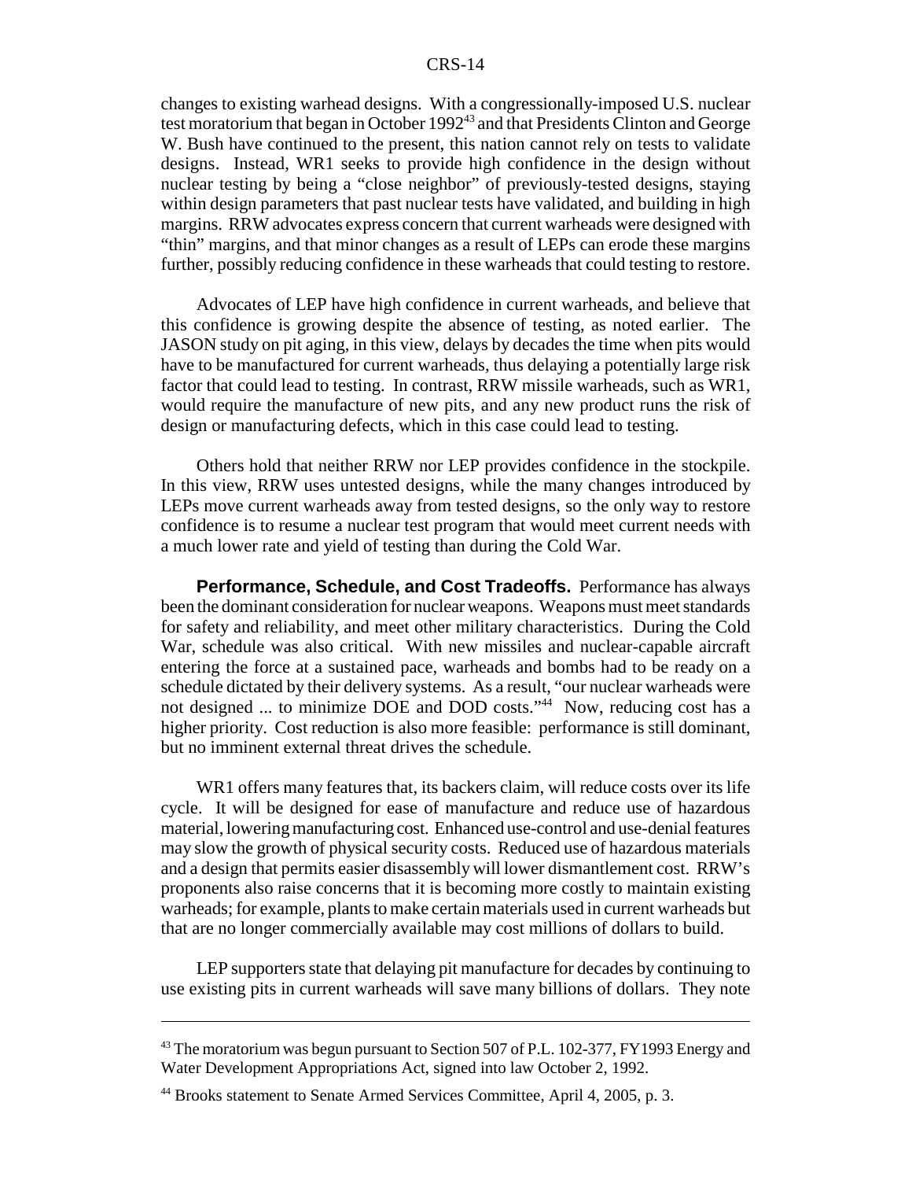changes to existing warhead designs. With a congressionally-imposed U.S. nuclear test moratorium that began in October 1992[43] and that Presidents Clinton and George W. Bush have continued to the present, this nation cannot rely on tests to validate designs. Instead, WR1 seeks to provide high confidence in the design without nuclear testing by being a "close neighbor" of previously-tested designs, staying within design parameters that past nuclear tests have validated, and building in high margins. RRW advocates express concern that current warheads were designed with "thin" margins, and that minor changes as a result of LEPs can erode these margins further, possibly reducing confidence in these warheads that could testing to restore.

Advocates of LEP have high confidence in current warheads, and believe that this confidence is growing despite the absence of testing, as noted earlier. The JASON study on pit aging, in this view, delays by decades the time when pits would have to be manufactured for current warheads, thus delaying a potentially large risk factor that could lead to testing. In contrast, RRW missile warheads, such as WR1, would require the manufacture of new pits, and any new product runs the risk of design or manufacturing defects, which in this case could lead to testing.

Others hold that neither RRW nor LEP provides confidence in the stockpile. In this view, RRW uses untested designs, while the many changes introduced by LEPs move current warheads away from tested designs, so the only way to restore confidence is to resume a nuclear test program that would meet current needs with a much lower rate and yield of testing than during the Cold War.

**Performance, Schedule, and Cost Tradeoffs.** Performance has always been the dominant consideration for nuclear weapons. Weapons must meet standards for safety and reliability, and meet other military characteristics. During the Cold War, schedule was also critical. With new missiles and nuclear-capable aircraft entering the force at a sustained pace, warheads and bombs had to be ready on a schedule dictated by their delivery systems. As a result, "our nuclear warheads were not designed ... to minimize DOE and DOD costs."[44] Now, reducing cost has a higher priority. Cost reduction is also more feasible: performance is still dominant, but no imminent external threat drives the schedule.

WR1 offers many features that, its backers claim, will reduce costs over its life cycle. It will be designed for ease of manufacture and reduce use of hazardous material, lowering manufacturing cost. Enhanced use-control and use-denial features may slow the growth of physical security costs. Reduced use of hazardous materials and a design that permits easier disassembly will lower dismantlement cost. RRW's proponents also raise concerns that it is becoming more costly to maintain existing warheads; for example, plants to make certain materials used in current warheads but that are no longer commercially available may cost millions of dollars to build.

LEP supporters state that delaying pit manufacture for decades by continuing to use existing pits in current warheads will save many billions of dollars. They note

---

[43] The moratorium was begun pursuant to Section 507 of P.L. 102-377, FY1993 Energy and Water Development Appropriations Act, signed into law October 2, 1992.

[44] Brooks statement to Senate Armed Services Committee, April 4, 2005, p. 3.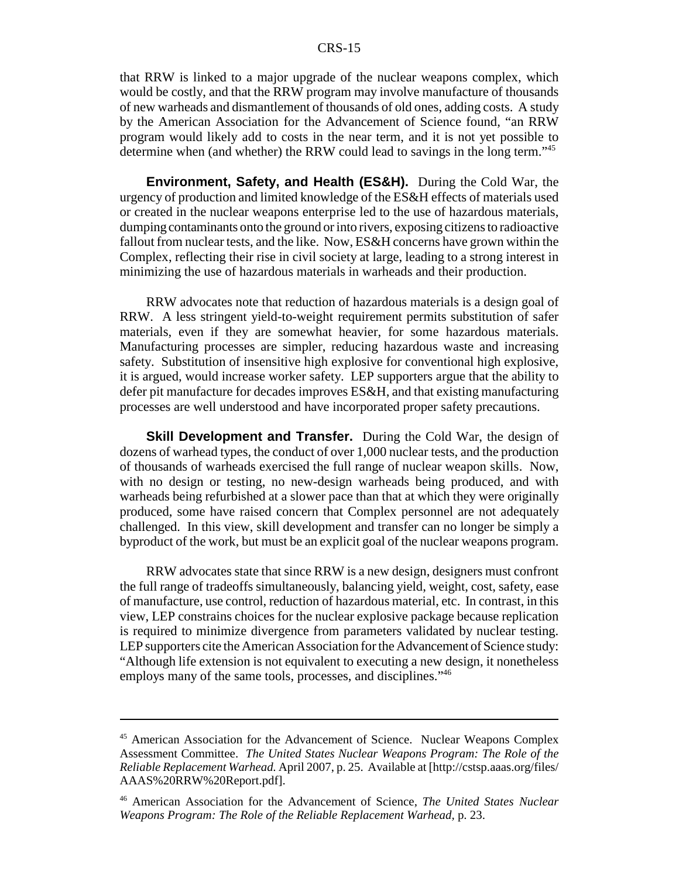that RRW is linked to a major upgrade of the nuclear weapons complex, which would be costly, and that the RRW program may involve manufacture of thousands of new warheads and dismantlement of thousands of old ones, adding costs. A study by the American Association for the Advancement of Science found, "an RRW program would likely add to costs in the near term, and it is not yet possible to determine when (and whether) the RRW could lead to savings in the long term."[45]

**Environment, Safety, and Health (ES&H).** During the Cold War, the urgency of production and limited knowledge of the ES&H effects of materials used or created in the nuclear weapons enterprise led to the use of hazardous materials, dumping contaminants onto the ground or into rivers, exposing citizens to radioactive fallout from nuclear tests, and the like. Now, ES&H concerns have grown within the Complex, reflecting their rise in civil society at large, leading to a strong interest in minimizing the use of hazardous materials in warheads and their production.

RRW advocates note that reduction of hazardous materials is a design goal of RRW. A less stringent yield-to-weight requirement permits substitution of safer materials, even if they are somewhat heavier, for some hazardous materials. Manufacturing processes are simpler, reducing hazardous waste and increasing safety. Substitution of insensitive high explosive for conventional high explosive, it is argued, would increase worker safety. LEP supporters argue that the ability to defer pit manufacture for decades improves ES&H, and that existing manufacturing processes are well understood and have incorporated proper safety precautions.

**Skill Development and Transfer.** During the Cold War, the design of dozens of warhead types, the conduct of over 1,000 nuclear tests, and the production of thousands of warheads exercised the full range of nuclear weapon skills. Now, with no design or testing, no new-design warheads being produced, and with warheads being refurbished at a slower pace than that at which they were originally produced, some have raised concern that Complex personnel are not adequately challenged. In this view, skill development and transfer can no longer be simply a byproduct of the work, but must be an explicit goal of the nuclear weapons program.

RRW advocates state that since RRW is a new design, designers must confront the full range of tradeoffs simultaneously, balancing yield, weight, cost, safety, ease of manufacture, use control, reduction of hazardous material, etc. In contrast, in this view, LEP constrains choices for the nuclear explosive package because replication is required to minimize divergence from parameters validated by nuclear testing. LEP supporters cite the American Association for the Advancement of Science study: "Although life extension is not equivalent to executing a new design, it nonetheless employs many of the same tools, processes, and disciplines."[46]

---

[45] American Association for the Advancement of Science. Nuclear Weapons Complex Assessment Committee. *The United States Nuclear Weapons Program: The Role of the Reliable Replacement Warhead.* April 2007, p. 25. Available at [http://cstsp.aaas.org/files/AAAS%20RRW%20Report.pdf].

[46] American Association for the Advancement of Science, *The United States Nuclear Weapons Program: The Role of the Reliable Replacement Warhead*, p. 23.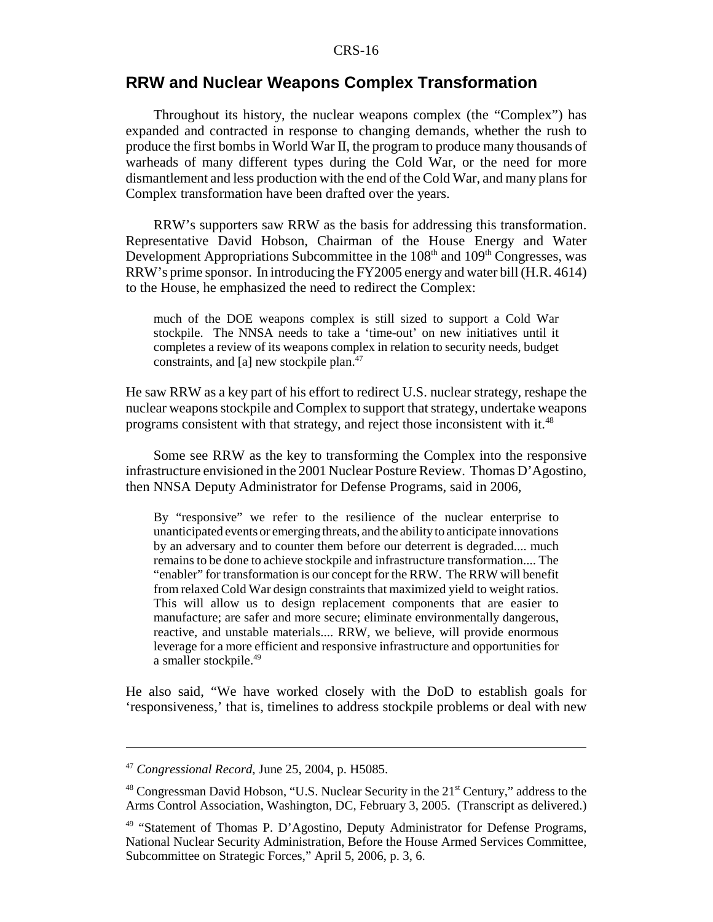## RRW and Nuclear Weapons Complex Transformation

Throughout its history, the nuclear weapons complex (the "Complex") has expanded and contracted in response to changing demands, whether the rush to produce the first bombs in World War II, the program to produce many thousands of warheads of many different types during the Cold War, or the need for more dismantlement and less production with the end of the Cold War, and many plans for Complex transformation have been drafted over the years.

RRW's supporters saw RRW as the basis for addressing this transformation. Representative David Hobson, Chairman of the House Energy and Water Development Appropriations Subcommittee in the 108th and 109th Congresses, was RRW's prime sponsor. In introducing the FY2005 energy and water bill (H.R. 4614) to the House, he emphasized the need to redirect the Complex:

> much of the DOE weapons complex is still sized to support a Cold War stockpile. The NNSA needs to take a 'time-out' on new initiatives until it completes a review of its weapons complex in relation to security needs, budget constraints, and [a] new stockpile plan.[47]

He saw RRW as a key part of his effort to redirect U.S. nuclear strategy, reshape the nuclear weapons stockpile and Complex to support that strategy, undertake weapons programs consistent with that strategy, and reject those inconsistent with it.[48]

Some see RRW as the key to transforming the Complex into the responsive infrastructure envisioned in the 2001 Nuclear Posture Review. Thomas D'Agostino, then NNSA Deputy Administrator for Defense Programs, said in 2006,

> By "responsive" we refer to the resilience of the nuclear enterprise to unanticipated events or emerging threats, and the ability to anticipate innovations by an adversary and to counter them before our deterrent is degraded.... much remains to be done to achieve stockpile and infrastructure transformation.... The "enabler" for transformation is our concept for the RRW. The RRW will benefit from relaxed Cold War design constraints that maximized yield to weight ratios. This will allow us to design replacement components that are easier to manufacture; are safer and more secure; eliminate environmentally dangerous, reactive, and unstable materials.... RRW, we believe, will provide enormous leverage for a more efficient and responsive infrastructure and opportunities for a smaller stockpile.[49]

He also said, "We have worked closely with the DoD to establish goals for 'responsiveness,' that is, timelines to address stockpile problems or deal with new

---

[47] *Congressional Record*, June 25, 2004, p. H5085.

[48] Congressman David Hobson, "U.S. Nuclear Security in the 21st Century," address to the Arms Control Association, Washington, DC, February 3, 2005. (Transcript as delivered.)

[49] "Statement of Thomas P. D'Agostino, Deputy Administrator for Defense Programs, National Nuclear Security Administration, Before the House Armed Services Committee, Subcommittee on Strategic Forces," April 5, 2006, p. 3, 6.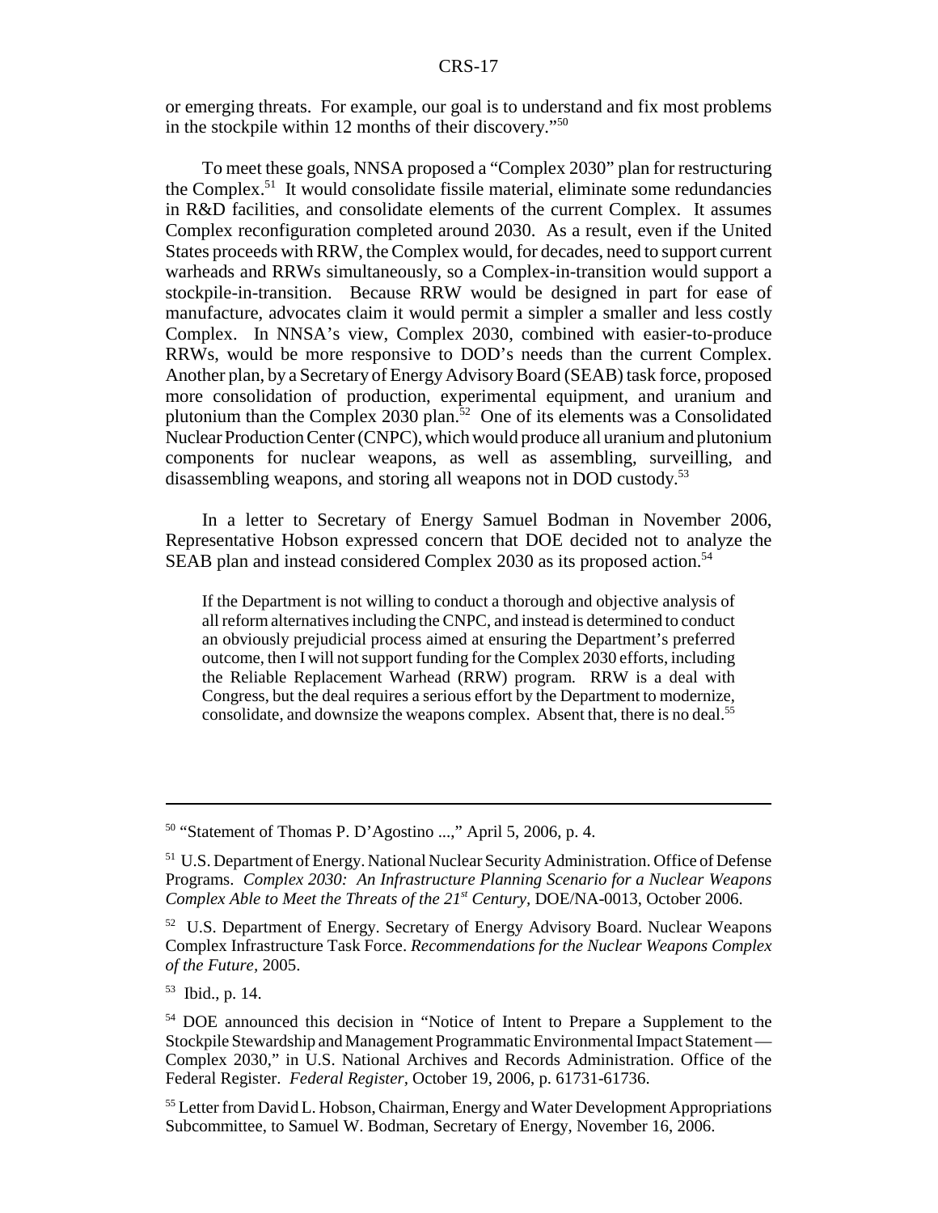or emerging threats. For example, our goal is to understand and fix most problems in the stockpile within 12 months of their discovery."[50]

To meet these goals, NNSA proposed a "Complex 2030" plan for restructuring the Complex.[51] It would consolidate fissile material, eliminate some redundancies in R&D facilities, and consolidate elements of the current Complex. It assumes Complex reconfiguration completed around 2030. As a result, even if the United States proceeds with RRW, the Complex would, for decades, need to support current warheads and RRWs simultaneously, so a Complex-in-transition would support a stockpile-in-transition. Because RRW would be designed in part for ease of manufacture, advocates claim it would permit a simpler a smaller and less costly Complex. In NNSA's view, Complex 2030, combined with easier-to-produce RRWs, would be more responsive to DOD's needs than the current Complex. Another plan, by a Secretary of Energy Advisory Board (SEAB) task force, proposed more consolidation of production, experimental equipment, and uranium and plutonium than the Complex 2030 plan.[52] One of its elements was a Consolidated Nuclear Production Center (CNPC), which would produce all uranium and plutonium components for nuclear weapons, as well as assembling, surveilling, and disassembling weapons, and storing all weapons not in DOD custody.[53]

In a letter to Secretary of Energy Samuel Bodman in November 2006, Representative Hobson expressed concern that DOE decided not to analyze the SEAB plan and instead considered Complex 2030 as its proposed action.[54]

> If the Department is not willing to conduct a thorough and objective analysis of all reform alternatives including the CNPC, and instead is determined to conduct an obviously prejudicial process aimed at ensuring the Department's preferred outcome, then I will not support funding for the Complex 2030 efforts, including the Reliable Replacement Warhead (RRW) program. RRW is a deal with Congress, but the deal requires a serious effort by the Department to modernize, consolidate, and downsize the weapons complex. Absent that, there is no deal.[55]

---

[50] "Statement of Thomas P. D'Agostino ...," April 5, 2006, p. 4.

[51] U.S. Department of Energy. National Nuclear Security Administration. Office of Defense Programs. *Complex 2030: An Infrastructure Planning Scenario for a Nuclear Weapons Complex Able to Meet the Threats of the 21st Century,* DOE/NA-0013, October 2006.

[52] U.S. Department of Energy. Secretary of Energy Advisory Board. Nuclear Weapons Complex Infrastructure Task Force. *Recommendations for the Nuclear Weapons Complex of the Future,* 2005.

[53] Ibid., p. 14.

[54] DOE announced this decision in "Notice of Intent to Prepare a Supplement to the Stockpile Stewardship and Management Programmatic Environmental Impact Statement — Complex 2030," in U.S. National Archives and Records Administration. Office of the Federal Register. *Federal Register,* October 19, 2006, p. 61731-61736.

[55] Letter from David L. Hobson, Chairman, Energy and Water Development Appropriations Subcommittee, to Samuel W. Bodman, Secretary of Energy, November 16, 2006.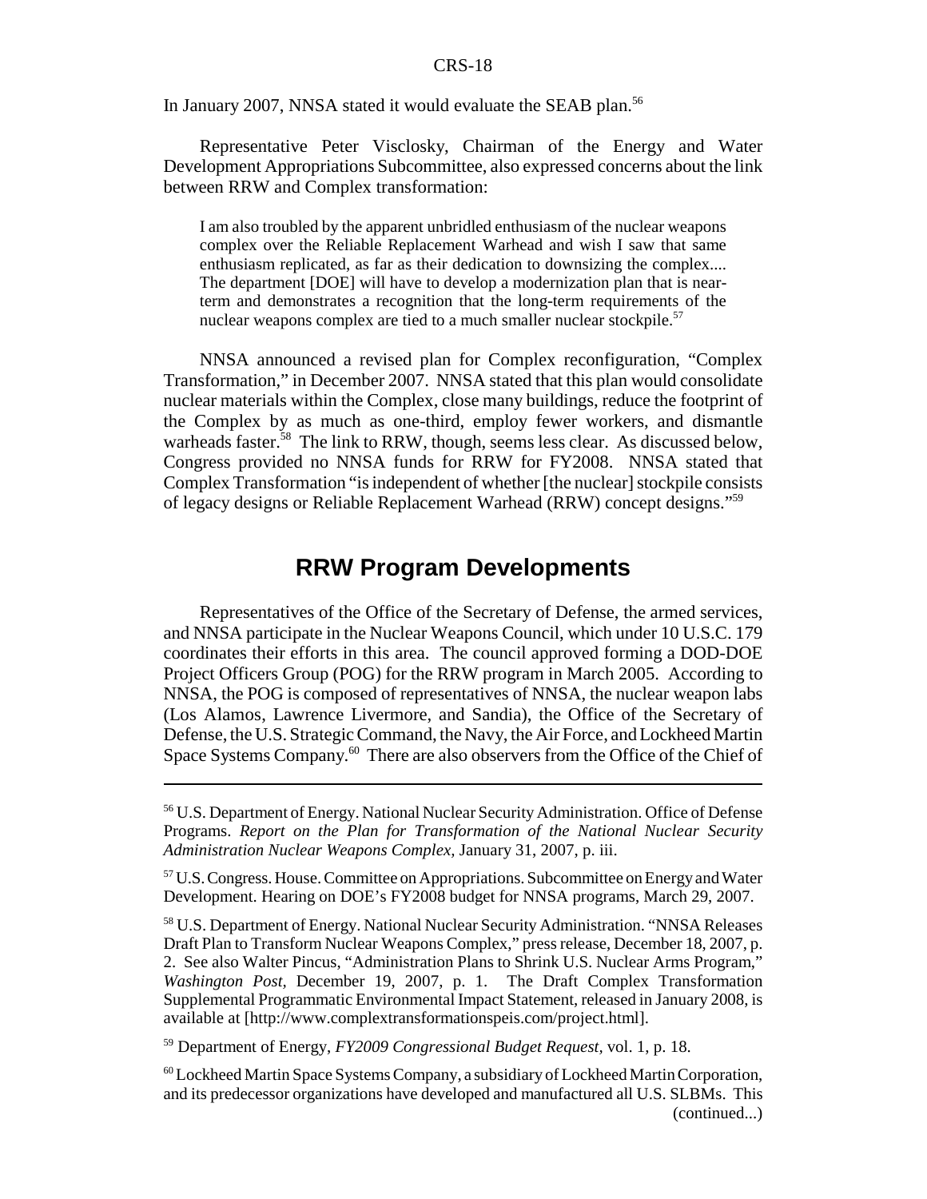In January 2007, NNSA stated it would evaluate the SEAB plan.[56]

Representative Peter Visclosky, Chairman of the Energy and Water Development Appropriations Subcommittee, also expressed concerns about the link between RRW and Complex transformation:

> I am also troubled by the apparent unbridled enthusiasm of the nuclear weapons complex over the Reliable Replacement Warhead and wish I saw that same enthusiasm replicated, as far as their dedication to downsizing the complex.... The department [DOE] will have to develop a modernization plan that is near-term and demonstrates a recognition that the long-term requirements of the nuclear weapons complex are tied to a much smaller nuclear stockpile.[57]

NNSA announced a revised plan for Complex reconfiguration, "Complex Transformation," in December 2007. NNSA stated that this plan would consolidate nuclear materials within the Complex, close many buildings, reduce the footprint of the Complex by as much as one-third, employ fewer workers, and dismantle warheads faster.[58] The link to RRW, though, seems less clear. As discussed below, Congress provided no NNSA funds for RRW for FY2008. NNSA stated that Complex Transformation "is independent of whether [the nuclear] stockpile consists of legacy designs or Reliable Replacement Warhead (RRW) concept designs."[59]

## RRW Program Developments

Representatives of the Office of the Secretary of Defense, the armed services, and NNSA participate in the Nuclear Weapons Council, which under 10 U.S.C. 179 coordinates their efforts in this area. The council approved forming a DOD-DOE Project Officers Group (POG) for the RRW program in March 2005. According to NNSA, the POG is composed of representatives of NNSA, the nuclear weapon labs (Los Alamos, Lawrence Livermore, and Sandia), the Office of the Secretary of Defense, the U.S. Strategic Command, the Navy, the Air Force, and Lockheed Martin Space Systems Company.[60] There are also observers from the Office of the Chief of

---

[56] U.S. Department of Energy. National Nuclear Security Administration. Office of Defense Programs. *Report on the Plan for Transformation of the National Nuclear Security Administration Nuclear Weapons Complex,* January 31, 2007, p. iii.

[57] U.S. Congress. House. Committee on Appropriations. Subcommittee on Energy and Water Development. Hearing on DOE's FY2008 budget for NNSA programs, March 29, 2007.

[58] U.S. Department of Energy. National Nuclear Security Administration. "NNSA Releases Draft Plan to Transform Nuclear Weapons Complex," press release, December 18, 2007, p. 2. See also Walter Pincus, "Administration Plans to Shrink U.S. Nuclear Arms Program," *Washington Post,* December 19, 2007, p. 1. The Draft Complex Transformation Supplemental Programmatic Environmental Impact Statement, released in January 2008, is available at [http://www.complextransformationspeis.com/project.html].

[59] Department of Energy, *FY2009 Congressional Budget Request,* vol. 1, p. 18.

[60] Lockheed Martin Space Systems Company, a subsidiary of Lockheed Martin Corporation, and its predecessor organizations have developed and manufactured all U.S. SLBMs. This (continued...)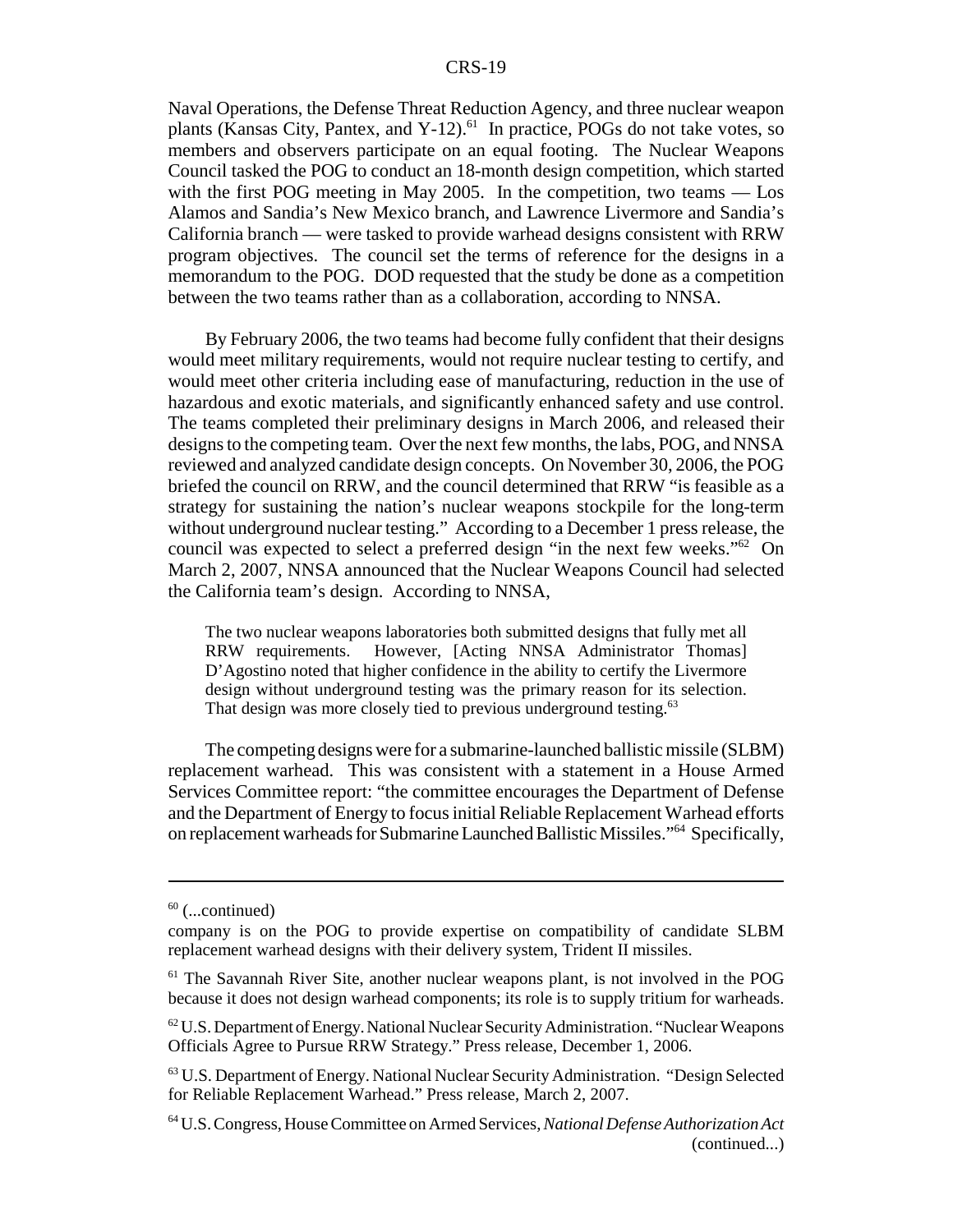Naval Operations, the Defense Threat Reduction Agency, and three nuclear weapon plants (Kansas City, Pantex, and Y-12).[61] In practice, POGs do not take votes, so members and observers participate on an equal footing. The Nuclear Weapons Council tasked the POG to conduct an 18-month design competition, which started with the first POG meeting in May 2005. In the competition, two teams — Los Alamos and Sandia's New Mexico branch, and Lawrence Livermore and Sandia's California branch — were tasked to provide warhead designs consistent with RRW program objectives. The council set the terms of reference for the designs in a memorandum to the POG. DOD requested that the study be done as a competition between the two teams rather than as a collaboration, according to NNSA.

By February 2006, the two teams had become fully confident that their designs would meet military requirements, would not require nuclear testing to certify, and would meet other criteria including ease of manufacturing, reduction in the use of hazardous and exotic materials, and significantly enhanced safety and use control. The teams completed their preliminary designs in March 2006, and released their designs to the competing team. Over the next few months, the labs, POG, and NNSA reviewed and analyzed candidate design concepts. On November 30, 2006, the POG briefed the council on RRW, and the council determined that RRW "is feasible as a strategy for sustaining the nation's nuclear weapons stockpile for the long-term without underground nuclear testing." According to a December 1 press release, the council was expected to select a preferred design "in the next few weeks."[62] On March 2, 2007, NNSA announced that the Nuclear Weapons Council had selected the California team's design. According to NNSA,

> The two nuclear weapons laboratories both submitted designs that fully met all RRW requirements. However, [Acting NNSA Administrator Thomas] D'Agostino noted that higher confidence in the ability to certify the Livermore design without underground testing was the primary reason for its selection. That design was more closely tied to previous underground testing.[63]

The competing designs were for a submarine-launched ballistic missile (SLBM) replacement warhead. This was consistent with a statement in a House Armed Services Committee report: "the committee encourages the Department of Defense and the Department of Energy to focus initial Reliable Replacement Warhead efforts on replacement warheads for Submarine Launched Ballistic Missiles."[64] Specifically,

---

[60] (...continued)
company is on the POG to provide expertise on compatibility of candidate SLBM replacement warhead designs with their delivery system, Trident II missiles.

[61] The Savannah River Site, another nuclear weapons plant, is not involved in the POG because it does not design warhead components; its role is to supply tritium for warheads.

[62] U.S. Department of Energy. National Nuclear Security Administration. "Nuclear Weapons Officials Agree to Pursue RRW Strategy." Press release, December 1, 2006.

[63] U.S. Department of Energy. National Nuclear Security Administration. "Design Selected for Reliable Replacement Warhead." Press release, March 2, 2007.

[64] U.S. Congress, House Committee on Armed Services, *National Defense Authorization Act* (continued...)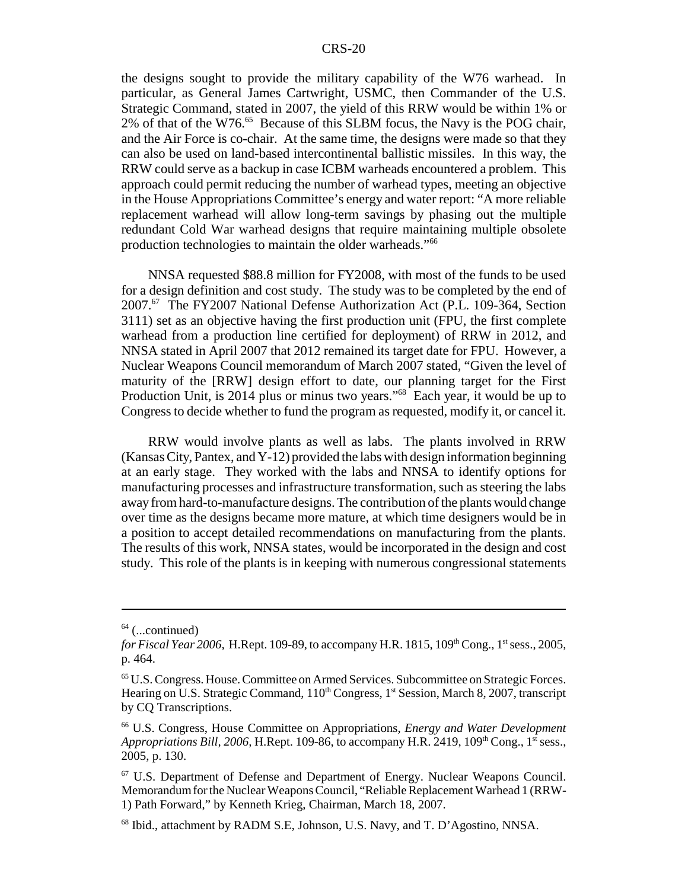the designs sought to provide the military capability of the W76 warhead. In particular, as General James Cartwright, USMC, then Commander of the U.S. Strategic Command, stated in 2007, the yield of this RRW would be within 1% or 2% of that of the W76.[65] Because of this SLBM focus, the Navy is the POG chair, and the Air Force is co-chair. At the same time, the designs were made so that they can also be used on land-based intercontinental ballistic missiles. In this way, the RRW could serve as a backup in case ICBM warheads encountered a problem. This approach could permit reducing the number of warhead types, meeting an objective in the House Appropriations Committee's energy and water report: "A more reliable replacement warhead will allow long-term savings by phasing out the multiple redundant Cold War warhead designs that require maintaining multiple obsolete production technologies to maintain the older warheads."[66]

NNSA requested \$88.8 million for FY2008, with most of the funds to be used for a design definition and cost study. The study was to be completed by the end of 2007.[67] The FY2007 National Defense Authorization Act (P.L. 109-364, Section 3111) set as an objective having the first production unit (FPU, the first complete warhead from a production line certified for deployment) of RRW in 2012, and NNSA stated in April 2007 that 2012 remained its target date for FPU. However, a Nuclear Weapons Council memorandum of March 2007 stated, "Given the level of maturity of the [RRW] design effort to date, our planning target for the First Production Unit, is 2014 plus or minus two years."[68] Each year, it would be up to Congress to decide whether to fund the program as requested, modify it, or cancel it.

RRW would involve plants as well as labs. The plants involved in RRW (Kansas City, Pantex, and Y-12) provided the labs with design information beginning at an early stage. They worked with the labs and NNSA to identify options for manufacturing processes and infrastructure transformation, such as steering the labs away from hard-to-manufacture designs. The contribution of the plants would change over time as the designs became more mature, at which time designers would be in a position to accept detailed recommendations on manufacturing from the plants. The results of this work, NNSA states, would be incorporated in the design and cost study. This role of the plants is in keeping with numerous congressional statements

---

[64] (...continued)
*for Fiscal Year 2006,* H.Rept. 109-89, to accompany H.R. 1815, 109th Cong., 1st sess., 2005, p. 464.

[65] U.S. Congress. House. Committee on Armed Services. Subcommittee on Strategic Forces. Hearing on U.S. Strategic Command, 110th Congress, 1st Session, March 8, 2007, transcript by CQ Transcriptions.

[66] U.S. Congress, House Committee on Appropriations, *Energy and Water Development Appropriations Bill, 2006,* H.Rept. 109-86, to accompany H.R. 2419, 109th Cong., 1st sess., 2005, p. 130.

[67] U.S. Department of Defense and Department of Energy. Nuclear Weapons Council. Memorandum for the Nuclear Weapons Council, "Reliable Replacement Warhead 1 (RRW-1) Path Forward," by Kenneth Krieg, Chairman, March 18, 2007.

[68] Ibid., attachment by RADM S.E, Johnson, U.S. Navy, and T. D'Agostino, NNSA.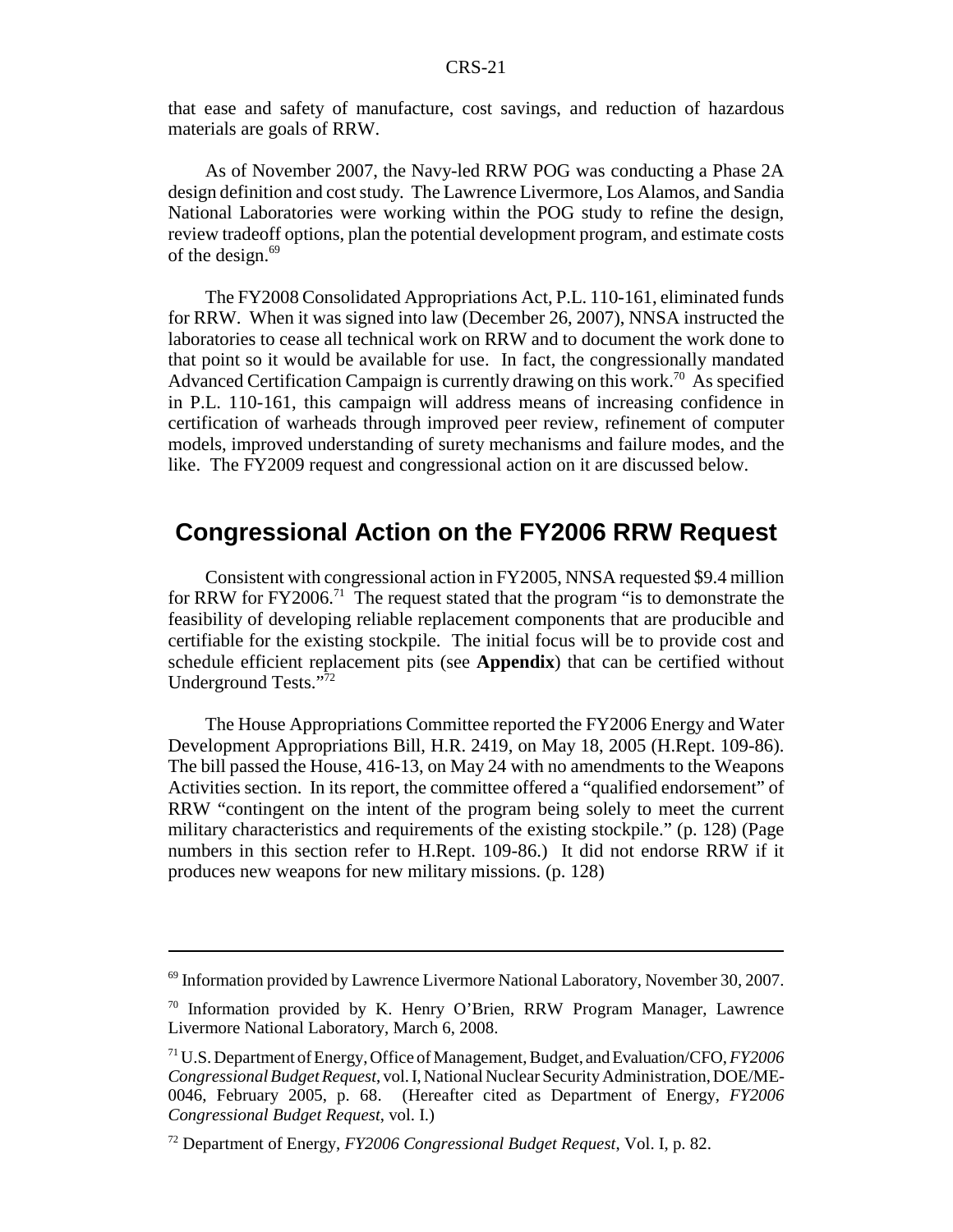that ease and safety of manufacture, cost savings, and reduction of hazardous materials are goals of RRW.

As of November 2007, the Navy-led RRW POG was conducting a Phase 2A design definition and cost study. The Lawrence Livermore, Los Alamos, and Sandia National Laboratories were working within the POG study to refine the design, review tradeoff options, plan the potential development program, and estimate costs of the design.[69]

The FY2008 Consolidated Appropriations Act, P.L. 110-161, eliminated funds for RRW. When it was signed into law (December 26, 2007), NNSA instructed the laboratories to cease all technical work on RRW and to document the work done to that point so it would be available for use. In fact, the congressionally mandated Advanced Certification Campaign is currently drawing on this work.[70] As specified in P.L. 110-161, this campaign will address means of increasing confidence in certification of warheads through improved peer review, refinement of computer models, improved understanding of surety mechanisms and failure modes, and the like. The FY2009 request and congressional action on it are discussed below.

## Congressional Action on the FY2006 RRW Request

Consistent with congressional action in FY2005, NNSA requested $9.4 million for RRW for FY2006.[71] The request stated that the program "is to demonstrate the feasibility of developing reliable replacement components that are producible and certifiable for the existing stockpile. The initial focus will be to provide cost and schedule efficient replacement pits (see **Appendix**) that can be certified without Underground Tests."[72]

The House Appropriations Committee reported the FY2006 Energy and Water Development Appropriations Bill, H.R. 2419, on May 18, 2005 (H.Rept. 109-86). The bill passed the House, 416-13, on May 24 with no amendments to the Weapons Activities section. In its report, the committee offered a "qualified endorsement" of RRW "contingent on the intent of the program being solely to meet the current military characteristics and requirements of the existing stockpile." (p. 128) (Page numbers in this section refer to H.Rept. 109-86.) It did not endorse RRW if it produces new weapons for new military missions. (p. 128)

---

[69] Information provided by Lawrence Livermore National Laboratory, November 30, 2007.

[70] Information provided by K. Henry O'Brien, RRW Program Manager, Lawrence Livermore National Laboratory, March 6, 2008.

[71] U.S. Department of Energy, Office of Management, Budget, and Evaluation/CFO, *FY2006 Congressional Budget Request*, vol. I, National Nuclear Security Administration, DOE/ME-0046, February 2005, p. 68. (Hereafter cited as Department of Energy, *FY2006 Congressional Budget Request*, vol. I.)

[72] Department of Energy, *FY2006 Congressional Budget Request*, Vol. I, p. 82.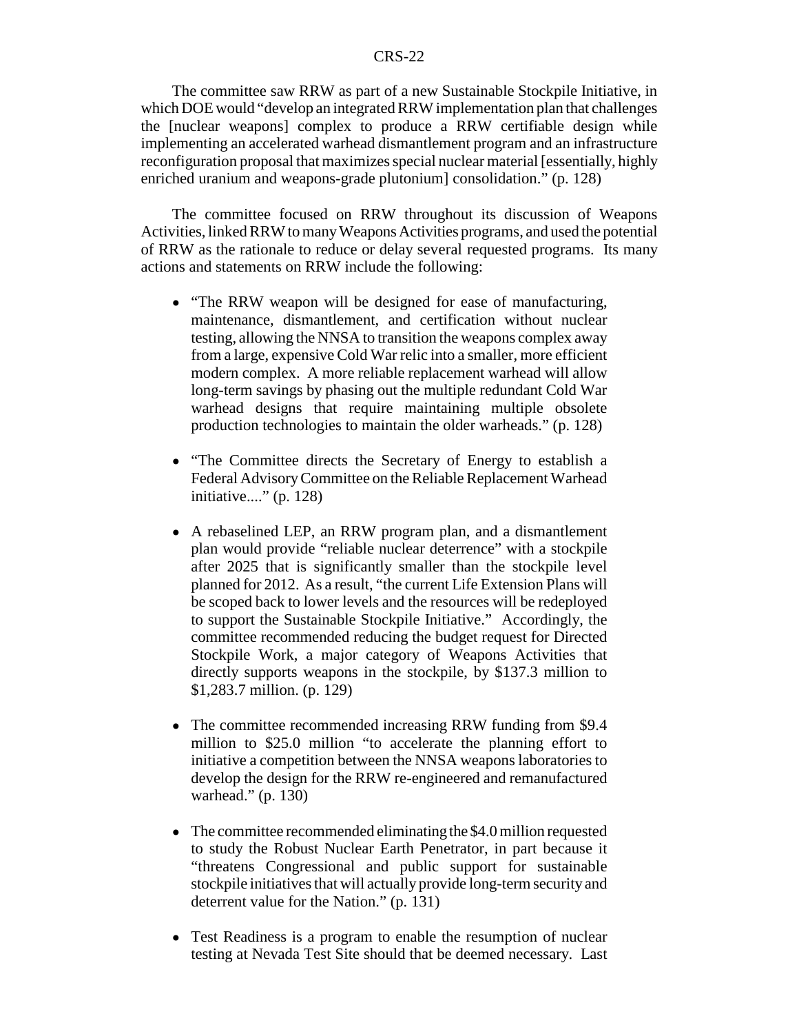The committee saw RRW as part of a new Sustainable Stockpile Initiative, in which DOE would "develop an integrated RRW implementation plan that challenges the [nuclear weapons] complex to produce a RRW certifiable design while implementing an accelerated warhead dismantlement program and an infrastructure reconfiguration proposal that maximizes special nuclear material [essentially, highly enriched uranium and weapons-grade plutonium] consolidation." (p. 128)

The committee focused on RRW throughout its discussion of Weapons Activities, linked RRW to many Weapons Activities programs, and used the potential of RRW as the rationale to reduce or delay several requested programs. Its many actions and statements on RRW include the following:

- "The RRW weapon will be designed for ease of manufacturing, maintenance, dismantlement, and certification without nuclear testing, allowing the NNSA to transition the weapons complex away from a large, expensive Cold War relic into a smaller, more efficient modern complex. A more reliable replacement warhead will allow long-term savings by phasing out the multiple redundant Cold War warhead designs that require maintaining multiple obsolete production technologies to maintain the older warheads." (p. 128)

- "The Committee directs the Secretary of Energy to establish a Federal Advisory Committee on the Reliable Replacement Warhead initiative...." (p. 128)

- A rebaselined LEP, an RRW program plan, and a dismantlement plan would provide "reliable nuclear deterrence" with a stockpile after 2025 that is significantly smaller than the stockpile level planned for 2012. As a result, "the current Life Extension Plans will be scoped back to lower levels and the resources will be redeployed to support the Sustainable Stockpile Initiative." Accordingly, the committee recommended reducing the budget request for Directed Stockpile Work, a major category of Weapons Activities that directly supports weapons in the stockpile, by $137.3 million to $1,283.7 million. (p. 129)

- The committee recommended increasing RRW funding from $9.4 million to $25.0 million "to accelerate the planning effort to initiative a competition between the NNSA weapons laboratories to develop the design for the RRW re-engineered and remanufactured warhead." (p. 130)

- The committee recommended eliminating the $4.0 million requested to study the Robust Nuclear Earth Penetrator, in part because it "threatens Congressional and public support for sustainable stockpile initiatives that will actually provide long-term security and deterrent value for the Nation." (p. 131)

- Test Readiness is a program to enable the resumption of nuclear testing at Nevada Test Site should that be deemed necessary. Last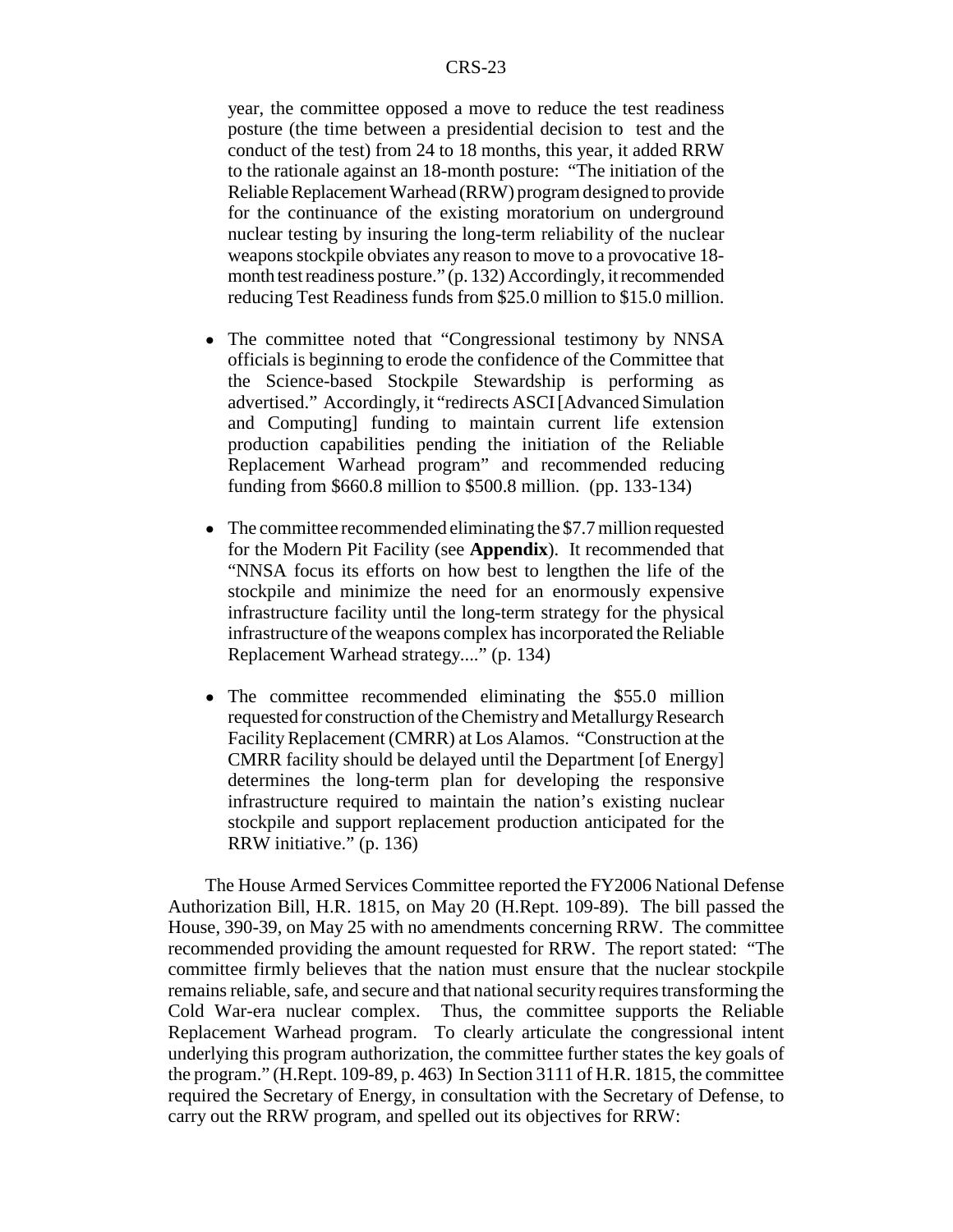year, the committee opposed a move to reduce the test readiness posture (the time between a presidential decision to test and the conduct of the test) from 24 to 18 months, this year, it added RRW to the rationale against an 18-month posture: "The initiation of the Reliable Replacement Warhead (RRW) program designed to provide for the continuance of the existing moratorium on underground nuclear testing by insuring the long-term reliability of the nuclear weapons stockpile obviates any reason to move to a provocative 18-month test readiness posture." (p. 132) Accordingly, it recommended reducing Test Readiness funds from $25.0 million to $15.0 million.

- The committee noted that "Congressional testimony by NNSA officials is beginning to erode the confidence of the Committee that the Science-based Stockpile Stewardship is performing as advertised." Accordingly, it "redirects ASCI [Advanced Simulation and Computing] funding to maintain current life extension production capabilities pending the initiation of the Reliable Replacement Warhead program" and recommended reducing funding from $660.8 million to $500.8 million. (pp. 133-134)
- The committee recommended eliminating the $7.7 million requested for the Modern Pit Facility (see **Appendix**). It recommended that "NNSA focus its efforts on how best to lengthen the life of the stockpile and minimize the need for an enormously expensive infrastructure facility until the long-term strategy for the physical infrastructure of the weapons complex has incorporated the Reliable Replacement Warhead strategy...." (p. 134)
- The committee recommended eliminating the $55.0 million requested for construction of the Chemistry and Metallurgy Research Facility Replacement (CMRR) at Los Alamos. "Construction at the CMRR facility should be delayed until the Department [of Energy] determines the long-term plan for developing the responsive infrastructure required to maintain the nation's existing nuclear stockpile and support replacement production anticipated for the RRW initiative." (p. 136)

The House Armed Services Committee reported the FY2006 National Defense Authorization Bill, H.R. 1815, on May 20 (H.Rept. 109-89). The bill passed the House, 390-39, on May 25 with no amendments concerning RRW. The committee recommended providing the amount requested for RRW. The report stated: "The committee firmly believes that the nation must ensure that the nuclear stockpile remains reliable, safe, and secure and that national security requires transforming the Cold War-era nuclear complex. Thus, the committee supports the Reliable Replacement Warhead program. To clearly articulate the congressional intent underlying this program authorization, the committee further states the key goals of the program." (H.Rept. 109-89, p. 463) In Section 3111 of H.R. 1815, the committee required the Secretary of Energy, in consultation with the Secretary of Defense, to carry out the RRW program, and spelled out its objectives for RRW: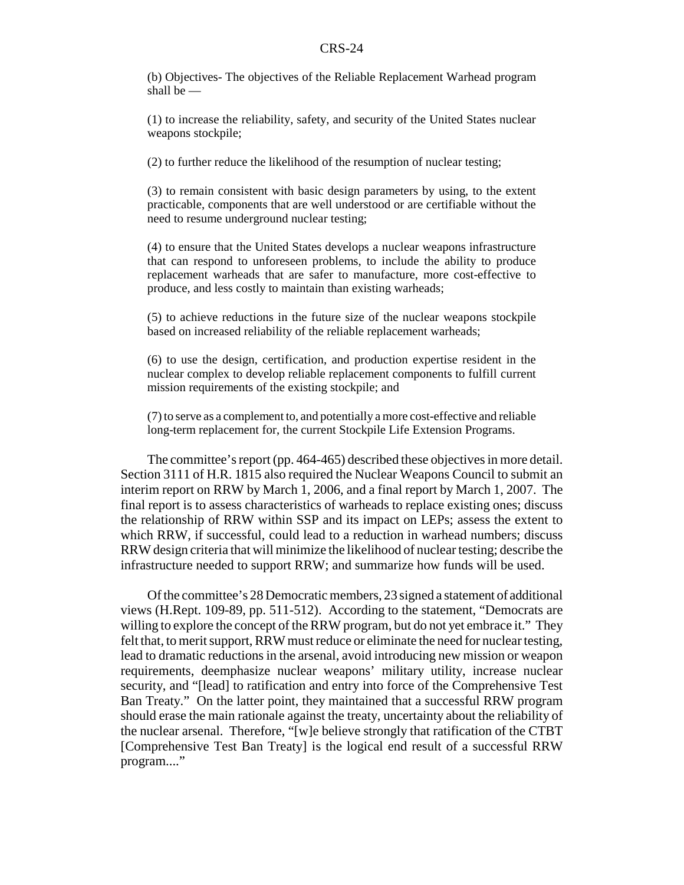(b) Objectives- The objectives of the Reliable Replacement Warhead program shall be —

(1) to increase the reliability, safety, and security of the United States nuclear weapons stockpile;

(2) to further reduce the likelihood of the resumption of nuclear testing;

(3) to remain consistent with basic design parameters by using, to the extent practicable, components that are well understood or are certifiable without the need to resume underground nuclear testing;

(4) to ensure that the United States develops a nuclear weapons infrastructure that can respond to unforeseen problems, to include the ability to produce replacement warheads that are safer to manufacture, more cost-effective to produce, and less costly to maintain than existing warheads;

(5) to achieve reductions in the future size of the nuclear weapons stockpile based on increased reliability of the reliable replacement warheads;

(6) to use the design, certification, and production expertise resident in the nuclear complex to develop reliable replacement components to fulfill current mission requirements of the existing stockpile; and

(7) to serve as a complement to, and potentially a more cost-effective and reliable long-term replacement for, the current Stockpile Life Extension Programs.

The committee's report (pp. 464-465) described these objectives in more detail. Section 3111 of H.R. 1815 also required the Nuclear Weapons Council to submit an interim report on RRW by March 1, 2006, and a final report by March 1, 2007. The final report is to assess characteristics of warheads to replace existing ones; discuss the relationship of RRW within SSP and its impact on LEPs; assess the extent to which RRW, if successful, could lead to a reduction in warhead numbers; discuss RRW design criteria that will minimize the likelihood of nuclear testing; describe the infrastructure needed to support RRW; and summarize how funds will be used.

Of the committee's 28 Democratic members, 23 signed a statement of additional views (H.Rept. 109-89, pp. 511-512). According to the statement, "Democrats are willing to explore the concept of the RRW program, but do not yet embrace it." They felt that, to merit support, RRW must reduce or eliminate the need for nuclear testing, lead to dramatic reductions in the arsenal, avoid introducing new mission or weapon requirements, deemphasize nuclear weapons' military utility, increase nuclear security, and "[lead] to ratification and entry into force of the Comprehensive Test Ban Treaty." On the latter point, they maintained that a successful RRW program should erase the main rationale against the treaty, uncertainty about the reliability of the nuclear arsenal. Therefore, "[w]e believe strongly that ratification of the CTBT [Comprehensive Test Ban Treaty] is the logical end result of a successful RRW program...."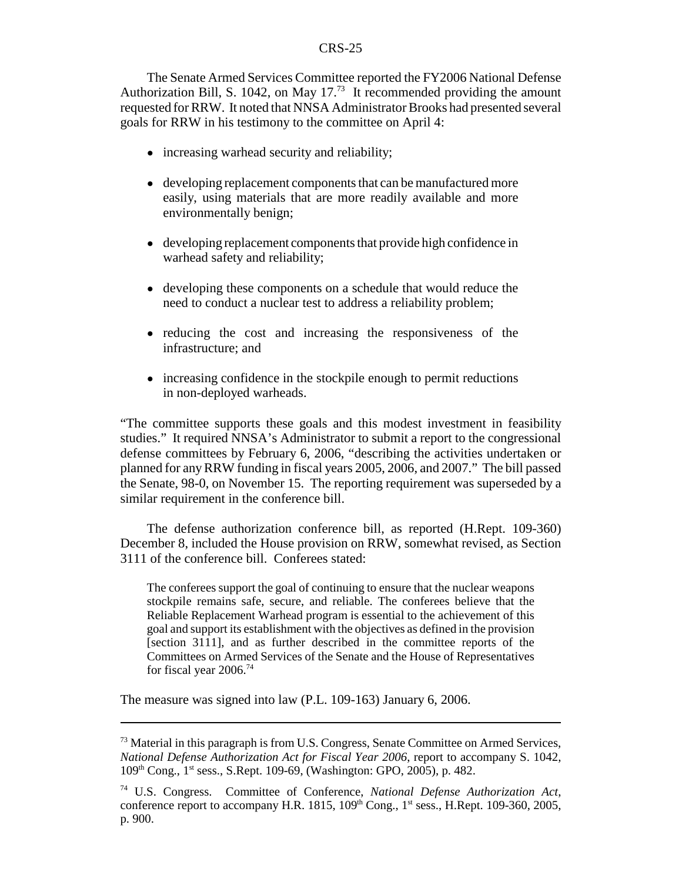The Senate Armed Services Committee reported the FY2006 National Defense Authorization Bill, S. 1042, on May 17.[73] It recommended providing the amount requested for RRW. It noted that NNSA Administrator Brooks had presented several goals for RRW in his testimony to the committee on April 4:

- increasing warhead security and reliability;
- developing replacement components that can be manufactured more easily, using materials that are more readily available and more environmentally benign;
- developing replacement components that provide high confidence in warhead safety and reliability;
- developing these components on a schedule that would reduce the need to conduct a nuclear test to address a reliability problem;
- reducing the cost and increasing the responsiveness of the infrastructure; and
- increasing confidence in the stockpile enough to permit reductions in non-deployed warheads.

"The committee supports these goals and this modest investment in feasibility studies." It required NNSA's Administrator to submit a report to the congressional defense committees by February 6, 2006, "describing the activities undertaken or planned for any RRW funding in fiscal years 2005, 2006, and 2007." The bill passed the Senate, 98-0, on November 15. The reporting requirement was superseded by a similar requirement in the conference bill.

The defense authorization conference bill, as reported (H.Rept. 109-360) December 8, included the House provision on RRW, somewhat revised, as Section 3111 of the conference bill. Conferees stated:

> The conferees support the goal of continuing to ensure that the nuclear weapons stockpile remains safe, secure, and reliable. The conferees believe that the Reliable Replacement Warhead program is essential to the achievement of this goal and support its establishment with the objectives as defined in the provision [section 3111], and as further described in the committee reports of the Committees on Armed Services of the Senate and the House of Representatives for fiscal year 2006.[74]

The measure was signed into law (P.L. 109-163) January 6, 2006.

---

[73] Material in this paragraph is from U.S. Congress, Senate Committee on Armed Services, *National Defense Authorization Act for Fiscal Year 2006*, report to accompany S. 1042, 109th Cong., 1st sess., S.Rept. 109-69, (Washington: GPO, 2005), p. 482.

[74] U.S. Congress. Committee of Conference, *National Defense Authorization Act*, conference report to accompany H.R. 1815, 109th Cong., 1st sess., H.Rept. 109-360, 2005, p. 900.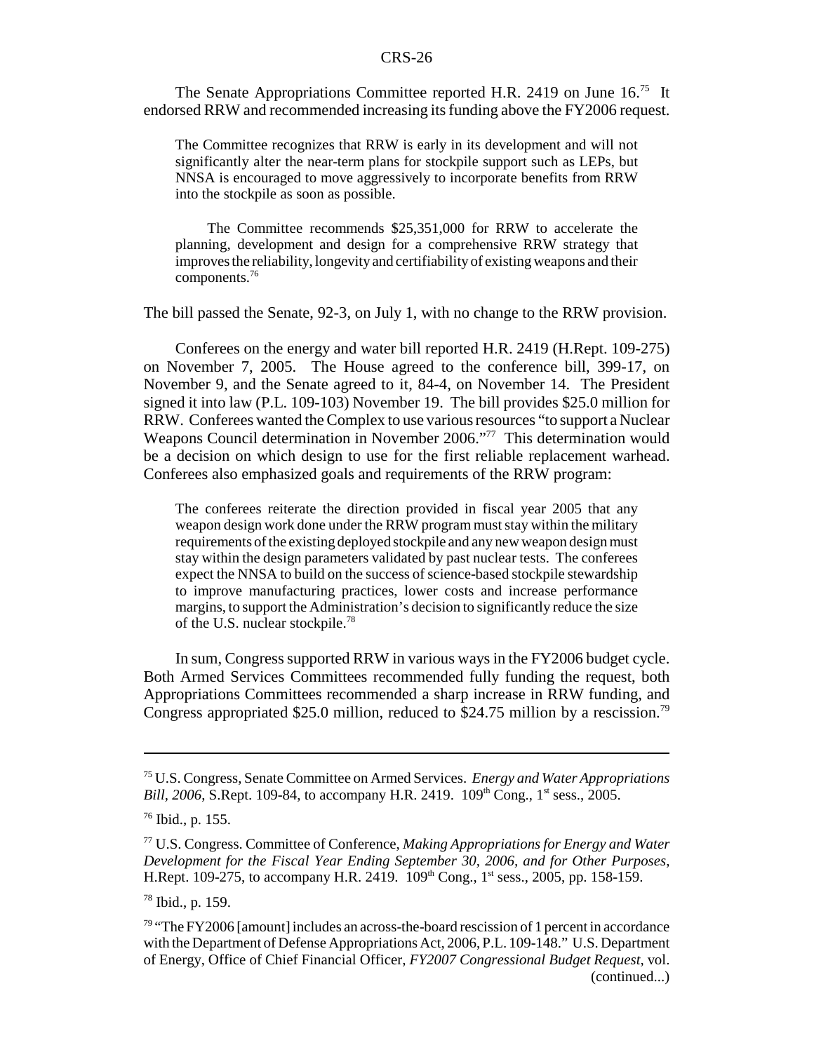The Senate Appropriations Committee reported H.R. 2419 on June 16.[75] It endorsed RRW and recommended increasing its funding above the FY2006 request.

> The Committee recognizes that RRW is early in its development and will not significantly alter the near-term plans for stockpile support such as LEPs, but NNSA is encouraged to move aggressively to incorporate benefits from RRW into the stockpile as soon as possible.
>
> The Committee recommends $25,351,000 for RRW to accelerate the planning, development and design for a comprehensive RRW strategy that improves the reliability, longevity and certifiability of existing weapons and their components.[76]

The bill passed the Senate, 92-3, on July 1, with no change to the RRW provision.

Conferees on the energy and water bill reported H.R. 2419 (H.Rept. 109-275) on November 7, 2005. The House agreed to the conference bill, 399-17, on November 9, and the Senate agreed to it, 84-4, on November 14. The President signed it into law (P.L. 109-103) November 19. The bill provides $25.0 million for RRW. Conferees wanted the Complex to use various resources "to support a Nuclear Weapons Council determination in November 2006."[77] This determination would be a decision on which design to use for the first reliable replacement warhead. Conferees also emphasized goals and requirements of the RRW program:

> The conferees reiterate the direction provided in fiscal year 2005 that any weapon design work done under the RRW program must stay within the military requirements of the existing deployed stockpile and any new weapon design must stay within the design parameters validated by past nuclear tests. The conferees expect the NNSA to build on the success of science-based stockpile stewardship to improve manufacturing practices, lower costs and increase performance margins, to support the Administration's decision to significantly reduce the size of the U.S. nuclear stockpile.[78]

In sum, Congress supported RRW in various ways in the FY2006 budget cycle. Both Armed Services Committees recommended fully funding the request, both Appropriations Committees recommended a sharp increase in RRW funding, and Congress appropriated $25.0 million, reduced to $24.75 million by a rescission.[79]

---

[75] U.S. Congress, Senate Committee on Armed Services. *Energy and Water Appropriations Bill, 2006*, S.Rept. 109-84, to accompany H.R. 2419. 109th Cong., 1st sess., 2005.

[76] Ibid., p. 155.

[77] U.S. Congress. Committee of Conference, *Making Appropriations for Energy and Water Development for the Fiscal Year Ending September 30, 2006, and for Other Purposes*, H.Rept. 109-275, to accompany H.R. 2419. 109th Cong., 1st sess., 2005, pp. 158-159.

[78] Ibid., p. 159.

[79] "The FY2006 [amount] includes an across-the-board rescission of 1 percent in accordance with the Department of Defense Appropriations Act, 2006, P.L. 109-148." U.S. Department of Energy, Office of Chief Financial Officer, *FY2007 Congressional Budget Request*, vol. (continued...)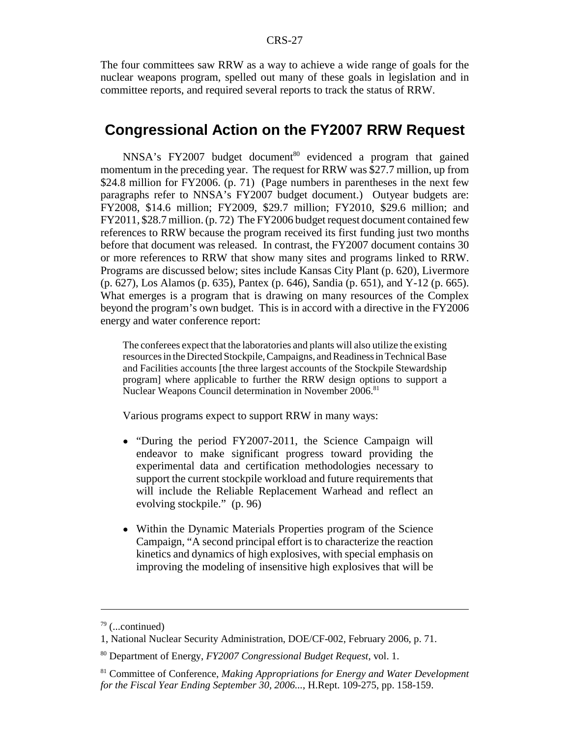The four committees saw RRW as a way to achieve a wide range of goals for the nuclear weapons program, spelled out many of these goals in legislation and in committee reports, and required several reports to track the status of RRW.

## Congressional Action on the FY2007 RRW Request

NNSA's FY2007 budget document[80] evidenced a program that gained momentum in the preceding year. The request for RRW was $27.7 million, up from $24.8 million for FY2006. (p. 71) (Page numbers in parentheses in the next few paragraphs refer to NNSA's FY2007 budget document.) Outyear budgets are: FY2008, $14.6 million; FY2009, $29.7 million; FY2010, $29.6 million; and FY2011, $28.7 million. (p. 72) The FY2006 budget request document contained few references to RRW because the program received its first funding just two months before that document was released. In contrast, the FY2007 document contains 30 or more references to RRW that show many sites and programs linked to RRW. Programs are discussed below; sites include Kansas City Plant (p. 620), Livermore (p. 627), Los Alamos (p. 635), Pantex (p. 646), Sandia (p. 651), and Y-12 (p. 665). What emerges is a program that is drawing on many resources of the Complex beyond the program's own budget. This is in accord with a directive in the FY2006 energy and water conference report:

> The conferees expect that the laboratories and plants will also utilize the existing resources in the Directed Stockpile, Campaigns, and Readiness in Technical Base and Facilities accounts [the three largest accounts of the Stockpile Stewardship program] where applicable to further the RRW design options to support a Nuclear Weapons Council determination in November 2006.[81]

Various programs expect to support RRW in many ways:

- "During the period FY2007-2011, the Science Campaign will endeavor to make significant progress toward providing the experimental data and certification methodologies necessary to support the current stockpile workload and future requirements that will include the Reliable Replacement Warhead and reflect an evolving stockpile." (p. 96)
- Within the Dynamic Materials Properties program of the Science Campaign, "A second principal effort is to characterize the reaction kinetics and dynamics of high explosives, with special emphasis on improving the modeling of insensitive high explosives that will be

---

[79] (...continued)

1, National Nuclear Security Administration, DOE/CF-002, February 2006, p. 71.

[80] Department of Energy, *FY2007 Congressional Budget Request*, vol. 1.

[81] Committee of Conference, *Making Appropriations for Energy and Water Development for the Fiscal Year Ending September 30, 2006...*, H.Rept. 109-275, pp. 158-159.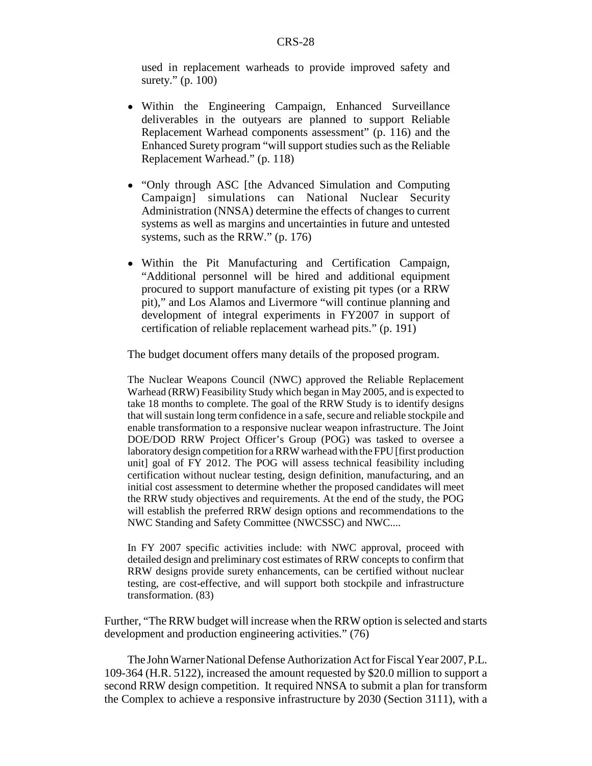used in replacement warheads to provide improved safety and surety." (p. 100)

- Within the Engineering Campaign, Enhanced Surveillance deliverables in the outyears are planned to support Reliable Replacement Warhead components assessment" (p. 116) and the Enhanced Surety program "will support studies such as the Reliable Replacement Warhead." (p. 118)

- "Only through ASC [the Advanced Simulation and Computing Campaign] simulations can National Nuclear Security Administration (NNSA) determine the effects of changes to current systems as well as margins and uncertainties in future and untested systems, such as the RRW." (p. 176)

- Within the Pit Manufacturing and Certification Campaign, "Additional personnel will be hired and additional equipment procured to support manufacture of existing pit types (or a RRW pit)," and Los Alamos and Livermore "will continue planning and development of integral experiments in FY2007 in support of certification of reliable replacement warhead pits." (p. 191)

The budget document offers many details of the proposed program.

> The Nuclear Weapons Council (NWC) approved the Reliable Replacement Warhead (RRW) Feasibility Study which began in May 2005, and is expected to take 18 months to complete. The goal of the RRW Study is to identify designs that will sustain long term confidence in a safe, secure and reliable stockpile and enable transformation to a responsive nuclear weapon infrastructure. The Joint DOE/DOD RRW Project Officer's Group (POG) was tasked to oversee a laboratory design competition for a RRW warhead with the FPU [first production unit] goal of FY 2012. The POG will assess technical feasibility including certification without nuclear testing, design definition, manufacturing, and an initial cost assessment to determine whether the proposed candidates will meet the RRW study objectives and requirements. At the end of the study, the POG will establish the preferred RRW design options and recommendations to the NWC Standing and Safety Committee (NWCSSC) and NWC....
>
> In FY 2007 specific activities include: with NWC approval, proceed with detailed design and preliminary cost estimates of RRW concepts to confirm that RRW designs provide surety enhancements, can be certified without nuclear testing, are cost-effective, and will support both stockpile and infrastructure transformation. (83)

Further, "The RRW budget will increase when the RRW option is selected and starts development and production engineering activities." (76)

The John Warner National Defense Authorization Act for Fiscal Year 2007, P.L. 109-364 (H.R. 5122), increased the amount requested by $20.0 million to support a second RRW design competition. It required NNSA to submit a plan for transform the Complex to achieve a responsive infrastructure by 2030 (Section 3111), with a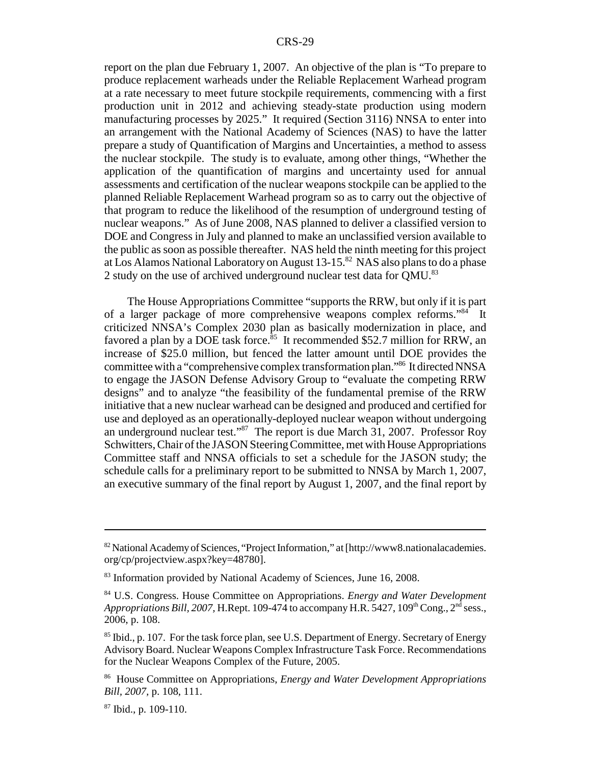report on the plan due February 1, 2007. An objective of the plan is "To prepare to produce replacement warheads under the Reliable Replacement Warhead program at a rate necessary to meet future stockpile requirements, commencing with a first production unit in 2012 and achieving steady-state production using modern manufacturing processes by 2025." It required (Section 3116) NNSA to enter into an arrangement with the National Academy of Sciences (NAS) to have the latter prepare a study of Quantification of Margins and Uncertainties, a method to assess the nuclear stockpile. The study is to evaluate, among other things, "Whether the application of the quantification of margins and uncertainty used for annual assessments and certification of the nuclear weapons stockpile can be applied to the planned Reliable Replacement Warhead program so as to carry out the objective of that program to reduce the likelihood of the resumption of underground testing of nuclear weapons." As of June 2008, NAS planned to deliver a classified version to DOE and Congress in July and planned to make an unclassified version available to the public as soon as possible thereafter. NAS held the ninth meeting for this project at Los Alamos National Laboratory on August 13-15.[82] NAS also plans to do a phase 2 study on the use of archived underground nuclear test data for QMU.[83]

The House Appropriations Committee "supports the RRW, but only if it is part of a larger package of more comprehensive weapons complex reforms."[84] It criticized NNSA's Complex 2030 plan as basically modernization in place, and favored a plan by a DOE task force.[85] It recommended $52.7 million for RRW, an increase of $25.0 million, but fenced the latter amount until DOE provides the committee with a "comprehensive complex transformation plan."[86] It directed NNSA to engage the JASON Defense Advisory Group to "evaluate the competing RRW designs" and to analyze "the feasibility of the fundamental premise of the RRW initiative that a new nuclear warhead can be designed and produced and certified for use and deployed as an operationally-deployed nuclear weapon without undergoing an underground nuclear test."[87] The report is due March 31, 2007. Professor Roy Schwitters, Chair of the JASON Steering Committee, met with House Appropriations Committee staff and NNSA officials to set a schedule for the JASON study; the schedule calls for a preliminary report to be submitted to NNSA by March 1, 2007, an executive summary of the final report by August 1, 2007, and the final report by

---

[82] National Academy of Sciences, "Project Information," at [http://www8.nationalacademies.org/cp/projectview.aspx?key=48780].

[83] Information provided by National Academy of Sciences, June 16, 2008.

[84] U.S. Congress. House Committee on Appropriations. *Energy and Water Development Appropriations Bill, 2007*, H.Rept. 109-474 to accompany H.R. 5427, 109th Cong., 2nd sess., 2006, p. 108.

[85] Ibid., p. 107. For the task force plan, see U.S. Department of Energy. Secretary of Energy Advisory Board. Nuclear Weapons Complex Infrastructure Task Force. Recommendations for the Nuclear Weapons Complex of the Future, 2005.

[86] House Committee on Appropriations, *Energy and Water Development Appropriations Bill, 2007*, p. 108, 111.

[87] Ibid., p. 109-110.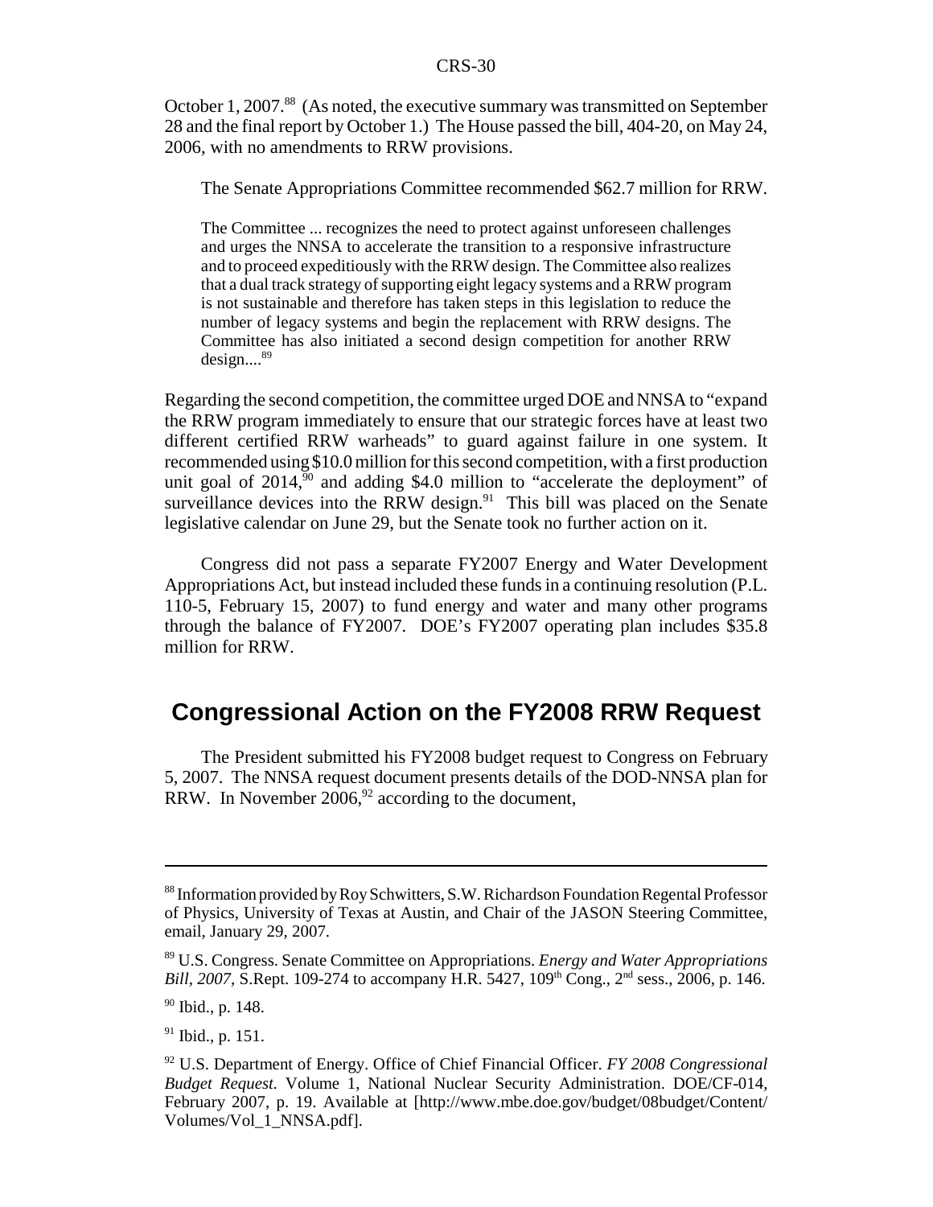October 1, 2007.[88] (As noted, the executive summary was transmitted on September 28 and the final report by October 1.) The House passed the bill, 404-20, on May 24, 2006, with no amendments to RRW provisions.

The Senate Appropriations Committee recommended $62.7 million for RRW.

> The Committee ... recognizes the need to protect against unforeseen challenges and urges the NNSA to accelerate the transition to a responsive infrastructure and to proceed expeditiously with the RRW design. The Committee also realizes that a dual track strategy of supporting eight legacy systems and a RRW program is not sustainable and therefore has taken steps in this legislation to reduce the number of legacy systems and begin the replacement with RRW designs. The Committee has also initiated a second design competition for another RRW design....[89]

Regarding the second competition, the committee urged DOE and NNSA to "expand the RRW program immediately to ensure that our strategic forces have at least two different certified RRW warheads" to guard against failure in one system. It recommended using $10.0 million for this second competition, with a first production unit goal of 2014,[90] and adding $4.0 million to "accelerate the deployment" of surveillance devices into the RRW design.[91] This bill was placed on the Senate legislative calendar on June 29, but the Senate took no further action on it.

Congress did not pass a separate FY2007 Energy and Water Development Appropriations Act, but instead included these funds in a continuing resolution (P.L. 110-5, February 15, 2007) to fund energy and water and many other programs through the balance of FY2007. DOE's FY2007 operating plan includes $35.8 million for RRW.

## Congressional Action on the FY2008 RRW Request

The President submitted his FY2008 budget request to Congress on February 5, 2007. The NNSA request document presents details of the DOD-NNSA plan for RRW. In November 2006,[92] according to the document,

---

[88] Information provided by Roy Schwitters, S.W. Richardson Foundation Regental Professor of Physics, University of Texas at Austin, and Chair of the JASON Steering Committee, email, January 29, 2007.

[89] U.S. Congress. Senate Committee on Appropriations. *Energy and Water Appropriations Bill, 2007*, S.Rept. 109-274 to accompany H.R. 5427, 109th Cong., 2nd sess., 2006, p. 146.

[90] Ibid., p. 148.

[91] Ibid., p. 151.

[92] U.S. Department of Energy. Office of Chief Financial Officer. *FY 2008 Congressional Budget Request.* Volume 1, National Nuclear Security Administration. DOE/CF-014, February 2007, p. 19. Available at [http://www.mbe.doe.gov/budget/08budget/Content/Volumes/Vol_1_NNSA.pdf].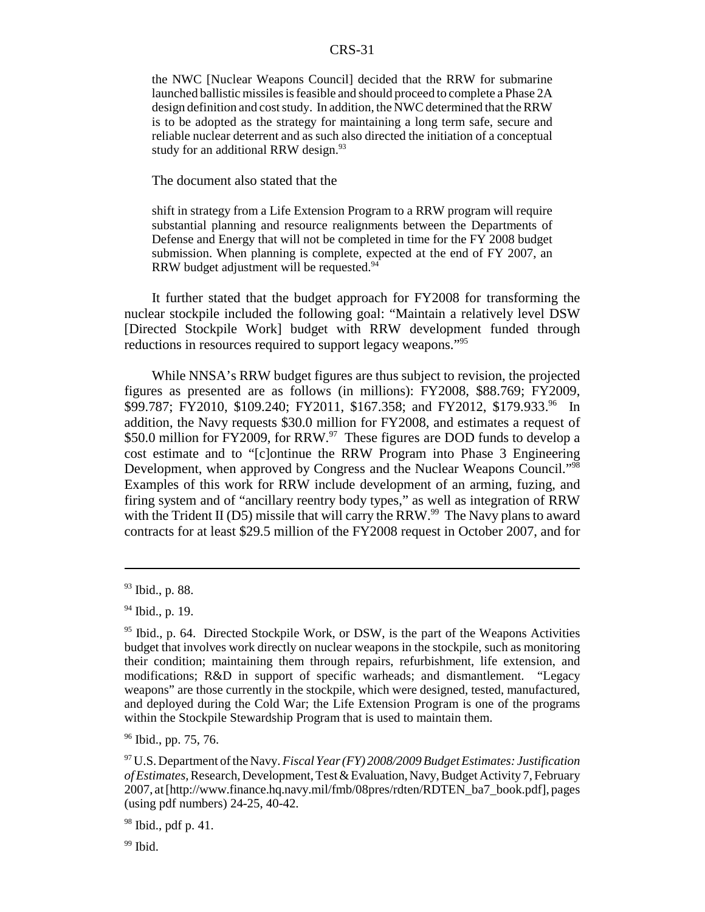> the NWC [Nuclear Weapons Council] decided that the RRW for submarine launched ballistic missiles is feasible and should proceed to complete a Phase 2A design definition and cost study. In addition, the NWC determined that the RRW is to be adopted as the strategy for maintaining a long term safe, secure and reliable nuclear deterrent and as such also directed the initiation of a conceptual study for an additional RRW design.[93]

The document also stated that the

> shift in strategy from a Life Extension Program to a RRW program will require substantial planning and resource realignments between the Departments of Defense and Energy that will not be completed in time for the FY 2008 budget submission. When planning is complete, expected at the end of FY 2007, an RRW budget adjustment will be requested.[94]

It further stated that the budget approach for FY2008 for transforming the nuclear stockpile included the following goal: "Maintain a relatively level DSW [Directed Stockpile Work] budget with RRW development funded through reductions in resources required to support legacy weapons."[95]

While NNSA's RRW budget figures are thus subject to revision, the projected figures as presented are as follows (in millions): FY2008, $88.769; FY2009, $99.787; FY2010, $109.240; FY2011, $167.358; and FY2012, $179.933.[96] In addition, the Navy requests $30.0 million for FY2008, and estimates a request of $50.0 million for FY2009, for RRW.[97] These figures are DOD funds to develop a cost estimate and to "[c]ontinue the RRW Program into Phase 3 Engineering Development, when approved by Congress and the Nuclear Weapons Council."[98] Examples of this work for RRW include development of an arming, fuzing, and firing system and of "ancillary reentry body types," as well as integration of RRW with the Trident II (D5) missile that will carry the RRW.[99] The Navy plans to award contracts for at least $29.5 million of the FY2008 request in October 2007, and for

---

[93] Ibid., p. 88.

[94] Ibid., p. 19.

[95] Ibid., p. 64. Directed Stockpile Work, or DSW, is the part of the Weapons Activities budget that involves work directly on nuclear weapons in the stockpile, such as monitoring their condition; maintaining them through repairs, refurbishment, life extension, and modifications; R&D in support of specific warheads; and dismantlement. "Legacy weapons" are those currently in the stockpile, which were designed, tested, manufactured, and deployed during the Cold War; the Life Extension Program is one of the programs within the Stockpile Stewardship Program that is used to maintain them.

[96] Ibid., pp. 75, 76.

[97] U.S. Department of the Navy. *Fiscal Year (FY) 2008/2009 Budget Estimates: Justification of Estimates,* Research, Development, Test & Evaluation, Navy, Budget Activity 7, February 2007, at [http://www.finance.hq.navy.mil/fmb/08pres/rdten/RDTEN_ba7_book.pdf], pages (using pdf numbers) 24-25, 40-42.

[98] Ibid., pdf p. 41.

[99] Ibid.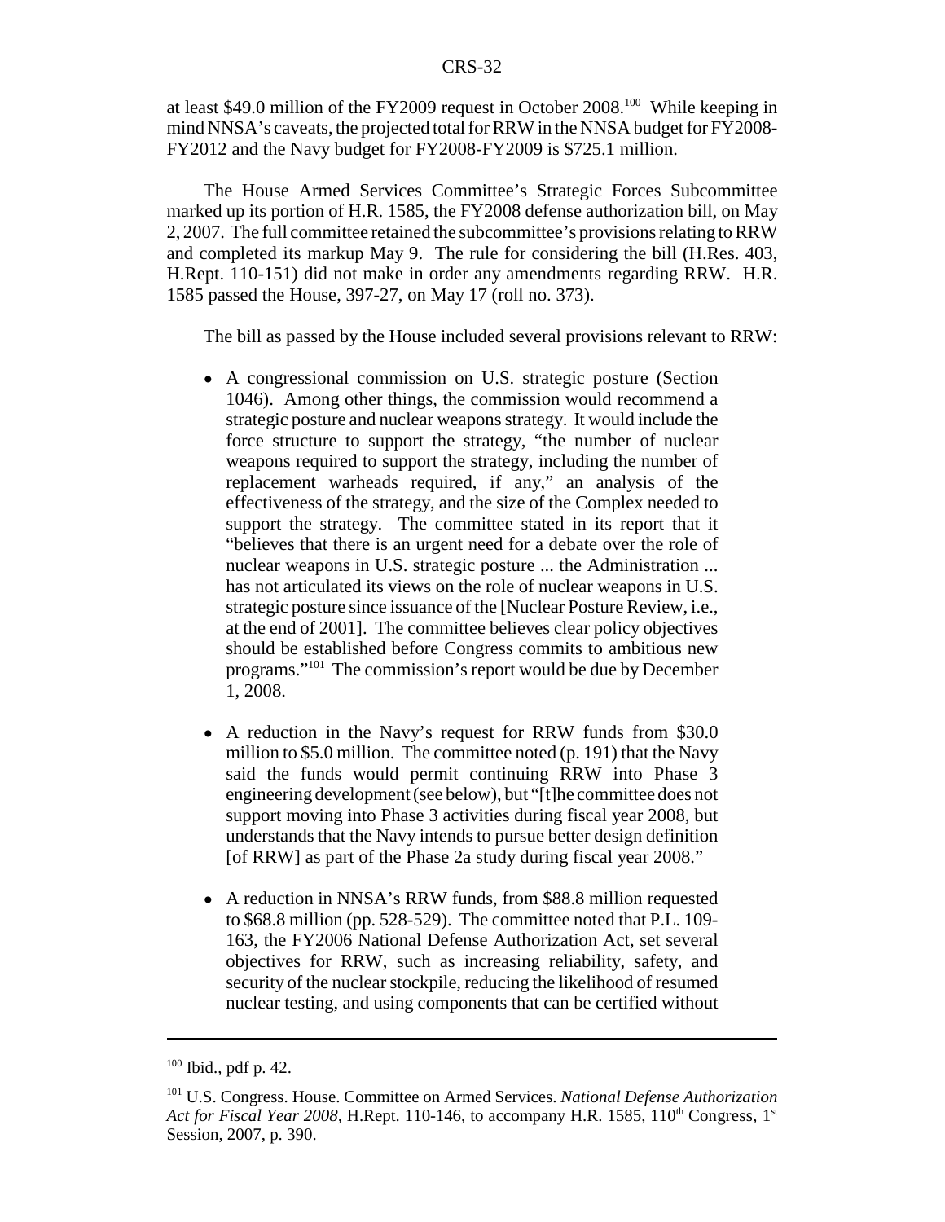at least $49.0 million of the FY2009 request in October 2008.[100] While keeping in mind NNSA's caveats, the projected total for RRW in the NNSA budget for FY2008-FY2012 and the Navy budget for FY2008-FY2009 is $725.1 million.

The House Armed Services Committee's Strategic Forces Subcommittee marked up its portion of H.R. 1585, the FY2008 defense authorization bill, on May 2, 2007. The full committee retained the subcommittee's provisions relating to RRW and completed its markup May 9. The rule for considering the bill (H.Res. 403, H.Rept. 110-151) did not make in order any amendments regarding RRW. H.R. 1585 passed the House, 397-27, on May 17 (roll no. 373).

The bill as passed by the House included several provisions relevant to RRW:

- A congressional commission on U.S. strategic posture (Section 1046). Among other things, the commission would recommend a strategic posture and nuclear weapons strategy. It would include the force structure to support the strategy, "the number of nuclear weapons required to support the strategy, including the number of replacement warheads required, if any," an analysis of the effectiveness of the strategy, and the size of the Complex needed to support the strategy. The committee stated in its report that it "believes that there is an urgent need for a debate over the role of nuclear weapons in U.S. strategic posture ... the Administration ... has not articulated its views on the role of nuclear weapons in U.S. strategic posture since issuance of the [Nuclear Posture Review, i.e., at the end of 2001]. The committee believes clear policy objectives should be established before Congress commits to ambitious new programs."[101] The commission's report would be due by December 1, 2008.

- A reduction in the Navy's request for RRW funds from $30.0 million to $5.0 million. The committee noted (p. 191) that the Navy said the funds would permit continuing RRW into Phase 3 engineering development (see below), but "[t]he committee does not support moving into Phase 3 activities during fiscal year 2008, but understands that the Navy intends to pursue better design definition [of RRW] as part of the Phase 2a study during fiscal year 2008."

- A reduction in NNSA's RRW funds, from $88.8 million requested to $68.8 million (pp. 528-529). The committee noted that P.L. 109-163, the FY2006 National Defense Authorization Act, set several objectives for RRW, such as increasing reliability, safety, and security of the nuclear stockpile, reducing the likelihood of resumed nuclear testing, and using components that can be certified without

---

[100] Ibid., pdf p. 42.

[101] U.S. Congress. House. Committee on Armed Services. *National Defense Authorization Act for Fiscal Year 2008,* H.Rept. 110-146, to accompany H.R. 1585, 110th Congress, 1st Session, 2007, p. 390.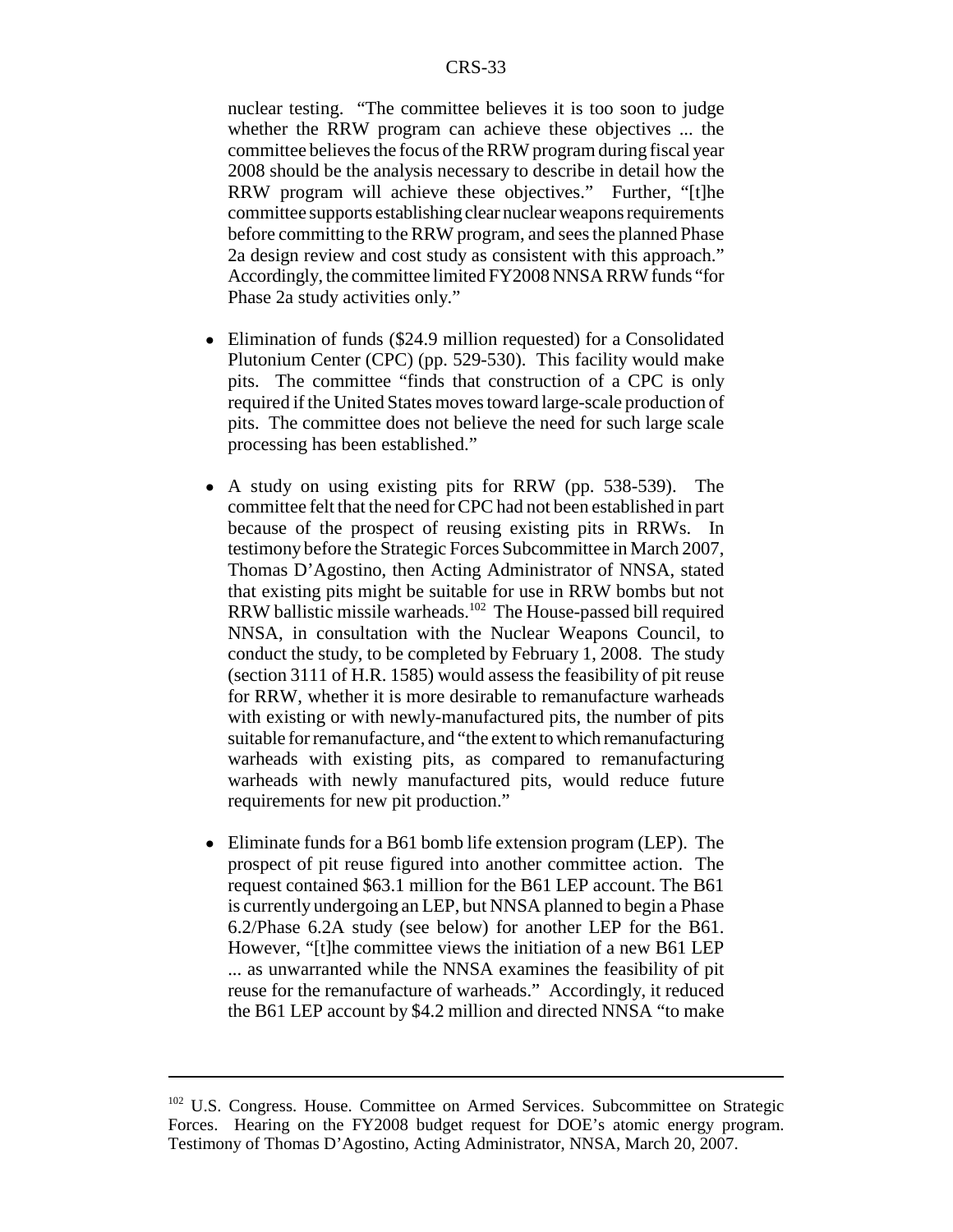nuclear testing. "The committee believes it is too soon to judge whether the RRW program can achieve these objectives ... the committee believes the focus of the RRW program during fiscal year 2008 should be the analysis necessary to describe in detail how the RRW program will achieve these objectives." Further, "[t]he committee supports establishing clear nuclear weapons requirements before committing to the RRW program, and sees the planned Phase 2a design review and cost study as consistent with this approach." Accordingly, the committee limited FY2008 NNSA RRW funds "for Phase 2a study activities only."

- Elimination of funds ($24.9 million requested) for a Consolidated Plutonium Center (CPC) (pp. 529-530). This facility would make pits. The committee "finds that construction of a CPC is only required if the United States moves toward large-scale production of pits. The committee does not believe the need for such large scale processing has been established."

- A study on using existing pits for RRW (pp. 538-539). The committee felt that the need for CPC had not been established in part because of the prospect of reusing existing pits in RRWs. In testimony before the Strategic Forces Subcommittee in March 2007, Thomas D'Agostino, then Acting Administrator of NNSA, stated that existing pits might be suitable for use in RRW bombs but not RRW ballistic missile warheads.[102] The House-passed bill required NNSA, in consultation with the Nuclear Weapons Council, to conduct the study, to be completed by February 1, 2008. The study (section 3111 of H.R. 1585) would assess the feasibility of pit reuse for RRW, whether it is more desirable to remanufacture warheads with existing or with newly-manufactured pits, the number of pits suitable for remanufacture, and "the extent to which remanufacturing warheads with existing pits, as compared to remanufacturing warheads with newly manufactured pits, would reduce future requirements for new pit production."

- Eliminate funds for a B61 bomb life extension program (LEP). The prospect of pit reuse figured into another committee action. The request contained $63.1 million for the B61 LEP account. The B61 is currently undergoing an LEP, but NNSA planned to begin a Phase 6.2/Phase 6.2A study (see below) for another LEP for the B61. However, "[t]he committee views the initiation of a new B61 LEP ... as unwarranted while the NNSA examines the feasibility of pit reuse for the remanufacture of warheads." Accordingly, it reduced the B61 LEP account by $4.2 million and directed NNSA "to make

---

[102] U.S. Congress. House. Committee on Armed Services. Subcommittee on Strategic Forces. Hearing on the FY2008 budget request for DOE's atomic energy program. Testimony of Thomas D'Agostino, Acting Administrator, NNSA, March 20, 2007.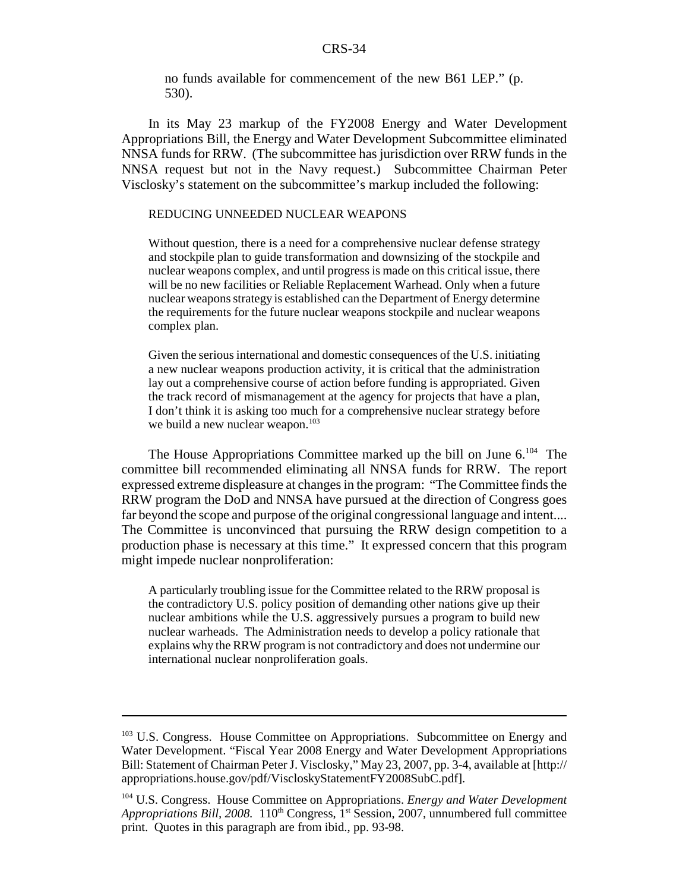> no funds available for commencement of the new B61 LEP." (p. 530).

In its May 23 markup of the FY2008 Energy and Water Development Appropriations Bill, the Energy and Water Development Subcommittee eliminated NNSA funds for RRW. (The subcommittee has jurisdiction over RRW funds in the NNSA request but not in the Navy request.) Subcommittee Chairman Peter Visclosky's statement on the subcommittee's markup included the following:

> REDUCING UNNEEDED NUCLEAR WEAPONS
>
> Without question, there is a need for a comprehensive nuclear defense strategy and stockpile plan to guide transformation and downsizing of the stockpile and nuclear weapons complex, and until progress is made on this critical issue, there will be no new facilities or Reliable Replacement Warhead. Only when a future nuclear weapons strategy is established can the Department of Energy determine the requirements for the future nuclear weapons stockpile and nuclear weapons complex plan.
>
> Given the serious international and domestic consequences of the U.S. initiating a new nuclear weapons production activity, it is critical that the administration lay out a comprehensive course of action before funding is appropriated. Given the track record of mismanagement at the agency for projects that have a plan, I don't think it is asking too much for a comprehensive nuclear strategy before we build a new nuclear weapon.[103]

The House Appropriations Committee marked up the bill on June 6.[104] The committee bill recommended eliminating all NNSA funds for RRW. The report expressed extreme displeasure at changes in the program: "The Committee finds the RRW program the DoD and NNSA have pursued at the direction of Congress goes far beyond the scope and purpose of the original congressional language and intent.... The Committee is unconvinced that pursuing the RRW design competition to a production phase is necessary at this time." It expressed concern that this program might impede nuclear nonproliferation:

> A particularly troubling issue for the Committee related to the RRW proposal is the contradictory U.S. policy position of demanding other nations give up their nuclear ambitions while the U.S. aggressively pursues a program to build new nuclear warheads. The Administration needs to develop a policy rationale that explains why the RRW program is not contradictory and does not undermine our international nuclear nonproliferation goals.

---

[103] U.S. Congress. House Committee on Appropriations. Subcommittee on Energy and Water Development. "Fiscal Year 2008 Energy and Water Development Appropriations Bill: Statement of Chairman Peter J. Visclosky," May 23, 2007, pp. 3-4, available at [http://appropriations.house.gov/pdf/ViscloskyStatementFY2008SubC.pdf].

[104] U.S. Congress. House Committee on Appropriations. *Energy and Water Development Appropriations Bill, 2008.* 110th Congress, 1st Session, 2007, unnumbered full committee print. Quotes in this paragraph are from ibid., pp. 93-98.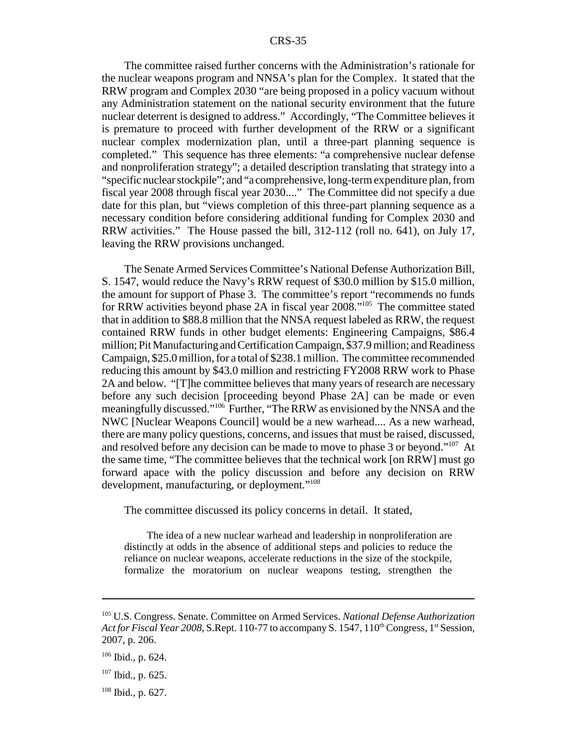The committee raised further concerns with the Administration's rationale for the nuclear weapons program and NNSA's plan for the Complex. It stated that the RRW program and Complex 2030 "are being proposed in a policy vacuum without any Administration statement on the national security environment that the future nuclear deterrent is designed to address." Accordingly, "The Committee believes it is premature to proceed with further development of the RRW or a significant nuclear complex modernization plan, until a three-part planning sequence is completed." This sequence has three elements: "a comprehensive nuclear defense and nonproliferation strategy"; a detailed description translating that strategy into a "specific nuclear stockpile"; and "a comprehensive, long-term expenditure plan, from fiscal year 2008 through fiscal year 2030...." The Committee did not specify a due date for this plan, but "views completion of this three-part planning sequence as a necessary condition before considering additional funding for Complex 2030 and RRW activities." The House passed the bill, 312-112 (roll no. 641), on July 17, leaving the RRW provisions unchanged.

The Senate Armed Services Committee's National Defense Authorization Bill, S. 1547, would reduce the Navy's RRW request of $30.0 million by $15.0 million, the amount for support of Phase 3. The committee's report "recommends no funds for RRW activities beyond phase 2A in fiscal year 2008."[105] The committee stated that in addition to $88.8 million that the NNSA request labeled as RRW, the request contained RRW funds in other budget elements: Engineering Campaigns, $86.4 million; Pit Manufacturing and Certification Campaign, $37.9 million; and Readiness Campaign, $25.0 million, for a total of $238.1 million. The committee recommended reducing this amount by $43.0 million and restricting FY2008 RRW work to Phase 2A and below. "[T]he committee believes that many years of research are necessary before any such decision [proceeding beyond Phase 2A] can be made or even meaningfully discussed."[106] Further, "The RRW as envisioned by the NNSA and the NWC [Nuclear Weapons Council] would be a new warhead.... As a new warhead, there are many policy questions, concerns, and issues that must be raised, discussed, and resolved before any decision can be made to move to phase 3 or beyond."[107] At the same time, "The committee believes that the technical work [on RRW] must go forward apace with the policy discussion and before any decision on RRW development, manufacturing, or deployment."[108]

The committee discussed its policy concerns in detail. It stated,

> The idea of a new nuclear warhead and leadership in nonproliferation are distinctly at odds in the absence of additional steps and policies to reduce the reliance on nuclear weapons, accelerate reductions in the size of the stockpile, formalize the moratorium on nuclear weapons testing, strengthen the

---

[105] U.S. Congress. Senate. Committee on Armed Services. *National Defense Authorization Act for Fiscal Year 2008*, S.Rept. 110-77 to accompany S. 1547, 110th Congress, 1st Session, 2007, p. 206.

[106] Ibid., p. 624.

[107] Ibid., p. 625.

[108] Ibid., p. 627.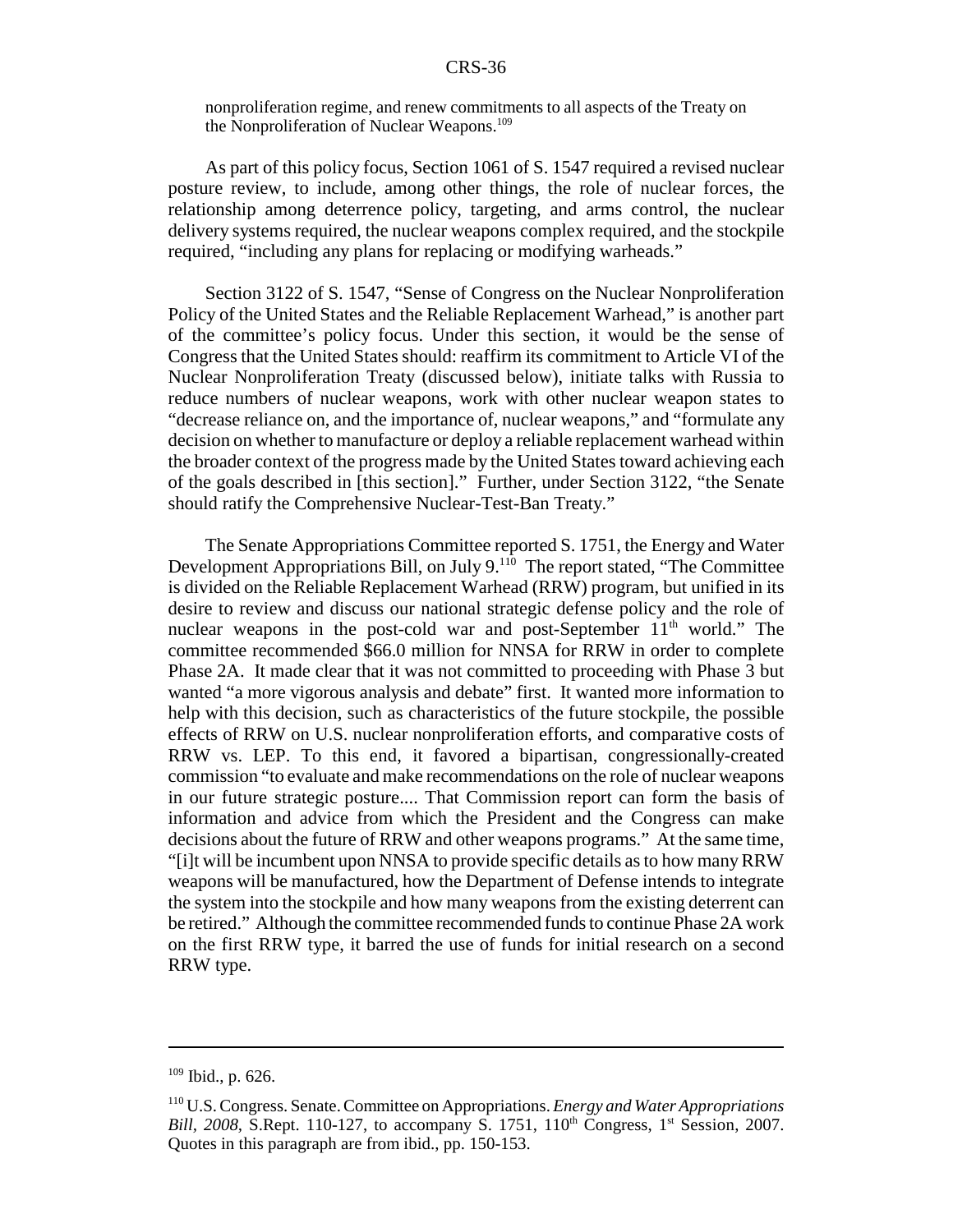nonproliferation regime, and renew commitments to all aspects of the Treaty on the Nonproliferation of Nuclear Weapons.[109]

As part of this policy focus, Section 1061 of S. 1547 required a revised nuclear posture review, to include, among other things, the role of nuclear forces, the relationship among deterrence policy, targeting, and arms control, the nuclear delivery systems required, the nuclear weapons complex required, and the stockpile required, "including any plans for replacing or modifying warheads."

Section 3122 of S. 1547, "Sense of Congress on the Nuclear Nonproliferation Policy of the United States and the Reliable Replacement Warhead," is another part of the committee's policy focus. Under this section, it would be the sense of Congress that the United States should: reaffirm its commitment to Article VI of the Nuclear Nonproliferation Treaty (discussed below), initiate talks with Russia to reduce numbers of nuclear weapons, work with other nuclear weapon states to "decrease reliance on, and the importance of, nuclear weapons," and "formulate any decision on whether to manufacture or deploy a reliable replacement warhead within the broader context of the progress made by the United States toward achieving each of the goals described in [this section]." Further, under Section 3122, "the Senate should ratify the Comprehensive Nuclear-Test-Ban Treaty."

The Senate Appropriations Committee reported S. 1751, the Energy and Water Development Appropriations Bill, on July 9.[110] The report stated, "The Committee is divided on the Reliable Replacement Warhead (RRW) program, but unified in its desire to review and discuss our national strategic defense policy and the role of nuclear weapons in the post-cold war and post-September 11th world." The committee recommended $66.0 million for NNSA for RRW in order to complete Phase 2A. It made clear that it was not committed to proceeding with Phase 3 but wanted "a more vigorous analysis and debate" first. It wanted more information to help with this decision, such as characteristics of the future stockpile, the possible effects of RRW on U.S. nuclear nonproliferation efforts, and comparative costs of RRW vs. LEP. To this end, it favored a bipartisan, congressionally-created commission "to evaluate and make recommendations on the role of nuclear weapons in our future strategic posture.... That Commission report can form the basis of information and advice from which the President and the Congress can make decisions about the future of RRW and other weapons programs." At the same time, "[i]t will be incumbent upon NNSA to provide specific details as to how many RRW weapons will be manufactured, how the Department of Defense intends to integrate the system into the stockpile and how many weapons from the existing deterrent can be retired." Although the committee recommended funds to continue Phase 2A work on the first RRW type, it barred the use of funds for initial research on a second RRW type.

---

[109] Ibid., p. 626.

[110] U.S. Congress. Senate. Committee on Appropriations. *Energy and Water Appropriations Bill, 2008*, S.Rept. 110-127, to accompany S. 1751, 110th Congress, 1st Session, 2007. Quotes in this paragraph are from ibid., pp. 150-153.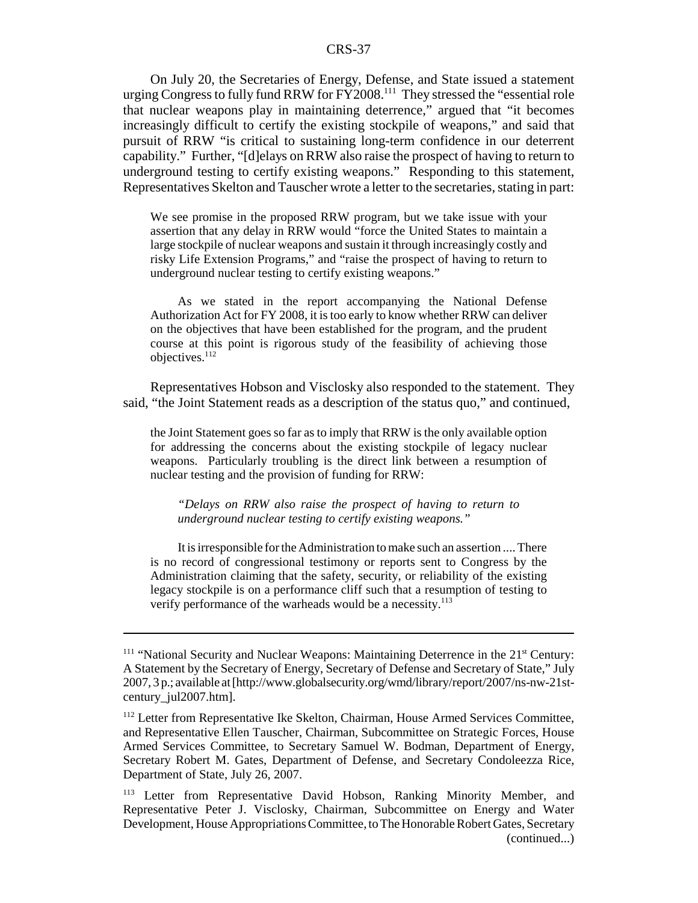On July 20, the Secretaries of Energy, Defense, and State issued a statement urging Congress to fully fund RRW for FY2008.[111] They stressed the "essential role that nuclear weapons play in maintaining deterrence," argued that "it becomes increasingly difficult to certify the existing stockpile of weapons," and said that pursuit of RRW "is critical to sustaining long-term confidence in our deterrent capability." Further, "[d]elays on RRW also raise the prospect of having to return to underground testing to certify existing weapons." Responding to this statement, Representatives Skelton and Tauscher wrote a letter to the secretaries, stating in part:

> We see promise in the proposed RRW program, but we take issue with your assertion that any delay in RRW would "force the United States to maintain a large stockpile of nuclear weapons and sustain it through increasingly costly and risky Life Extension Programs," and "raise the prospect of having to return to underground nuclear testing to certify existing weapons."
>
> As we stated in the report accompanying the National Defense Authorization Act for FY 2008, it is too early to know whether RRW can deliver on the objectives that have been established for the program, and the prudent course at this point is rigorous study of the feasibility of achieving those objectives.[112]

Representatives Hobson and Visclosky also responded to the statement. They said, "the Joint Statement reads as a description of the status quo," and continued,

> the Joint Statement goes so far as to imply that RRW is the only available option for addressing the concerns about the existing stockpile of legacy nuclear weapons. Particularly troubling is the direct link between a resumption of nuclear testing and the provision of funding for RRW:
>
> > *"Delays on RRW also raise the prospect of having to return to underground nuclear testing to certify existing weapons."*
>
> It is irresponsible for the Administration to make such an assertion .... There is no record of congressional testimony or reports sent to Congress by the Administration claiming that the safety, security, or reliability of the existing legacy stockpile is on a performance cliff such that a resumption of testing to verify performance of the warheads would be a necessity.[113]

---

[111] "National Security and Nuclear Weapons: Maintaining Deterrence in the 21st Century: A Statement by the Secretary of Energy, Secretary of Defense and Secretary of State," July 2007, 3 p.; available at [http://www.globalsecurity.org/wmd/library/report/2007/ns-nw-21st-century_jul2007.htm].

[112] Letter from Representative Ike Skelton, Chairman, House Armed Services Committee, and Representative Ellen Tauscher, Chairman, Subcommittee on Strategic Forces, House Armed Services Committee, to Secretary Samuel W. Bodman, Department of Energy, Secretary Robert M. Gates, Department of Defense, and Secretary Condoleezza Rice, Department of State, July 26, 2007.

[113] Letter from Representative David Hobson, Ranking Minority Member, and Representative Peter J. Visclosky, Chairman, Subcommittee on Energy and Water Development, House Appropriations Committee, to The Honorable Robert Gates, Secretary (continued...)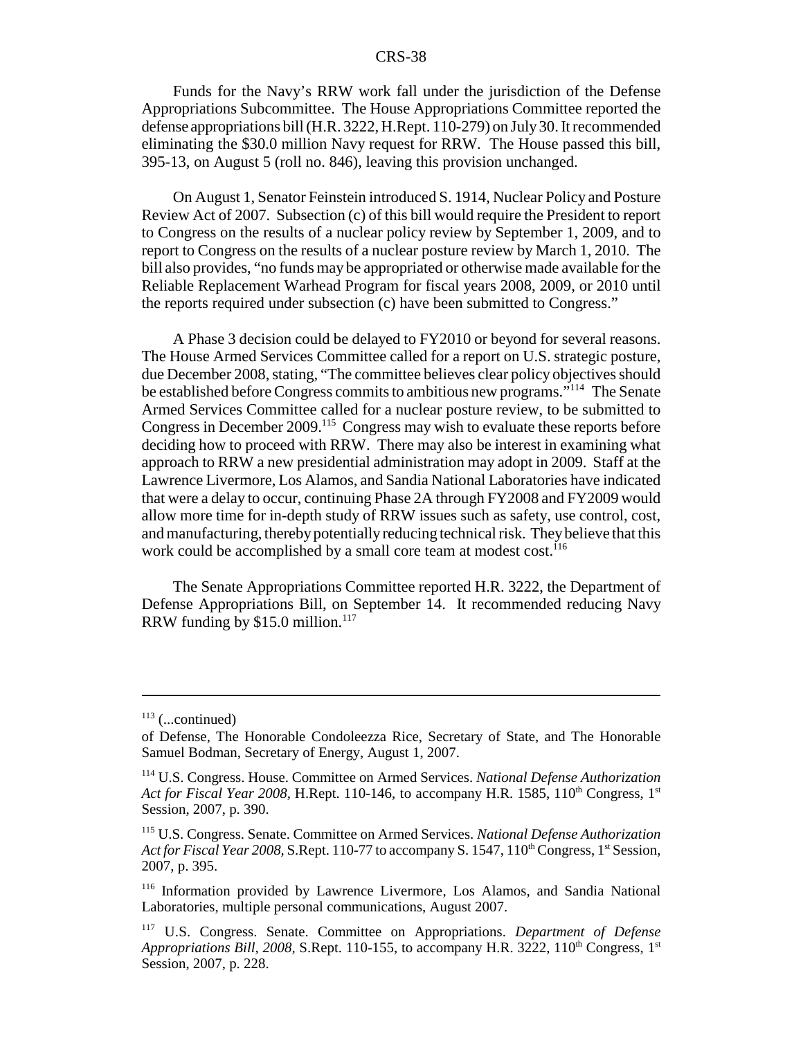Funds for the Navy's RRW work fall under the jurisdiction of the Defense Appropriations Subcommittee. The House Appropriations Committee reported the defense appropriations bill (H.R. 3222, H.Rept. 110-279) on July 30. It recommended eliminating the $30.0 million Navy request for RRW. The House passed this bill, 395-13, on August 5 (roll no. 846), leaving this provision unchanged.

On August 1, Senator Feinstein introduced S. 1914, Nuclear Policy and Posture Review Act of 2007. Subsection (c) of this bill would require the President to report to Congress on the results of a nuclear policy review by September 1, 2009, and to report to Congress on the results of a nuclear posture review by March 1, 2010. The bill also provides, "no funds may be appropriated or otherwise made available for the Reliable Replacement Warhead Program for fiscal years 2008, 2009, or 2010 until the reports required under subsection (c) have been submitted to Congress."

A Phase 3 decision could be delayed to FY2010 or beyond for several reasons. The House Armed Services Committee called for a report on U.S. strategic posture, due December 2008, stating, "The committee believes clear policy objectives should be established before Congress commits to ambitious new programs."[114] The Senate Armed Services Committee called for a nuclear posture review, to be submitted to Congress in December 2009.[115] Congress may wish to evaluate these reports before deciding how to proceed with RRW. There may also be interest in examining what approach to RRW a new presidential administration may adopt in 2009. Staff at the Lawrence Livermore, Los Alamos, and Sandia National Laboratories have indicated that were a delay to occur, continuing Phase 2A through FY2008 and FY2009 would allow more time for in-depth study of RRW issues such as safety, use control, cost, and manufacturing, thereby potentially reducing technical risk. They believe that this work could be accomplished by a small core team at modest cost.[116]

The Senate Appropriations Committee reported H.R. 3222, the Department of Defense Appropriations Bill, on September 14. It recommended reducing Navy RRW funding by $15.0 million.[117]

---

[113] (...continued)
of Defense, The Honorable Condoleezza Rice, Secretary of State, and The Honorable Samuel Bodman, Secretary of Energy, August 1, 2007.

[114] U.S. Congress. House. Committee on Armed Services. *National Defense Authorization Act for Fiscal Year 2008,* H.Rept. 110-146, to accompany H.R. 1585, 110th Congress, 1st Session, 2007, p. 390.

[115] U.S. Congress. Senate. Committee on Armed Services. *National Defense Authorization Act for Fiscal Year 2008,* S.Rept. 110-77 to accompany S. 1547, 110th Congress, 1st Session, 2007, p. 395.

[116] Information provided by Lawrence Livermore, Los Alamos, and Sandia National Laboratories, multiple personal communications, August 2007.

[117] U.S. Congress. Senate. Committee on Appropriations. *Department of Defense Appropriations Bill, 2008,* S.Rept. 110-155, to accompany H.R. 3222, 110th Congress, 1st Session, 2007, p. 228.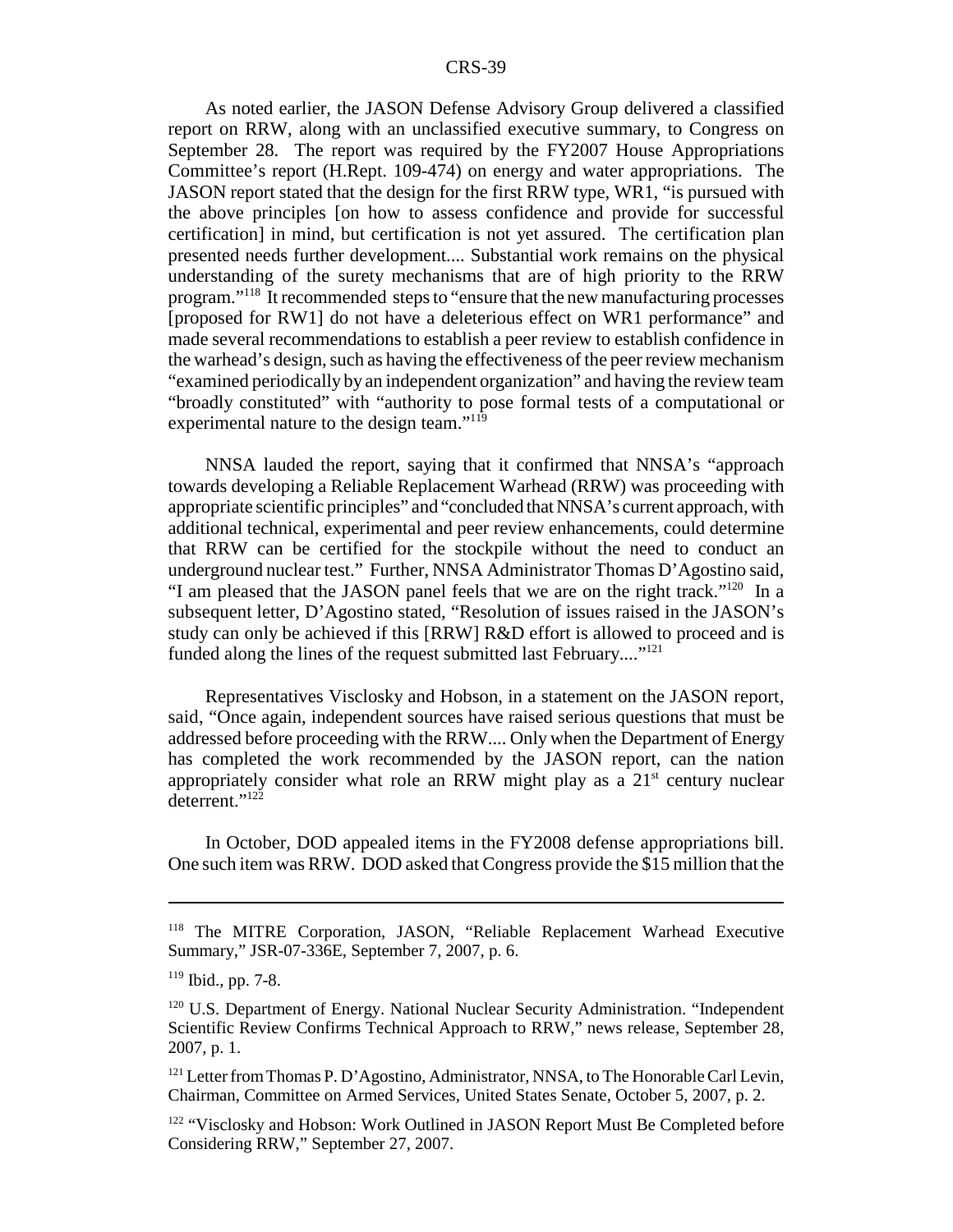As noted earlier, the JASON Defense Advisory Group delivered a classified report on RRW, along with an unclassified executive summary, to Congress on September 28. The report was required by the FY2007 House Appropriations Committee's report (H.Rept. 109-474) on energy and water appropriations. The JASON report stated that the design for the first RRW type, WR1, "is pursued with the above principles [on how to assess confidence and provide for successful certification] in mind, but certification is not yet assured. The certification plan presented needs further development.... Substantial work remains on the physical understanding of the surety mechanisms that are of high priority to the RRW program."[118] It recommended steps to "ensure that the new manufacturing processes [proposed for RW1] do not have a deleterious effect on WR1 performance" and made several recommendations to establish a peer review to establish confidence in the warhead's design, such as having the effectiveness of the peer review mechanism "examined periodically by an independent organization" and having the review team "broadly constituted" with "authority to pose formal tests of a computational or experimental nature to the design team."[119]

NNSA lauded the report, saying that it confirmed that NNSA's "approach towards developing a Reliable Replacement Warhead (RRW) was proceeding with appropriate scientific principles" and "concluded that NNSA's current approach, with additional technical, experimental and peer review enhancements, could determine that RRW can be certified for the stockpile without the need to conduct an underground nuclear test." Further, NNSA Administrator Thomas D'Agostino said, "I am pleased that the JASON panel feels that we are on the right track."[120] In a subsequent letter, D'Agostino stated, "Resolution of issues raised in the JASON's study can only be achieved if this [RRW] R&D effort is allowed to proceed and is funded along the lines of the request submitted last February...."[121]

Representatives Visclosky and Hobson, in a statement on the JASON report, said, "Once again, independent sources have raised serious questions that must be addressed before proceeding with the RRW.... Only when the Department of Energy has completed the work recommended by the JASON report, can the nation appropriately consider what role an RRW might play as a 21st century nuclear deterrent."[122]

In October, DOD appealed items in the FY2008 defense appropriations bill. One such item was RRW. DOD asked that Congress provide the $15 million that the

---

[118] The MITRE Corporation, JASON, "Reliable Replacement Warhead Executive Summary," JSR-07-336E, September 7, 2007, p. 6.

[119] Ibid., pp. 7-8.

[120] U.S. Department of Energy. National Nuclear Security Administration. "Independent Scientific Review Confirms Technical Approach to RRW," news release, September 28, 2007, p. 1.

[121] Letter from Thomas P. D'Agostino, Administrator, NNSA, to The Honorable Carl Levin, Chairman, Committee on Armed Services, United States Senate, October 5, 2007, p. 2.

[122] "Visclosky and Hobson: Work Outlined in JASON Report Must Be Completed before Considering RRW," September 27, 2007.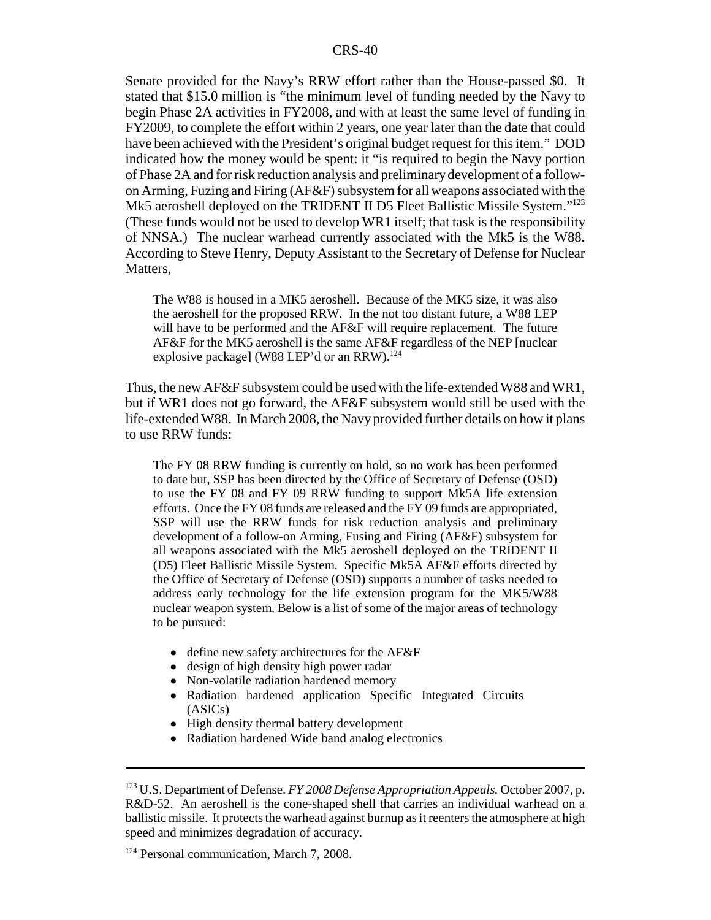Senate provided for the Navy's RRW effort rather than the House-passed $0. It stated that $15.0 million is "the minimum level of funding needed by the Navy to begin Phase 2A activities in FY2008, and with at least the same level of funding in FY2009, to complete the effort within 2 years, one year later than the date that could have been achieved with the President's original budget request for this item." DOD indicated how the money would be spent: it "is required to begin the Navy portion of Phase 2A and for risk reduction analysis and preliminary development of a follow-on Arming, Fuzing and Firing (AF&F) subsystem for all weapons associated with the Mk5 aeroshell deployed on the TRIDENT II D5 Fleet Ballistic Missile System."[123] (These funds would not be used to develop WR1 itself; that task is the responsibility of NNSA.) The nuclear warhead currently associated with the Mk5 is the W88. According to Steve Henry, Deputy Assistant to the Secretary of Defense for Nuclear Matters,

> The W88 is housed in a MK5 aeroshell. Because of the MK5 size, it was also the aeroshell for the proposed RRW. In the not too distant future, a W88 LEP will have to be performed and the AF&F will require replacement. The future AF&F for the MK5 aeroshell is the same AF&F regardless of the NEP [nuclear explosive package] (W88 LEP'd or an RRW).[124]

Thus, the new AF&F subsystem could be used with the life-extended W88 and WR1, but if WR1 does not go forward, the AF&F subsystem would still be used with the life-extended W88. In March 2008, the Navy provided further details on how it plans to use RRW funds:

> The FY 08 RRW funding is currently on hold, so no work has been performed to date but, SSP has been directed by the Office of Secretary of Defense (OSD) to use the FY 08 and FY 09 RRW funding to support Mk5A life extension efforts. Once the FY 08 funds are released and the FY 09 funds are appropriated, SSP will use the RRW funds for risk reduction analysis and preliminary development of a follow-on Arming, Fusing and Firing (AF&F) subsystem for all weapons associated with the Mk5 aeroshell deployed on the TRIDENT II (D5) Fleet Ballistic Missile System. Specific Mk5A AF&F efforts directed by the Office of Secretary of Defense (OSD) supports a number of tasks needed to address early technology for the life extension program for the MK5/W88 nuclear weapon system. Below is a list of some of the major areas of technology to be pursued:
>
> - define new safety architectures for the AF&F
> - design of high density high power radar
> - Non-volatile radiation hardened memory
> - Radiation hardened application Specific Integrated Circuits (ASICs)
> - High density thermal battery development
> - Radiation hardened Wide band analog electronics

---

[123] U.S. Department of Defense. *FY 2008 Defense Appropriation Appeals.* October 2007, p. R&D-52. An aeroshell is the cone-shaped shell that carries an individual warhead on a ballistic missile. It protects the warhead against burnup as it reenters the atmosphere at high speed and minimizes degradation of accuracy.

[124] Personal communication, March 7, 2008.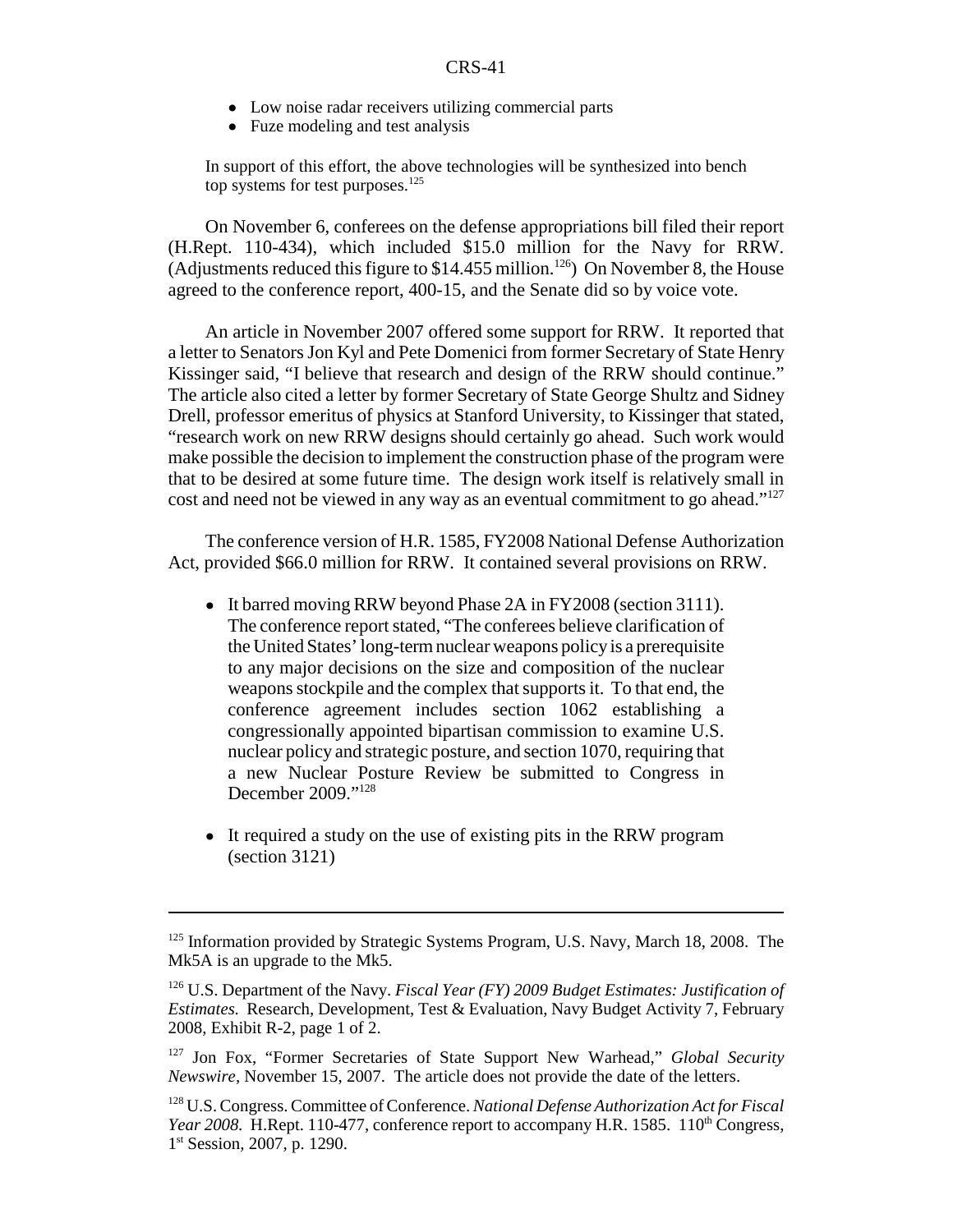- Low noise radar receivers utilizing commercial parts
- Fuze modeling and test analysis

> In support of this effort, the above technologies will be synthesized into bench top systems for test purposes.[125]

On November 6, conferees on the defense appropriations bill filed their report (H.Rept. 110-434), which included $15.0 million for the Navy for RRW. (Adjustments reduced this figure to $14.455 million.[126]) On November 8, the House agreed to the conference report, 400-15, and the Senate did so by voice vote.

An article in November 2007 offered some support for RRW. It reported that a letter to Senators Jon Kyl and Pete Domenici from former Secretary of State Henry Kissinger said, "I believe that research and design of the RRW should continue." The article also cited a letter by former Secretary of State George Shultz and Sidney Drell, professor emeritus of physics at Stanford University, to Kissinger that stated, "research work on new RRW designs should certainly go ahead. Such work would make possible the decision to implement the construction phase of the program were that to be desired at some future time. The design work itself is relatively small in cost and need not be viewed in any way as an eventual commitment to go ahead."[127]

The conference version of H.R. 1585, FY2008 National Defense Authorization Act, provided $66.0 million for RRW. It contained several provisions on RRW.

- It barred moving RRW beyond Phase 2A in FY2008 (section 3111). The conference report stated, "The conferees believe clarification of the United States' long-term nuclear weapons policy is a prerequisite to any major decisions on the size and composition of the nuclear weapons stockpile and the complex that supports it. To that end, the conference agreement includes section 1062 establishing a congressionally appointed bipartisan commission to examine U.S. nuclear policy and strategic posture, and section 1070, requiring that a new Nuclear Posture Review be submitted to Congress in December 2009."[128]

- It required a study on the use of existing pits in the RRW program (section 3121)

---

[125] Information provided by Strategic Systems Program, U.S. Navy, March 18, 2008. The Mk5A is an upgrade to the Mk5.

[126] U.S. Department of the Navy. *Fiscal Year (FY) 2009 Budget Estimates: Justification of Estimates.* Research, Development, Test & Evaluation, Navy Budget Activity 7, February 2008, Exhibit R-2, page 1 of 2.

[127] Jon Fox, "Former Secretaries of State Support New Warhead," *Global Security Newswire*, November 15, 2007. The article does not provide the date of the letters.

[128] U.S. Congress. Committee of Conference. *National Defense Authorization Act for Fiscal Year 2008.* H.Rept. 110-477, conference report to accompany H.R. 1585. 110th Congress, 1st Session, 2007, p. 1290.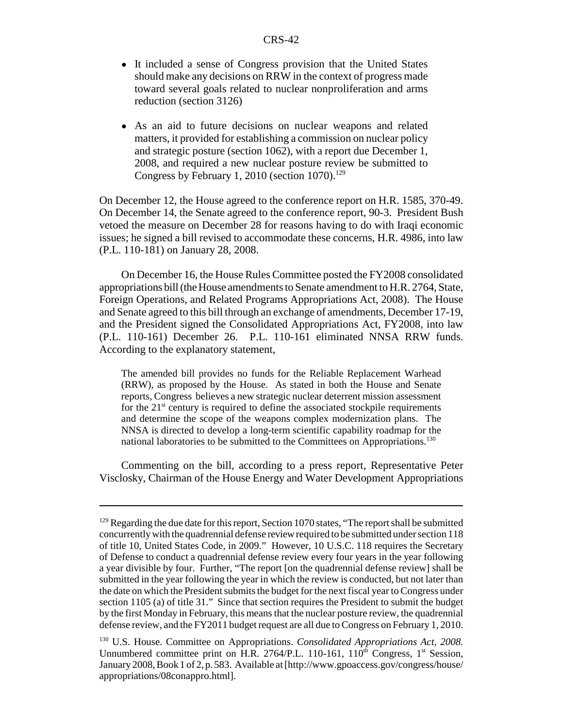- It included a sense of Congress provision that the United States should make any decisions on RRW in the context of progress made toward several goals related to nuclear nonproliferation and arms reduction (section 3126)

- As an aid to future decisions on nuclear weapons and related matters, it provided for establishing a commission on nuclear policy and strategic posture (section 1062), with a report due December 1, 2008, and required a new nuclear posture review be submitted to Congress by February 1, 2010 (section 1070).[129]

On December 12, the House agreed to the conference report on H.R. 1585, 370-49. On December 14, the Senate agreed to the conference report, 90-3. President Bush vetoed the measure on December 28 for reasons having to do with Iraqi economic issues; he signed a bill revised to accommodate these concerns, H.R. 4986, into law (P.L. 110-181) on January 28, 2008.

On December 16, the House Rules Committee posted the FY2008 consolidated appropriations bill (the House amendments to Senate amendment to H.R. 2764, State, Foreign Operations, and Related Programs Appropriations Act, 2008). The House and Senate agreed to this bill through an exchange of amendments, December 17-19, and the President signed the Consolidated Appropriations Act, FY2008, into law (P.L. 110-161) December 26. P.L. 110-161 eliminated NNSA RRW funds. According to the explanatory statement,

> The amended bill provides no funds for the Reliable Replacement Warhead (RRW), as proposed by the House. As stated in both the House and Senate reports, Congress believes a new strategic nuclear deterrent mission assessment for the 21st century is required to define the associated stockpile requirements and determine the scope of the weapons complex modernization plans. The NNSA is directed to develop a long-term scientific capability roadmap for the national laboratories to be submitted to the Committees on Appropriations.[130]

Commenting on the bill, according to a press report, Representative Peter Visclosky, Chairman of the House Energy and Water Development Appropriations

---

[129] Regarding the due date for this report, Section 1070 states, "The report shall be submitted concurrently with the quadrennial defense review required to be submitted under section 118 of title 10, United States Code, in 2009." However, 10 U.S.C. 118 requires the Secretary of Defense to conduct a quadrennial defense review every four years in the year following a year divisible by four. Further, "The report [on the quadrennial defense review] shall be submitted in the year following the year in which the review is conducted, but not later than the date on which the President submits the budget for the next fiscal year to Congress under section 1105 (a) of title 31." Since that section requires the President to submit the budget by the first Monday in February, this means that the nuclear posture review, the quadrennial defense review, and the FY2011 budget request are all due to Congress on February 1, 2010.

[130] U.S. House. Committee on Appropriations. *Consolidated Appropriations Act, 2008.* Unnumbered committee print on H.R. 2764/P.L. 110-161, 110th Congress, 1st Session, January 2008, Book 1 of 2, p. 583. Available at [http://www.gpoaccess.gov/congress/house/appropriations/08conappro.html].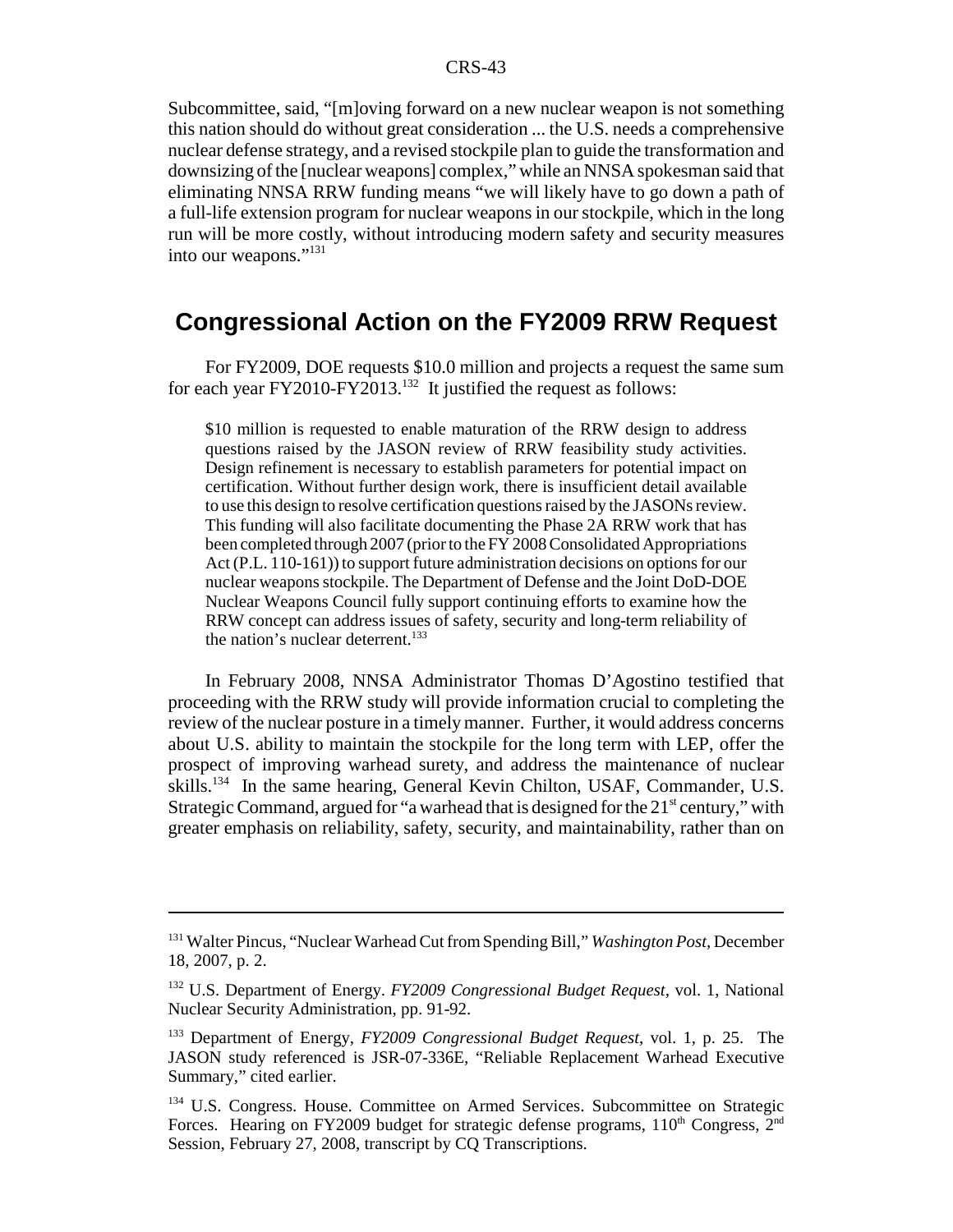Subcommittee, said, "[m]oving forward on a new nuclear weapon is not something this nation should do without great consideration ... the U.S. needs a comprehensive nuclear defense strategy, and a revised stockpile plan to guide the transformation and downsizing of the [nuclear weapons] complex," while an NNSA spokesman said that eliminating NNSA RRW funding means "we will likely have to go down a path of a full-life extension program for nuclear weapons in our stockpile, which in the long run will be more costly, without introducing modern safety and security measures into our weapons."[131]

## Congressional Action on the FY2009 RRW Request

For FY2009, DOE requests \$10.0 million and projects a request the same sum for each year FY2010-FY2013.[132] It justified the request as follows:

> \$10 million is requested to enable maturation of the RRW design to address questions raised by the JASON review of RRW feasibility study activities. Design refinement is necessary to establish parameters for potential impact on certification. Without further design work, there is insufficient detail available to use this design to resolve certification questions raised by the JASONs review. This funding will also facilitate documenting the Phase 2A RRW work that has been completed through 2007 (prior to the FY 2008 Consolidated Appropriations Act (P.L. 110-161)) to support future administration decisions on options for our nuclear weapons stockpile. The Department of Defense and the Joint DoD-DOE Nuclear Weapons Council fully support continuing efforts to examine how the RRW concept can address issues of safety, security and long-term reliability of the nation's nuclear deterrent.[133]

In February 2008, NNSA Administrator Thomas D'Agostino testified that proceeding with the RRW study will provide information crucial to completing the review of the nuclear posture in a timely manner. Further, it would address concerns about U.S. ability to maintain the stockpile for the long term with LEP, offer the prospect of improving warhead surety, and address the maintenance of nuclear skills.[134] In the same hearing, General Kevin Chilton, USAF, Commander, U.S. Strategic Command, argued for "a warhead that is designed for the 21st century," with greater emphasis on reliability, safety, security, and maintainability, rather than on

---

[131] Walter Pincus, "Nuclear Warhead Cut from Spending Bill," *Washington Post,* December 18, 2007, p. 2.

[132] U.S. Department of Energy. *FY2009 Congressional Budget Request,* vol. 1, National Nuclear Security Administration, pp. 91-92.

[133] Department of Energy, *FY2009 Congressional Budget Request*, vol. 1, p. 25. The JASON study referenced is JSR-07-336E, "Reliable Replacement Warhead Executive Summary," cited earlier.

[134] U.S. Congress. House. Committee on Armed Services. Subcommittee on Strategic Forces. Hearing on FY2009 budget for strategic defense programs, 110th Congress, 2nd Session, February 27, 2008, transcript by CQ Transcriptions.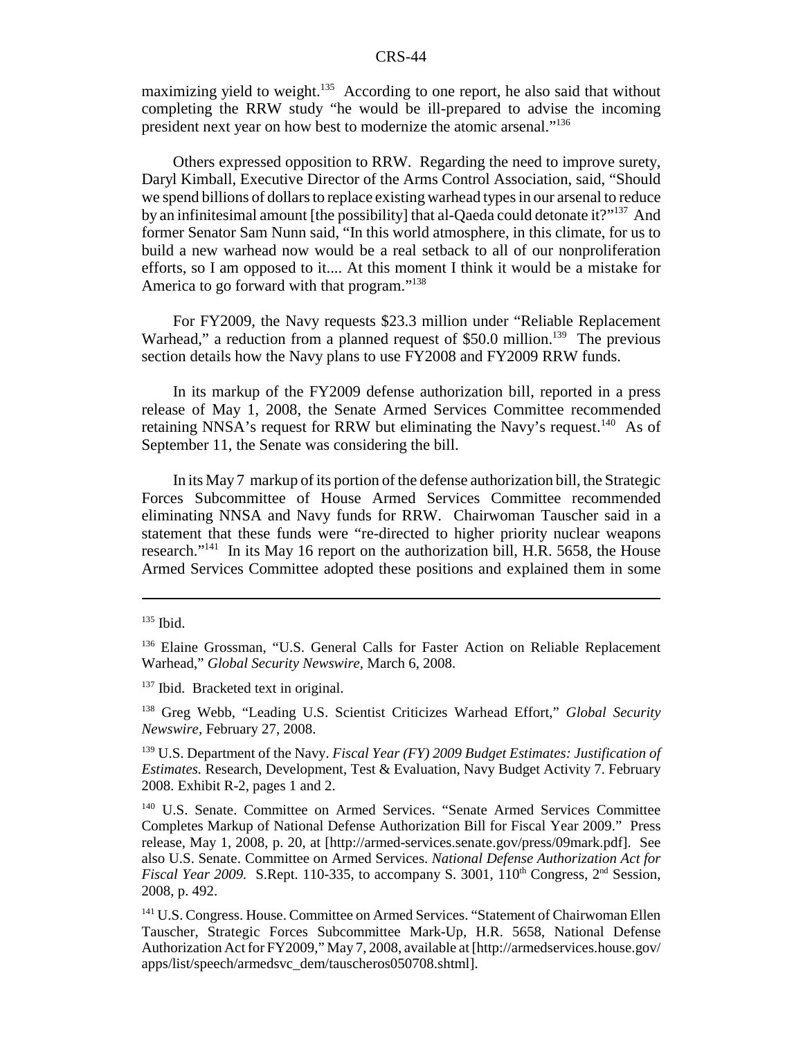maximizing yield to weight.[135] According to one report, he also said that without completing the RRW study "he would be ill-prepared to advise the incoming president next year on how best to modernize the atomic arsenal."[136]

Others expressed opposition to RRW. Regarding the need to improve surety, Daryl Kimball, Executive Director of the Arms Control Association, said, "Should we spend billions of dollars to replace existing warhead types in our arsenal to reduce by an infinitesimal amount [the possibility] that al-Qaeda could detonate it?"[137] And former Senator Sam Nunn said, "In this world atmosphere, in this climate, for us to build a new warhead now would be a real setback to all of our nonproliferation efforts, so I am opposed to it.... At this moment I think it would be a mistake for America to go forward with that program."[138]

For FY2009, the Navy requests $23.3 million under "Reliable Replacement Warhead," a reduction from a planned request of $50.0 million.[139] The previous section details how the Navy plans to use FY2008 and FY2009 RRW funds.

In its markup of the FY2009 defense authorization bill, reported in a press release of May 1, 2008, the Senate Armed Services Committee recommended retaining NNSA's request for RRW but eliminating the Navy's request.[140] As of September 11, the Senate was considering the bill.

In its May 7 markup of its portion of the defense authorization bill, the Strategic Forces Subcommittee of House Armed Services Committee recommended eliminating NNSA and Navy funds for RRW. Chairwoman Tauscher said in a statement that these funds were "re-directed to higher priority nuclear weapons research."[141] In its May 16 report on the authorization bill, H.R. 5658, the House Armed Services Committee adopted these positions and explained them in some

---

[135] Ibid.

[136] Elaine Grossman, "U.S. General Calls for Faster Action on Reliable Replacement Warhead," *Global Security Newswire*, March 6, 2008.

[137] Ibid. Bracketed text in original.

[138] Greg Webb, "Leading U.S. Scientist Criticizes Warhead Effort," *Global Security Newswire*, February 27, 2008.

[139] U.S. Department of the Navy. *Fiscal Year (FY) 2009 Budget Estimates: Justification of Estimates.* Research, Development, Test & Evaluation, Navy Budget Activity 7. February 2008. Exhibit R-2, pages 1 and 2.

[140] U.S. Senate. Committee on Armed Services. "Senate Armed Services Committee Completes Markup of National Defense Authorization Bill for Fiscal Year 2009." Press release, May 1, 2008, p. 20, at [http://armed-services.senate.gov/press/09mark.pdf]. See also U.S. Senate. Committee on Armed Services. *National Defense Authorization Act for Fiscal Year 2009.* S.Rept. 110-335, to accompany S. 3001, 110th Congress, 2nd Session, 2008, p. 492.

[141] U.S. Congress. House. Committee on Armed Services. "Statement of Chairwoman Ellen Tauscher, Strategic Forces Subcommittee Mark-Up, H.R. 5658, National Defense Authorization Act for FY2009," May 7, 2008, available at [http://armedservices.house.gov/apps/list/speech/armedsvc_dem/tauscheros050708.shtml].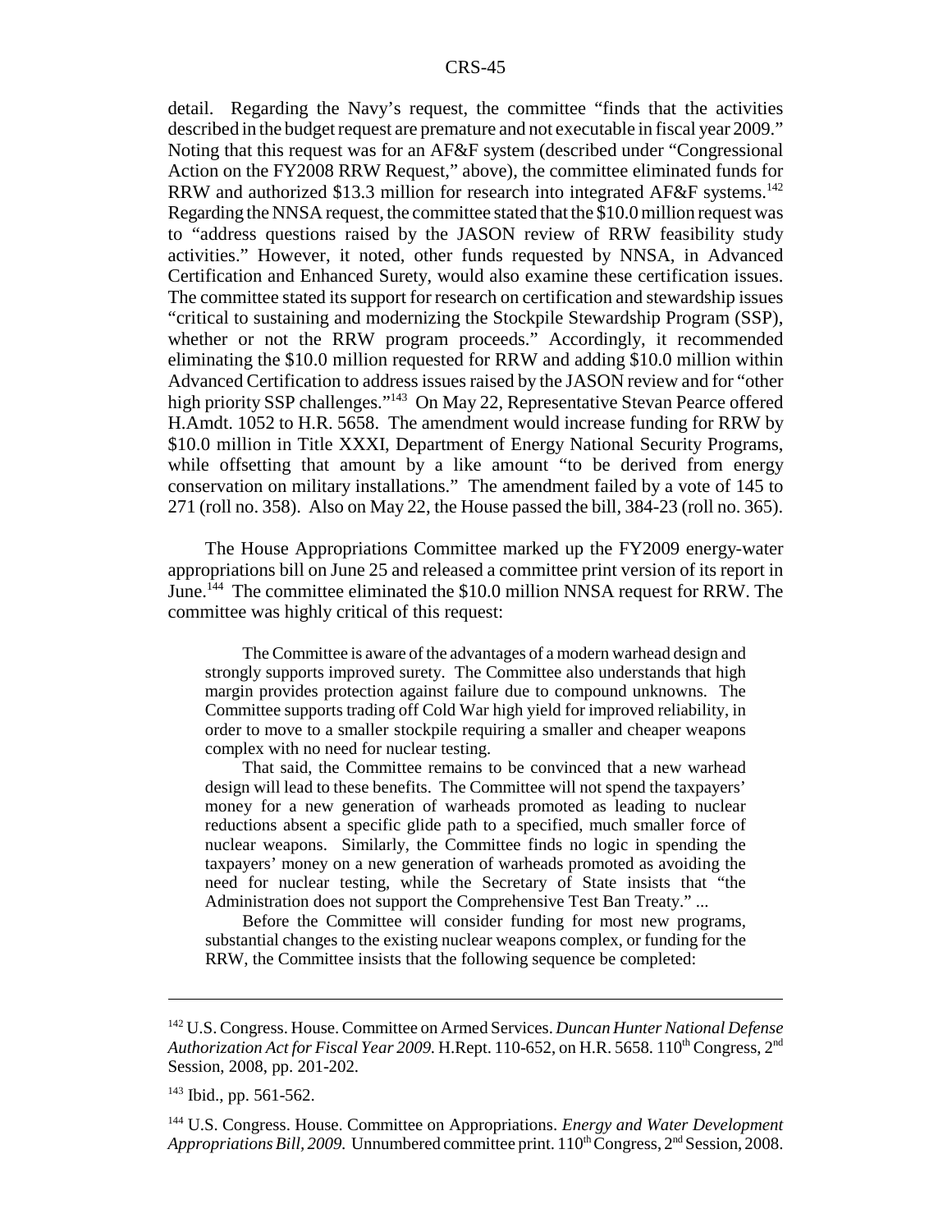detail. Regarding the Navy's request, the committee "finds that the activities described in the budget request are premature and not executable in fiscal year 2009." Noting that this request was for an AF&F system (described under "Congressional Action on the FY2008 RRW Request," above), the committee eliminated funds for RRW and authorized $13.3 million for research into integrated AF&F systems.[142] Regarding the NNSA request, the committee stated that the $10.0 million request was to "address questions raised by the JASON review of RRW feasibility study activities." However, it noted, other funds requested by NNSA, in Advanced Certification and Enhanced Surety, would also examine these certification issues. The committee stated its support for research on certification and stewardship issues "critical to sustaining and modernizing the Stockpile Stewardship Program (SSP), whether or not the RRW program proceeds." Accordingly, it recommended eliminating the $10.0 million requested for RRW and adding $10.0 million within Advanced Certification to address issues raised by the JASON review and for "other high priority SSP challenges."[143] On May 22, Representative Stevan Pearce offered H.Amdt. 1052 to H.R. 5658. The amendment would increase funding for RRW by $10.0 million in Title XXXI, Department of Energy National Security Programs, while offsetting that amount by a like amount "to be derived from energy conservation on military installations." The amendment failed by a vote of 145 to 271 (roll no. 358). Also on May 22, the House passed the bill, 384-23 (roll no. 365).

The House Appropriations Committee marked up the FY2009 energy-water appropriations bill on June 25 and released a committee print version of its report in June.[144] The committee eliminated the $10.0 million NNSA request for RRW. The committee was highly critical of this request:

> The Committee is aware of the advantages of a modern warhead design and strongly supports improved surety. The Committee also understands that high margin provides protection against failure due to compound unknowns. The Committee supports trading off Cold War high yield for improved reliability, in order to move to a smaller stockpile requiring a smaller and cheaper weapons complex with no need for nuclear testing.
>
> That said, the Committee remains to be convinced that a new warhead design will lead to these benefits. The Committee will not spend the taxpayers' money for a new generation of warheads promoted as leading to nuclear reductions absent a specific glide path to a specified, much smaller force of nuclear weapons. Similarly, the Committee finds no logic in spending the taxpayers' money on a new generation of warheads promoted as avoiding the need for nuclear testing, while the Secretary of State insists that "the Administration does not support the Comprehensive Test Ban Treaty." ...
>
> Before the Committee will consider funding for most new programs, substantial changes to the existing nuclear weapons complex, or funding for the RRW, the Committee insists that the following sequence be completed:

---

[142] U.S. Congress. House. Committee on Armed Services. *Duncan Hunter National Defense Authorization Act for Fiscal Year 2009.* H.Rept. 110-652, on H.R. 5658. 110th Congress, 2nd Session, 2008, pp. 201-202.

[143] Ibid., pp. 561-562.

[144] U.S. Congress. House. Committee on Appropriations. *Energy and Water Development Appropriations Bill, 2009.* Unnumbered committee print. 110th Congress, 2nd Session, 2008.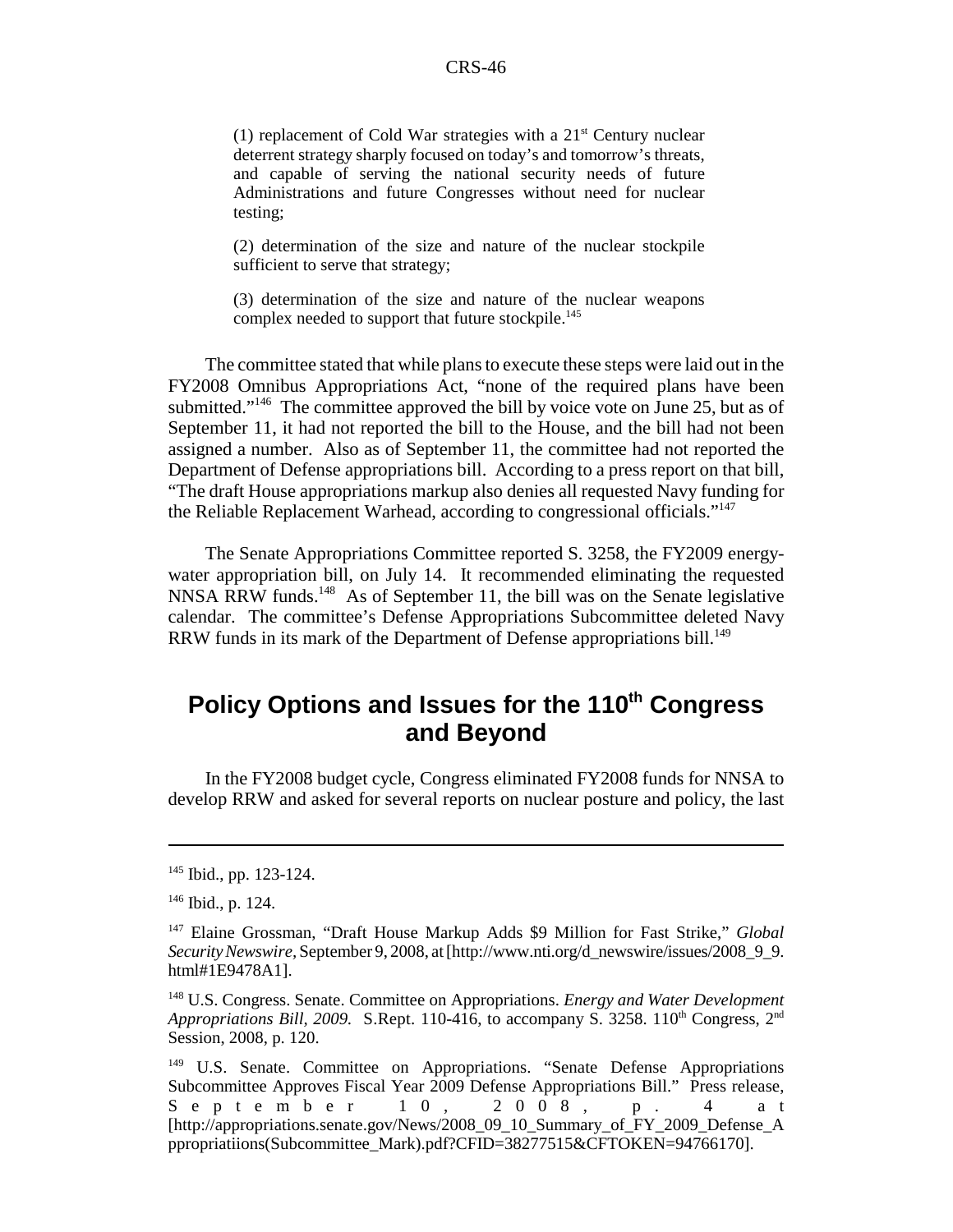(1) replacement of Cold War strategies with a 21st Century nuclear deterrent strategy sharply focused on today's and tomorrow's threats, and capable of serving the national security needs of future Administrations and future Congresses without need for nuclear testing;

(2) determination of the size and nature of the nuclear stockpile sufficient to serve that strategy;

(3) determination of the size and nature of the nuclear weapons complex needed to support that future stockpile.[145]

The committee stated that while plans to execute these steps were laid out in the FY2008 Omnibus Appropriations Act, "none of the required plans have been submitted."[146] The committee approved the bill by voice vote on June 25, but as of September 11, it had not reported the bill to the House, and the bill had not been assigned a number. Also as of September 11, the committee had not reported the Department of Defense appropriations bill. According to a press report on that bill, "The draft House appropriations markup also denies all requested Navy funding for the Reliable Replacement Warhead, according to congressional officials."[147]

The Senate Appropriations Committee reported S. 3258, the FY2009 energy-water appropriation bill, on July 14. It recommended eliminating the requested NNSA RRW funds.[148] As of September 11, the bill was on the Senate legislative calendar. The committee's Defense Appropriations Subcommittee deleted Navy RRW funds in its mark of the Department of Defense appropriations bill.[149]

## Policy Options and Issues for the 110th Congress and Beyond

In the FY2008 budget cycle, Congress eliminated FY2008 funds for NNSA to develop RRW and asked for several reports on nuclear posture and policy, the last

---

[145] Ibid., pp. 123-124.

[146] Ibid., p. 124.

[147] Elaine Grossman, "Draft House Markup Adds $9 Million for Fast Strike," *Global Security Newswire,* September 9, 2008, at [http://www.nti.org/d_newswire/issues/2008_9_9.html#1E9478A1].

[148] U.S. Congress. Senate. Committee on Appropriations. *Energy and Water Development Appropriations Bill, 2009.* S.Rept. 110-416, to accompany S. 3258. 110th Congress, 2nd Session, 2008, p. 120.

[149] U.S. Senate. Committee on Appropriations. "Senate Defense Appropriations Subcommittee Approves Fiscal Year 2009 Defense Appropriations Bill." Press release, September 10, 2008, p. 4 at [http://appropriations.senate.gov/News/2008_09_10_Summary_of_FY_2009_Defense_Appropriatiions(Subcommittee_Mark).pdf?CFID=38277515&CFTOKEN=94766170].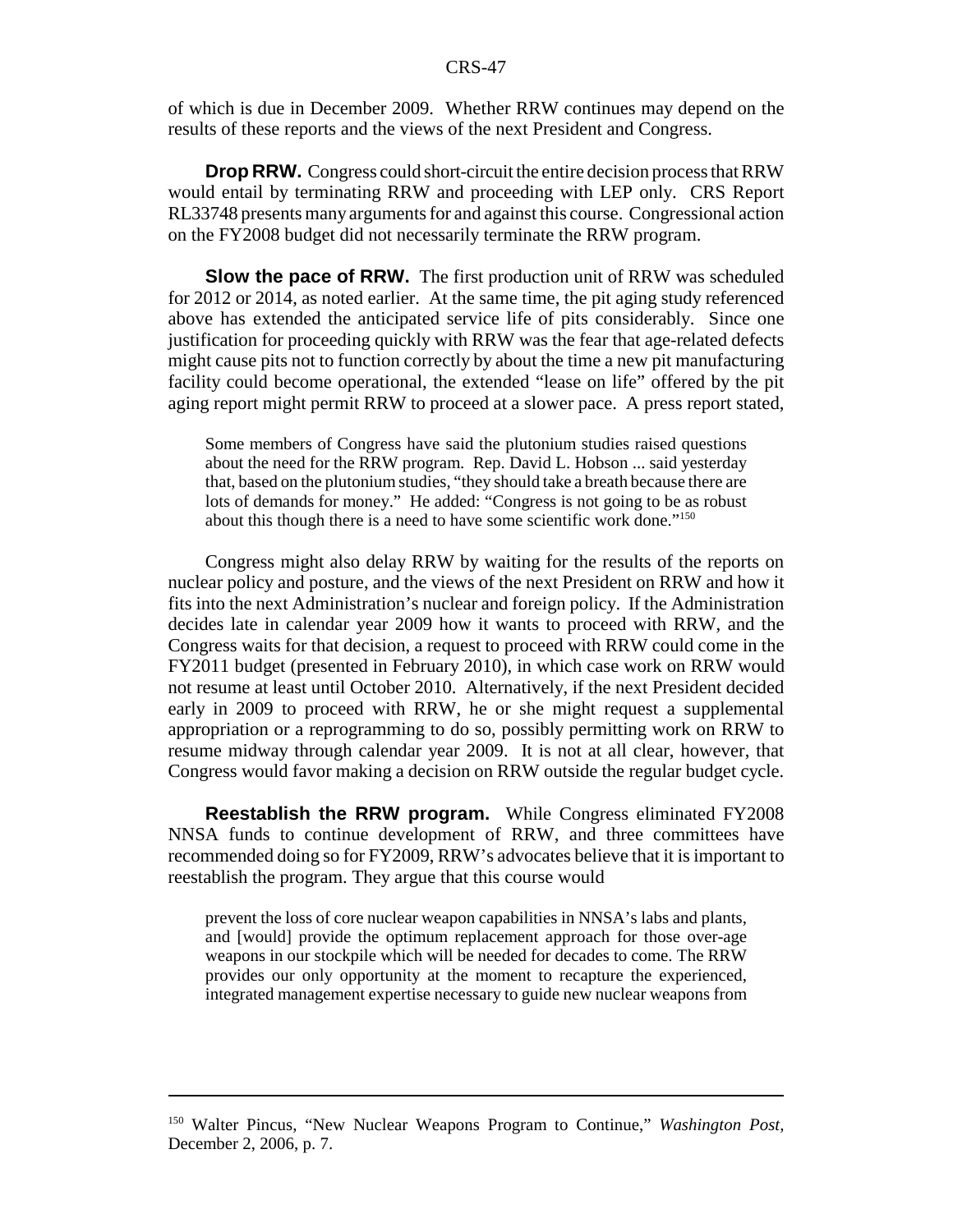of which is due in December 2009. Whether RRW continues may depend on the results of these reports and the views of the next President and Congress.

**Drop RRW.** Congress could short-circuit the entire decision process that RRW would entail by terminating RRW and proceeding with LEP only. CRS Report RL33748 presents many arguments for and against this course. Congressional action on the FY2008 budget did not necessarily terminate the RRW program.

**Slow the pace of RRW.** The first production unit of RRW was scheduled for 2012 or 2014, as noted earlier. At the same time, the pit aging study referenced above has extended the anticipated service life of pits considerably. Since one justification for proceeding quickly with RRW was the fear that age-related defects might cause pits not to function correctly by about the time a new pit manufacturing facility could become operational, the extended "lease on life" offered by the pit aging report might permit RRW to proceed at a slower pace. A press report stated,

> Some members of Congress have said the plutonium studies raised questions about the need for the RRW program. Rep. David L. Hobson ... said yesterday that, based on the plutonium studies, "they should take a breath because there are lots of demands for money." He added: "Congress is not going to be as robust about this though there is a need to have some scientific work done."[150]

Congress might also delay RRW by waiting for the results of the reports on nuclear policy and posture, and the views of the next President on RRW and how it fits into the next Administration's nuclear and foreign policy. If the Administration decides late in calendar year 2009 how it wants to proceed with RRW, and the Congress waits for that decision, a request to proceed with RRW could come in the FY2011 budget (presented in February 2010), in which case work on RRW would not resume at least until October 2010. Alternatively, if the next President decided early in 2009 to proceed with RRW, he or she might request a supplemental appropriation or a reprogramming to do so, possibly permitting work on RRW to resume midway through calendar year 2009. It is not at all clear, however, that Congress would favor making a decision on RRW outside the regular budget cycle.

**Reestablish the RRW program.** While Congress eliminated FY2008 NNSA funds to continue development of RRW, and three committees have recommended doing so for FY2009, RRW's advocates believe that it is important to reestablish the program. They argue that this course would

> prevent the loss of core nuclear weapon capabilities in NNSA's labs and plants, and [would] provide the optimum replacement approach for those over-age weapons in our stockpile which will be needed for decades to come. The RRW provides our only opportunity at the moment to recapture the experienced, integrated management expertise necessary to guide new nuclear weapons from

---

[150] Walter Pincus, "New Nuclear Weapons Program to Continue," *Washington Post*, December 2, 2006, p. 7.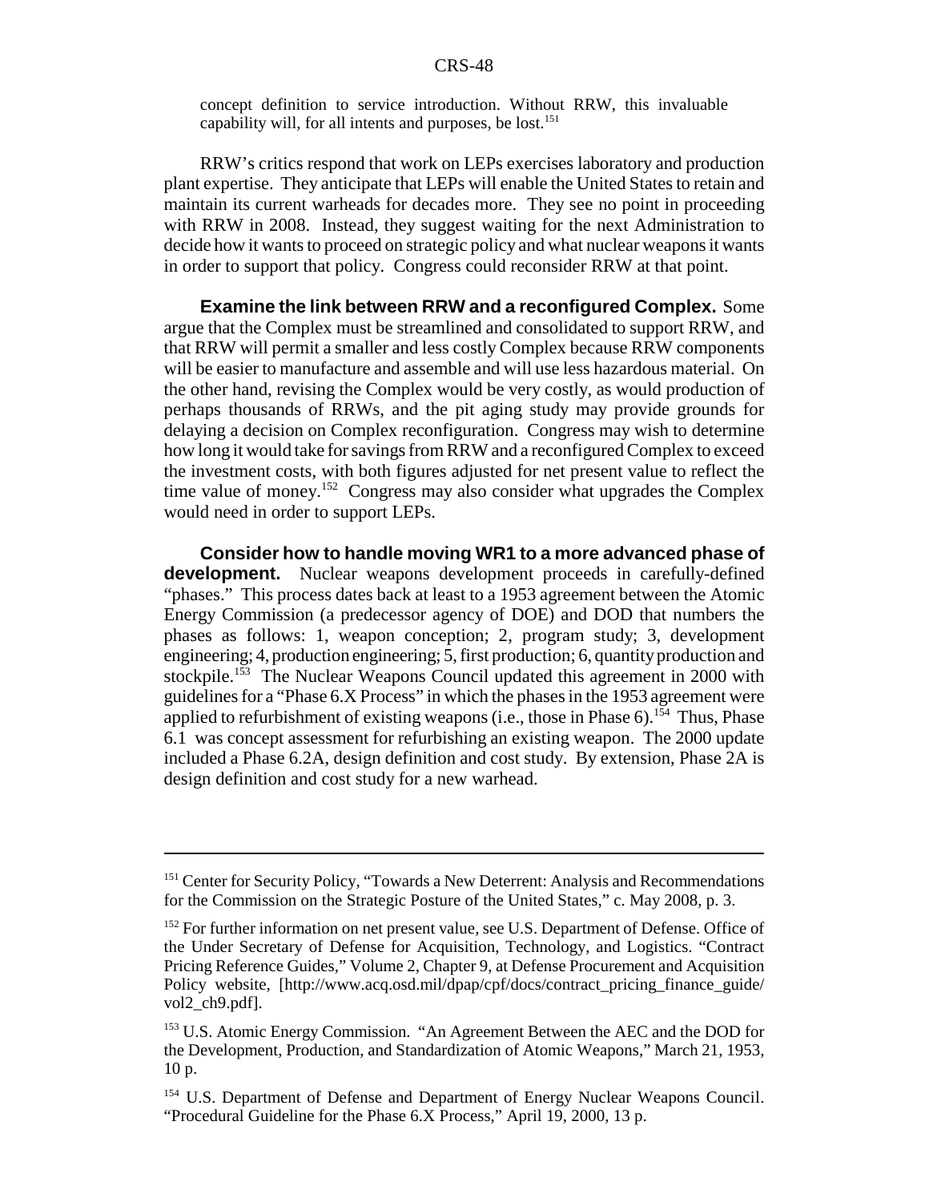concept definition to service introduction. Without RRW, this invaluable capability will, for all intents and purposes, be lost.[151]

RRW's critics respond that work on LEPs exercises laboratory and production plant expertise. They anticipate that LEPs will enable the United States to retain and maintain its current warheads for decades more. They see no point in proceeding with RRW in 2008. Instead, they suggest waiting for the next Administration to decide how it wants to proceed on strategic policy and what nuclear weapons it wants in order to support that policy. Congress could reconsider RRW at that point.

**Examine the link between RRW and a reconfigured Complex.** Some argue that the Complex must be streamlined and consolidated to support RRW, and that RRW will permit a smaller and less costly Complex because RRW components will be easier to manufacture and assemble and will use less hazardous material. On the other hand, revising the Complex would be very costly, as would production of perhaps thousands of RRWs, and the pit aging study may provide grounds for delaying a decision on Complex reconfiguration. Congress may wish to determine how long it would take for savings from RRW and a reconfigured Complex to exceed the investment costs, with both figures adjusted for net present value to reflect the time value of money.[152] Congress may also consider what upgrades the Complex would need in order to support LEPs.

**Consider how to handle moving WR1 to a more advanced phase of development.** Nuclear weapons development proceeds in carefully-defined "phases." This process dates back at least to a 1953 agreement between the Atomic Energy Commission (a predecessor agency of DOE) and DOD that numbers the phases as follows: 1, weapon conception; 2, program study; 3, development engineering; 4, production engineering; 5, first production; 6, quantity production and stockpile.[153] The Nuclear Weapons Council updated this agreement in 2000 with guidelines for a "Phase 6.X Process" in which the phases in the 1953 agreement were applied to refurbishment of existing weapons (i.e., those in Phase 6).[154] Thus, Phase 6.1 was concept assessment for refurbishing an existing weapon. The 2000 update included a Phase 6.2A, design definition and cost study. By extension, Phase 2A is design definition and cost study for a new warhead.

---

[151] Center for Security Policy, "Towards a New Deterrent: Analysis and Recommendations for the Commission on the Strategic Posture of the United States," c. May 2008, p. 3.

[152] For further information on net present value, see U.S. Department of Defense. Office of the Under Secretary of Defense for Acquisition, Technology, and Logistics. "Contract Pricing Reference Guides," Volume 2, Chapter 9, at Defense Procurement and Acquisition Policy website, [http://www.acq.osd.mil/dpap/cpf/docs/contract_pricing_finance_guide/vol2_ch9.pdf].

[153] U.S. Atomic Energy Commission. "An Agreement Between the AEC and the DOD for the Development, Production, and Standardization of Atomic Weapons," March 21, 1953, 10 p.

[154] U.S. Department of Defense and Department of Energy Nuclear Weapons Council. "Procedural Guideline for the Phase 6.X Process," April 19, 2000, 13 p.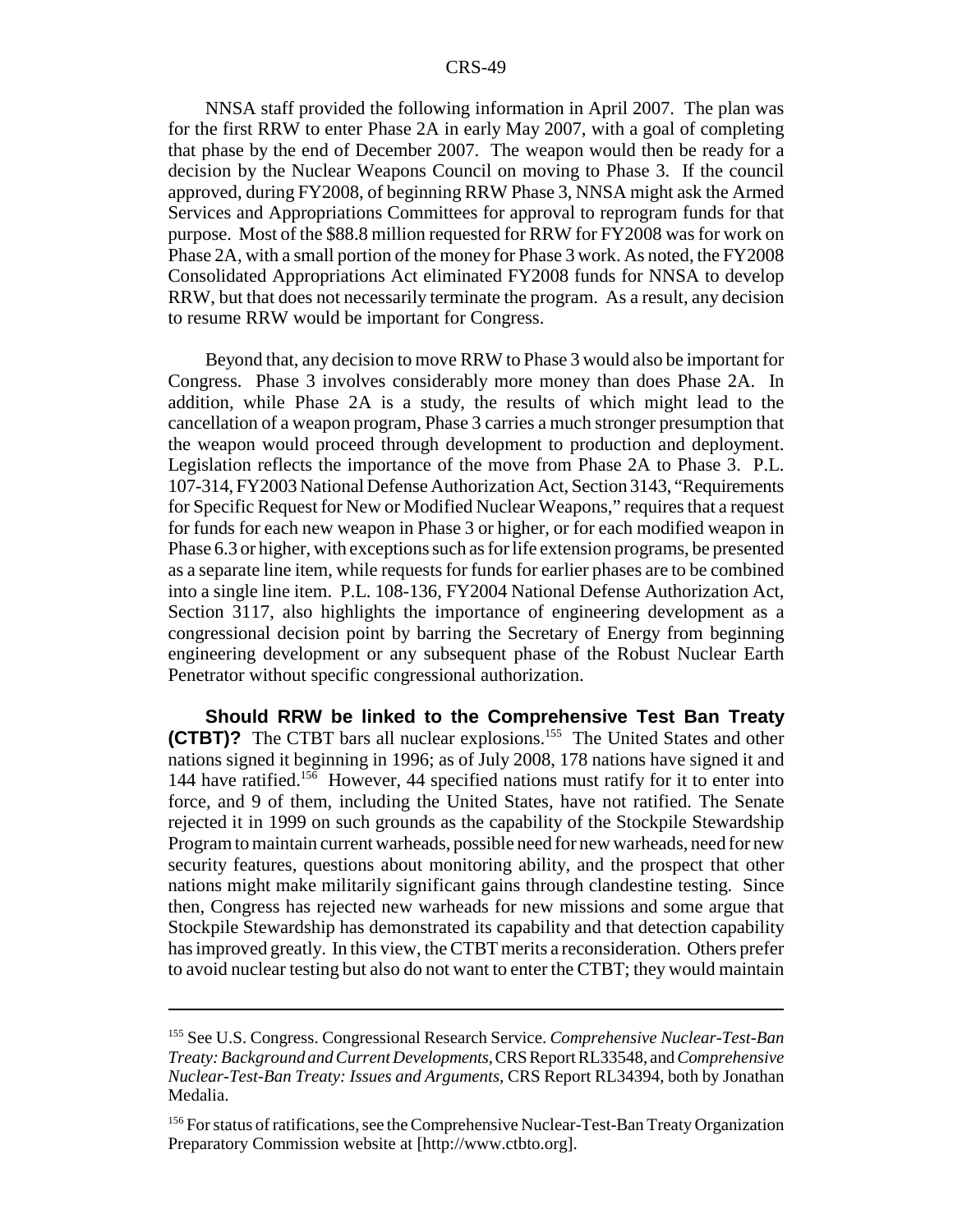NNSA staff provided the following information in April 2007. The plan was for the first RRW to enter Phase 2A in early May 2007, with a goal of completing that phase by the end of December 2007. The weapon would then be ready for a decision by the Nuclear Weapons Council on moving to Phase 3. If the council approved, during FY2008, of beginning RRW Phase 3, NNSA might ask the Armed Services and Appropriations Committees for approval to reprogram funds for that purpose. Most of the $88.8 million requested for RRW for FY2008 was for work on Phase 2A, with a small portion of the money for Phase 3 work. As noted, the FY2008 Consolidated Appropriations Act eliminated FY2008 funds for NNSA to develop RRW, but that does not necessarily terminate the program. As a result, any decision to resume RRW would be important for Congress.

Beyond that, any decision to move RRW to Phase 3 would also be important for Congress. Phase 3 involves considerably more money than does Phase 2A. In addition, while Phase 2A is a study, the results of which might lead to the cancellation of a weapon program, Phase 3 carries a much stronger presumption that the weapon would proceed through development to production and deployment. Legislation reflects the importance of the move from Phase 2A to Phase 3. P.L. 107-314, FY2003 National Defense Authorization Act, Section 3143, "Requirements for Specific Request for New or Modified Nuclear Weapons," requires that a request for funds for each new weapon in Phase 3 or higher, or for each modified weapon in Phase 6.3 or higher, with exceptions such as for life extension programs, be presented as a separate line item, while requests for funds for earlier phases are to be combined into a single line item. P.L. 108-136, FY2004 National Defense Authorization Act, Section 3117, also highlights the importance of engineering development as a congressional decision point by barring the Secretary of Energy from beginning engineering development or any subsequent phase of the Robust Nuclear Earth Penetrator without specific congressional authorization.

**Should RRW be linked to the Comprehensive Test Ban Treaty (CTBT)?** The CTBT bars all nuclear explosions.[155] The United States and other nations signed it beginning in 1996; as of July 2008, 178 nations have signed it and 144 have ratified.[156] However, 44 specified nations must ratify for it to enter into force, and 9 of them, including the United States, have not ratified. The Senate rejected it in 1999 on such grounds as the capability of the Stockpile Stewardship Program to maintain current warheads, possible need for new warheads, need for new security features, questions about monitoring ability, and the prospect that other nations might make militarily significant gains through clandestine testing. Since then, Congress has rejected new warheads for new missions and some argue that Stockpile Stewardship has demonstrated its capability and that detection capability has improved greatly. In this view, the CTBT merits a reconsideration. Others prefer to avoid nuclear testing but also do not want to enter the CTBT; they would maintain

---

[155] See U.S. Congress. Congressional Research Service. *Comprehensive Nuclear-Test-Ban Treaty: Background and Current Developments,* CRS Report RL33548, and *Comprehensive Nuclear-Test-Ban Treaty: Issues and Arguments,* CRS Report RL34394, both by Jonathan Medalia.

[156] For status of ratifications, see the Comprehensive Nuclear-Test-Ban Treaty Organization Preparatory Commission website at [http://www.ctbto.org].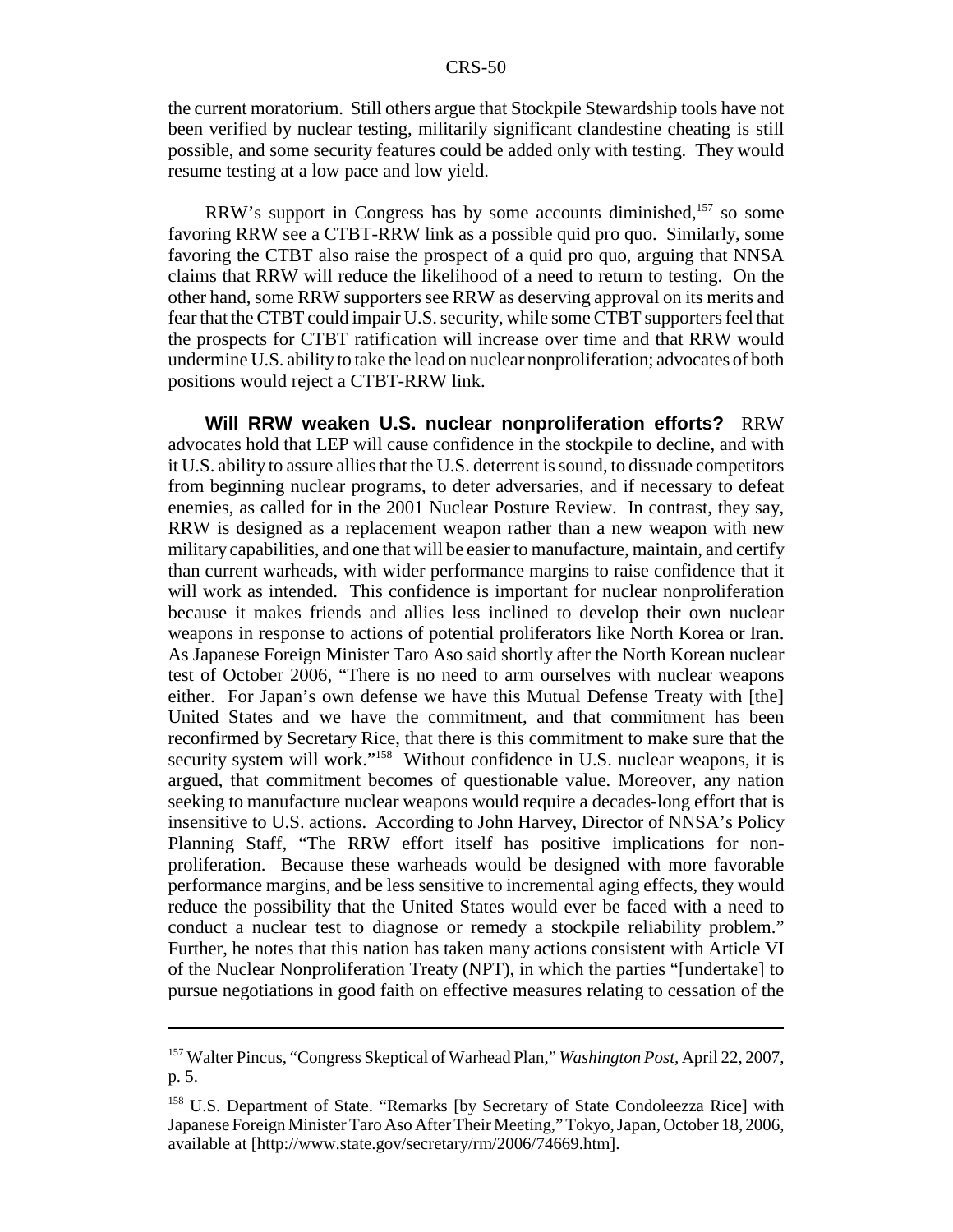the current moratorium. Still others argue that Stockpile Stewardship tools have not been verified by nuclear testing, militarily significant clandestine cheating is still possible, and some security features could be added only with testing. They would resume testing at a low pace and low yield.

RRW's support in Congress has by some accounts diminished,[157] so some favoring RRW see a CTBT-RRW link as a possible quid pro quo. Similarly, some favoring the CTBT also raise the prospect of a quid pro quo, arguing that NNSA claims that RRW will reduce the likelihood of a need to return to testing. On the other hand, some RRW supporters see RRW as deserving approval on its merits and fear that the CTBT could impair U.S. security, while some CTBT supporters feel that the prospects for CTBT ratification will increase over time and that RRW would undermine U.S. ability to take the lead on nuclear nonproliferation; advocates of both positions would reject a CTBT-RRW link.

**Will RRW weaken U.S. nuclear nonproliferation efforts?** RRW advocates hold that LEP will cause confidence in the stockpile to decline, and with it U.S. ability to assure allies that the U.S. deterrent is sound, to dissuade competitors from beginning nuclear programs, to deter adversaries, and if necessary to defeat enemies, as called for in the 2001 Nuclear Posture Review. In contrast, they say, RRW is designed as a replacement weapon rather than a new weapon with new military capabilities, and one that will be easier to manufacture, maintain, and certify than current warheads, with wider performance margins to raise confidence that it will work as intended. This confidence is important for nuclear nonproliferation because it makes friends and allies less inclined to develop their own nuclear weapons in response to actions of potential proliferators like North Korea or Iran. As Japanese Foreign Minister Taro Aso said shortly after the North Korean nuclear test of October 2006, "There is no need to arm ourselves with nuclear weapons either. For Japan's own defense we have this Mutual Defense Treaty with [the] United States and we have the commitment, and that commitment has been reconfirmed by Secretary Rice, that there is this commitment to make sure that the security system will work."[158] Without confidence in U.S. nuclear weapons, it is argued, that commitment becomes of questionable value. Moreover, any nation seeking to manufacture nuclear weapons would require a decades-long effort that is insensitive to U.S. actions. According to John Harvey, Director of NNSA's Policy Planning Staff, "The RRW effort itself has positive implications for non-proliferation. Because these warheads would be designed with more favorable performance margins, and be less sensitive to incremental aging effects, they would reduce the possibility that the United States would ever be faced with a need to conduct a nuclear test to diagnose or remedy a stockpile reliability problem." Further, he notes that this nation has taken many actions consistent with Article VI of the Nuclear Nonproliferation Treaty (NPT), in which the parties "[undertake] to pursue negotiations in good faith on effective measures relating to cessation of the

---

[157] Walter Pincus, "Congress Skeptical of Warhead Plan," *Washington Post*, April 22, 2007, p. 5.

[158] U.S. Department of State. "Remarks [by Secretary of State Condoleezza Rice] with Japanese Foreign Minister Taro Aso After Their Meeting," Tokyo, Japan, October 18, 2006, available at [http://www.state.gov/secretary/rm/2006/74669.htm].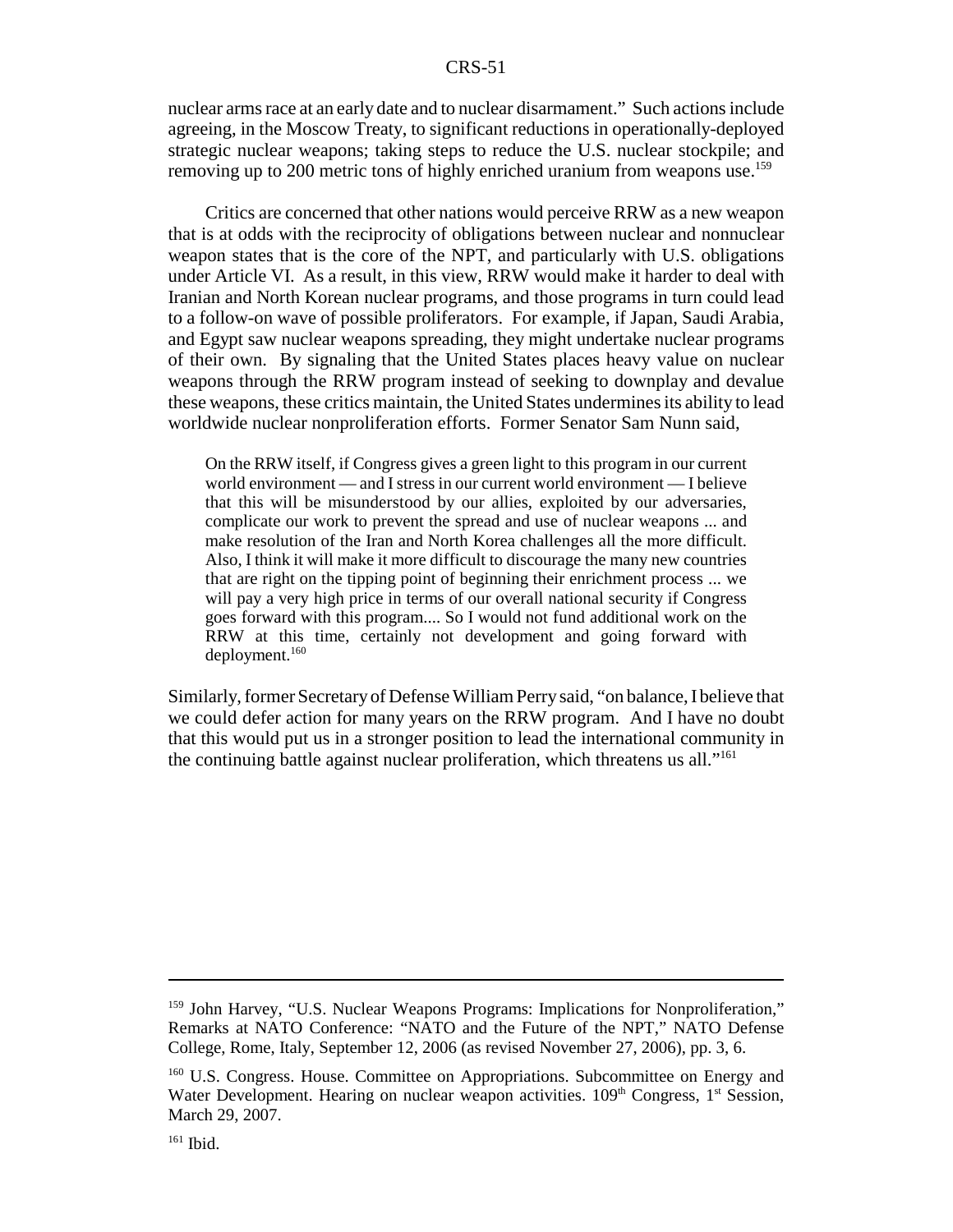nuclear arms race at an early date and to nuclear disarmament." Such actions include agreeing, in the Moscow Treaty, to significant reductions in operationally-deployed strategic nuclear weapons; taking steps to reduce the U.S. nuclear stockpile; and removing up to 200 metric tons of highly enriched uranium from weapons use.[159]

Critics are concerned that other nations would perceive RRW as a new weapon that is at odds with the reciprocity of obligations between nuclear and nonnuclear weapon states that is the core of the NPT, and particularly with U.S. obligations under Article VI. As a result, in this view, RRW would make it harder to deal with Iranian and North Korean nuclear programs, and those programs in turn could lead to a follow-on wave of possible proliferators. For example, if Japan, Saudi Arabia, and Egypt saw nuclear weapons spreading, they might undertake nuclear programs of their own. By signaling that the United States places heavy value on nuclear weapons through the RRW program instead of seeking to downplay and devalue these weapons, these critics maintain, the United States undermines its ability to lead worldwide nuclear nonproliferation efforts. Former Senator Sam Nunn said,

> On the RRW itself, if Congress gives a green light to this program in our current world environment — and I stress in our current world environment — I believe that this will be misunderstood by our allies, exploited by our adversaries, complicate our work to prevent the spread and use of nuclear weapons ... and make resolution of the Iran and North Korea challenges all the more difficult. Also, I think it will make it more difficult to discourage the many new countries that are right on the tipping point of beginning their enrichment process ... we will pay a very high price in terms of our overall national security if Congress goes forward with this program.... So I would not fund additional work on the RRW at this time, certainly not development and going forward with deployment.[160]

Similarly, former Secretary of Defense William Perry said, "on balance, I believe that we could defer action for many years on the RRW program. And I have no doubt that this would put us in a stronger position to lead the international community in the continuing battle against nuclear proliferation, which threatens us all."[161]

---

[159] John Harvey, "U.S. Nuclear Weapons Programs: Implications for Nonproliferation," Remarks at NATO Conference: "NATO and the Future of the NPT," NATO Defense College, Rome, Italy, September 12, 2006 (as revised November 27, 2006), pp. 3, 6.

[160] U.S. Congress. House. Committee on Appropriations. Subcommittee on Energy and Water Development. Hearing on nuclear weapon activities. 109th Congress, 1st Session, March 29, 2007.

[161] Ibid.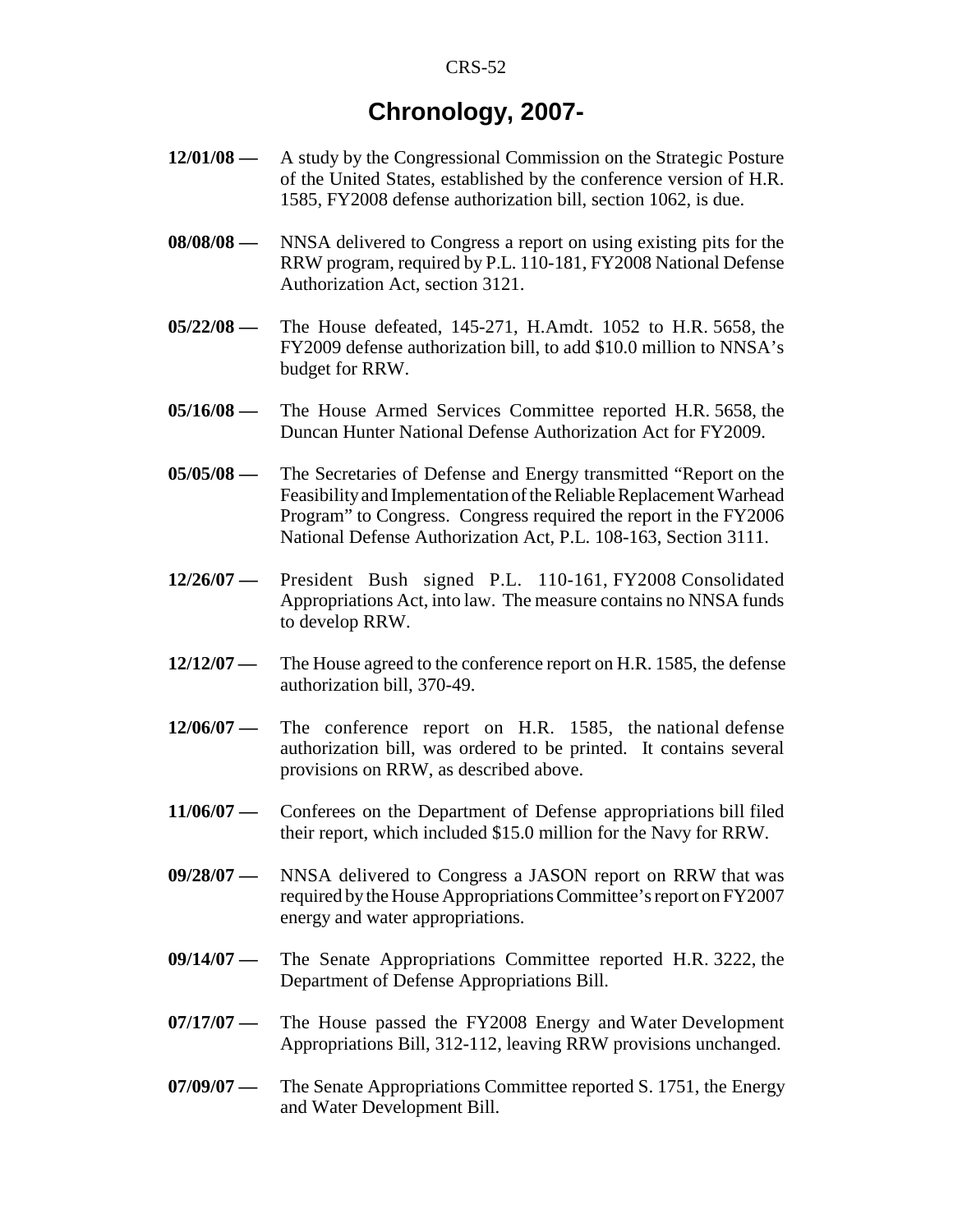## Chronology, 2007-

**12/01/08 —** A study by the Congressional Commission on the Strategic Posture of the United States, established by the conference version of H.R. 1585, FY2008 defense authorization bill, section 1062, is due.

**08/08/08 —** NNSA delivered to Congress a report on using existing pits for the RRW program, required by P.L. 110-181, FY2008 National Defense Authorization Act, section 3121.

**05/22/08 —** The House defeated, 145-271, H.Amdt. 1052 to H.R. 5658, the FY2009 defense authorization bill, to add $10.0 million to NNSA's budget for RRW.

**05/16/08 —** The House Armed Services Committee reported H.R. 5658, the Duncan Hunter National Defense Authorization Act for FY2009.

**05/05/08 —** The Secretaries of Defense and Energy transmitted "Report on the Feasibility and Implementation of the Reliable Replacement Warhead Program" to Congress. Congress required the report in the FY2006 National Defense Authorization Act, P.L. 108-163, Section 3111.

**12/26/07 —** President Bush signed P.L. 110-161, FY2008 Consolidated Appropriations Act, into law. The measure contains no NNSA funds to develop RRW.

**12/12/07 —** The House agreed to the conference report on H.R. 1585, the defense authorization bill, 370-49.

**12/06/07 —** The conference report on H.R. 1585, the national defense authorization bill, was ordered to be printed. It contains several provisions on RRW, as described above.

**11/06/07 —** Conferees on the Department of Defense appropriations bill filed their report, which included $15.0 million for the Navy for RRW.

**09/28/07 —** NNSA delivered to Congress a JASON report on RRW that was required by the House Appropriations Committee's report on FY2007 energy and water appropriations.

**09/14/07 —** The Senate Appropriations Committee reported H.R. 3222, the Department of Defense Appropriations Bill.

**07/17/07 —** The House passed the FY2008 Energy and Water Development Appropriations Bill, 312-112, leaving RRW provisions unchanged.

**07/09/07 —** The Senate Appropriations Committee reported S. 1751, the Energy and Water Development Bill.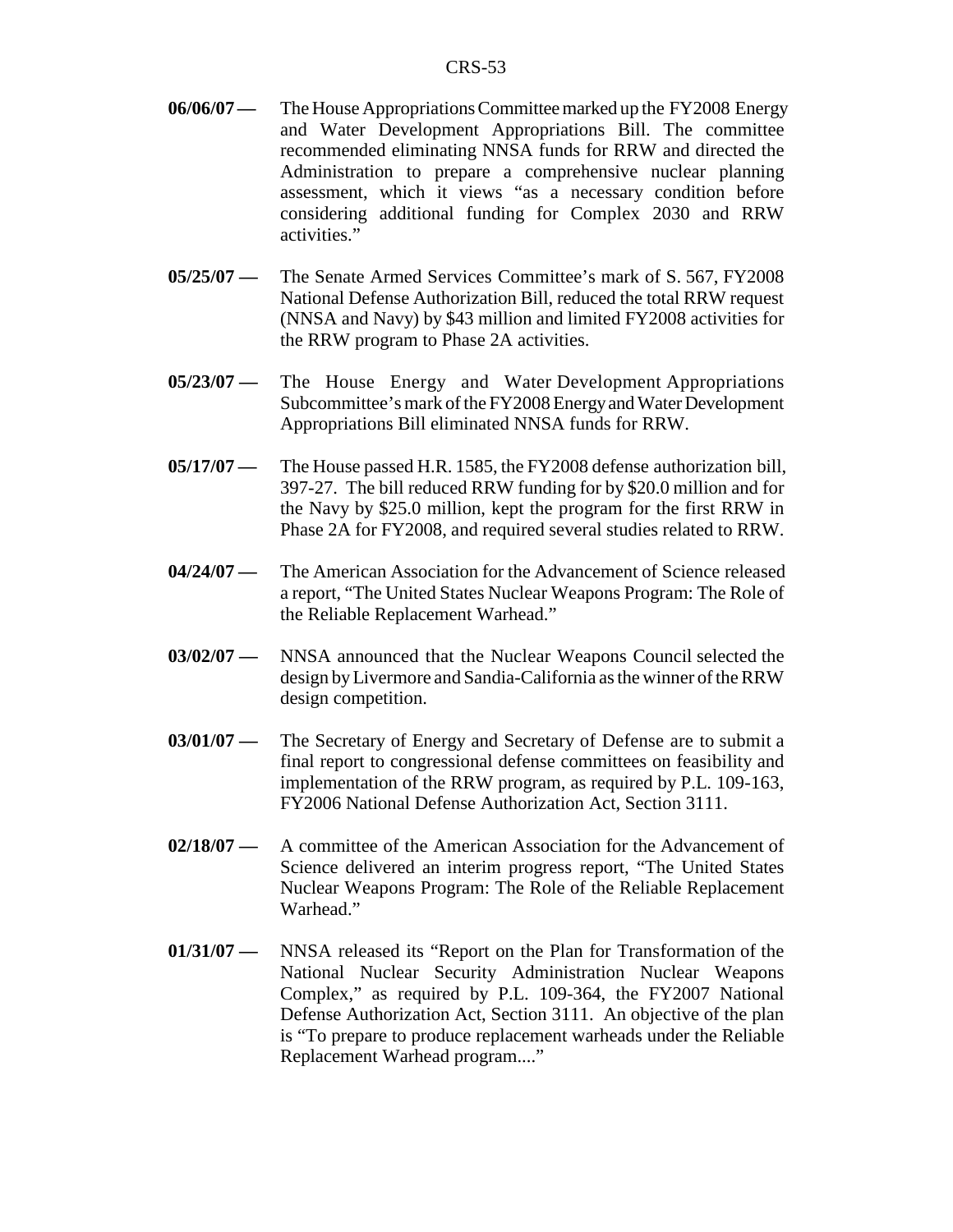**06/06/07 —** The House Appropriations Committee marked up the FY2008 Energy and Water Development Appropriations Bill. The committee recommended eliminating NNSA funds for RRW and directed the Administration to prepare a comprehensive nuclear planning assessment, which it views "as a necessary condition before considering additional funding for Complex 2030 and RRW activities."

**05/25/07 —** The Senate Armed Services Committee's mark of S. 567, FY2008 National Defense Authorization Bill, reduced the total RRW request (NNSA and Navy) by $43 million and limited FY2008 activities for the RRW program to Phase 2A activities.

**05/23/07 —** The House Energy and Water Development Appropriations Subcommittee's mark of the FY2008 Energy and Water Development Appropriations Bill eliminated NNSA funds for RRW.

**05/17/07 —** The House passed H.R. 1585, the FY2008 defense authorization bill, 397-27. The bill reduced RRW funding for by $20.0 million and for the Navy by $25.0 million, kept the program for the first RRW in Phase 2A for FY2008, and required several studies related to RRW.

**04/24/07 —** The American Association for the Advancement of Science released a report, "The United States Nuclear Weapons Program: The Role of the Reliable Replacement Warhead."

**03/02/07 —** NNSA announced that the Nuclear Weapons Council selected the design by Livermore and Sandia-California as the winner of the RRW design competition.

**03/01/07 —** The Secretary of Energy and Secretary of Defense are to submit a final report to congressional defense committees on feasibility and implementation of the RRW program, as required by P.L. 109-163, FY2006 National Defense Authorization Act, Section 3111.

**02/18/07 —** A committee of the American Association for the Advancement of Science delivered an interim progress report, "The United States Nuclear Weapons Program: The Role of the Reliable Replacement Warhead."

**01/31/07 —** NNSA released its "Report on the Plan for Transformation of the National Nuclear Security Administration Nuclear Weapons Complex," as required by P.L. 109-364, the FY2007 National Defense Authorization Act, Section 3111. An objective of the plan is "To prepare to produce replacement warheads under the Reliable Replacement Warhead program...."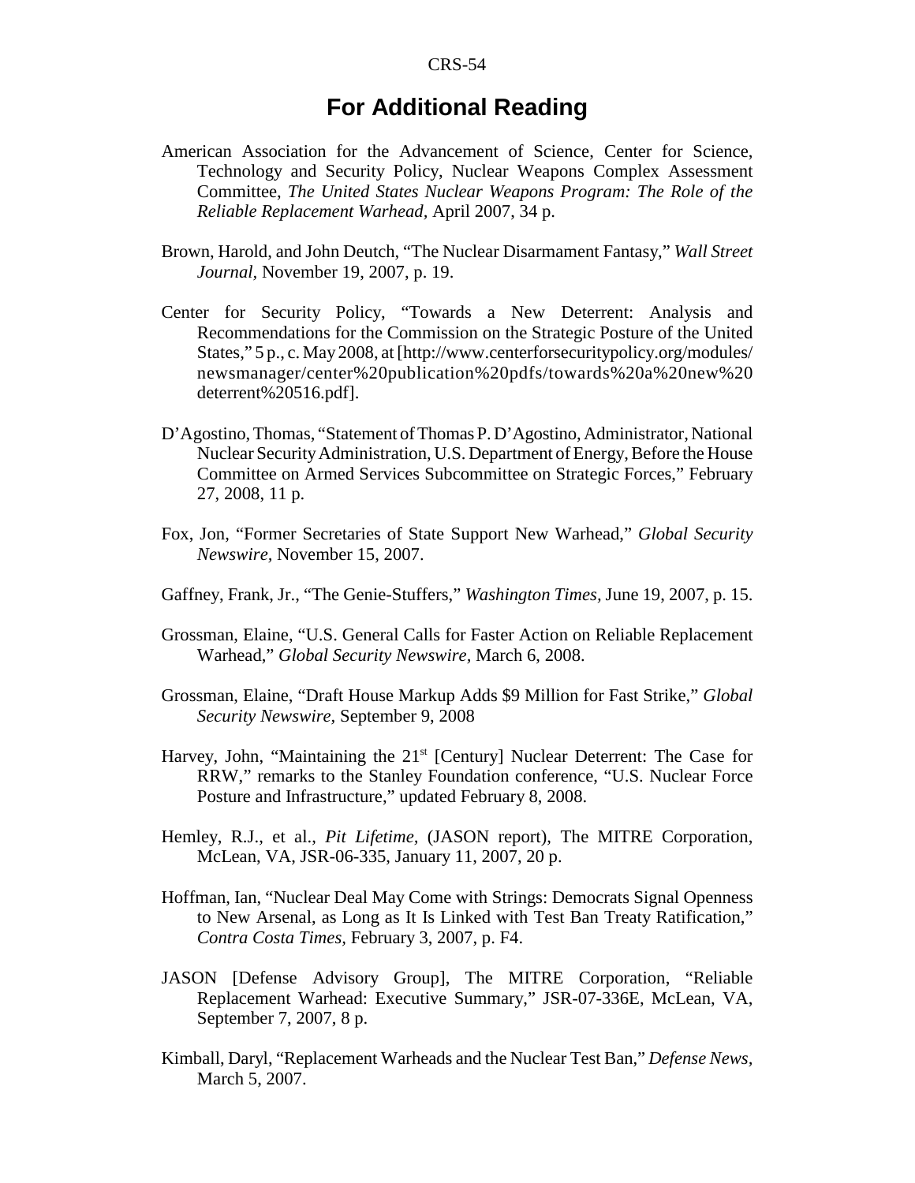# For Additional Reading

American Association for the Advancement of Science, Center for Science, Technology and Security Policy, Nuclear Weapons Complex Assessment Committee, *The United States Nuclear Weapons Program: The Role of the Reliable Replacement Warhead,* April 2007, 34 p.

Brown, Harold, and John Deutch, "The Nuclear Disarmament Fantasy," *Wall Street Journal,* November 19, 2007, p. 19.

Center for Security Policy, "Towards a New Deterrent: Analysis and Recommendations for the Commission on the Strategic Posture of the United States," 5 p., c. May 2008, at [http://www.centerforsecuritypolicy.org/modules/newsmanager/center%20publication%20pdfs/towards%20a%20new%20deterrent%20516.pdf].

D'Agostino, Thomas, "Statement of Thomas P. D'Agostino, Administrator, National Nuclear Security Administration, U.S. Department of Energy, Before the House Committee on Armed Services Subcommittee on Strategic Forces," February 27, 2008, 11 p.

Fox, Jon, "Former Secretaries of State Support New Warhead," *Global Security Newswire,* November 15, 2007.

Gaffney, Frank, Jr., "The Genie-Stuffers," *Washington Times,* June 19, 2007, p. 15.

Grossman, Elaine, "U.S. General Calls for Faster Action on Reliable Replacement Warhead," *Global Security Newswire,* March 6, 2008.

Grossman, Elaine, "Draft House Markup Adds $9 Million for Fast Strike," *Global Security Newswire,* September 9, 2008

Harvey, John, "Maintaining the 21st [Century] Nuclear Deterrent: The Case for RRW," remarks to the Stanley Foundation conference, "U.S. Nuclear Force Posture and Infrastructure," updated February 8, 2008.

Hemley, R.J., et al., *Pit Lifetime,* (JASON report), The MITRE Corporation, McLean, VA, JSR-06-335, January 11, 2007, 20 p.

Hoffman, Ian, "Nuclear Deal May Come with Strings: Democrats Signal Openness to New Arsenal, as Long as It Is Linked with Test Ban Treaty Ratification," *Contra Costa Times,* February 3, 2007, p. F4.

JASON [Defense Advisory Group], The MITRE Corporation, "Reliable Replacement Warhead: Executive Summary," JSR-07-336E, McLean, VA, September 7, 2007, 8 p.

Kimball, Daryl, "Replacement Warheads and the Nuclear Test Ban," *Defense News,* March 5, 2007.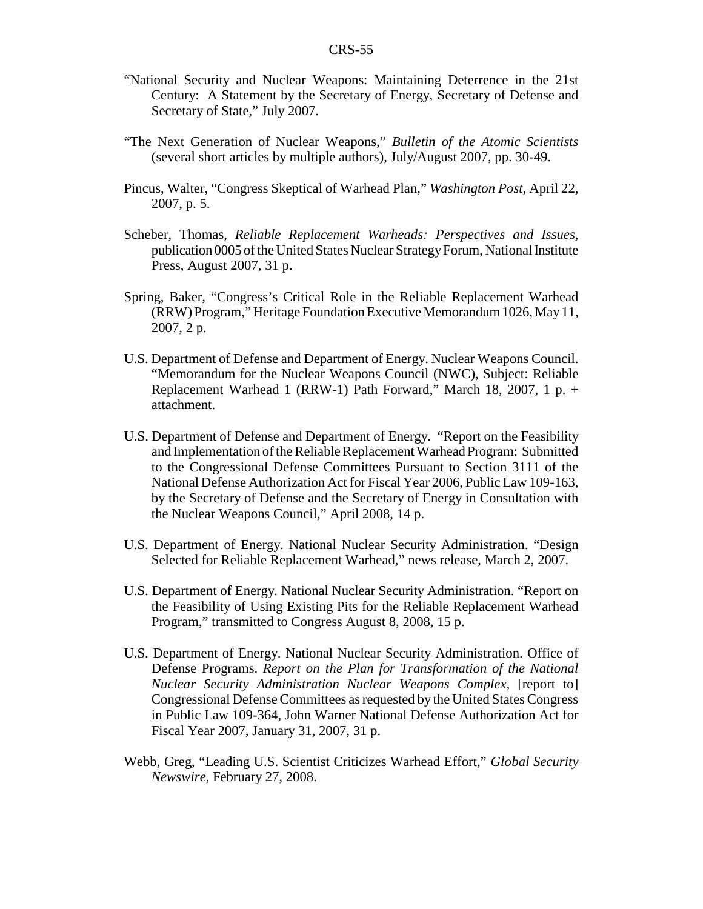"National Security and Nuclear Weapons: Maintaining Deterrence in the 21st Century: A Statement by the Secretary of Energy, Secretary of Defense and Secretary of State," July 2007.

"The Next Generation of Nuclear Weapons," *Bulletin of the Atomic Scientists* (several short articles by multiple authors), July/August 2007, pp. 30-49.

Pincus, Walter, "Congress Skeptical of Warhead Plan," *Washington Post*, April 22, 2007, p. 5.

Scheber, Thomas, *Reliable Replacement Warheads: Perspectives and Issues*, publication 0005 of the United States Nuclear Strategy Forum, National Institute Press, August 2007, 31 p.

Spring, Baker, "Congress's Critical Role in the Reliable Replacement Warhead (RRW) Program," Heritage Foundation Executive Memorandum 1026, May 11, 2007, 2 p.

U.S. Department of Defense and Department of Energy. Nuclear Weapons Council. "Memorandum for the Nuclear Weapons Council (NWC), Subject: Reliable Replacement Warhead 1 (RRW-1) Path Forward," March 18, 2007, 1 p. + attachment.

U.S. Department of Defense and Department of Energy. "Report on the Feasibility and Implementation of the Reliable Replacement Warhead Program: Submitted to the Congressional Defense Committees Pursuant to Section 3111 of the National Defense Authorization Act for Fiscal Year 2006, Public Law 109-163, by the Secretary of Defense and the Secretary of Energy in Consultation with the Nuclear Weapons Council," April 2008, 14 p.

U.S. Department of Energy. National Nuclear Security Administration. "Design Selected for Reliable Replacement Warhead," news release, March 2, 2007.

U.S. Department of Energy. National Nuclear Security Administration. "Report on the Feasibility of Using Existing Pits for the Reliable Replacement Warhead Program," transmitted to Congress August 8, 2008, 15 p.

U.S. Department of Energy. National Nuclear Security Administration. Office of Defense Programs. *Report on the Plan for Transformation of the National Nuclear Security Administration Nuclear Weapons Complex*, [report to] Congressional Defense Committees as requested by the United States Congress in Public Law 109-364, John Warner National Defense Authorization Act for Fiscal Year 2007, January 31, 2007, 31 p.

Webb, Greg, "Leading U.S. Scientist Criticizes Warhead Effort," *Global Security Newswire*, February 27, 2008.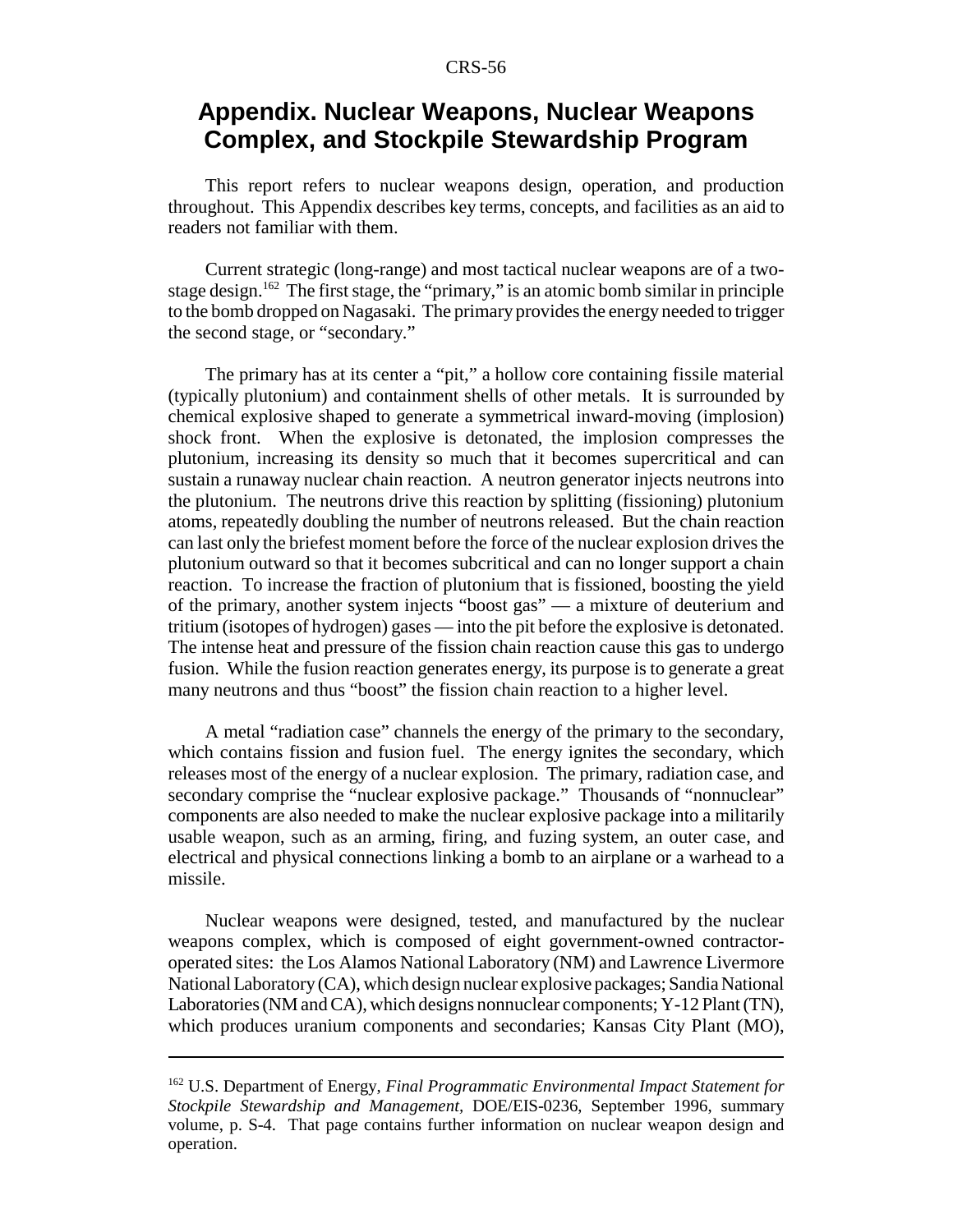# Appendix. Nuclear Weapons, Nuclear Weapons Complex, and Stockpile Stewardship Program

This report refers to nuclear weapons design, operation, and production throughout. This Appendix describes key terms, concepts, and facilities as an aid to readers not familiar with them.

Current strategic (long-range) and most tactical nuclear weapons are of a two-stage design.[162] The first stage, the "primary," is an atomic bomb similar in principle to the bomb dropped on Nagasaki. The primary provides the energy needed to trigger the second stage, or "secondary."

The primary has at its center a "pit," a hollow core containing fissile material (typically plutonium) and containment shells of other metals. It is surrounded by chemical explosive shaped to generate a symmetrical inward-moving (implosion) shock front. When the explosive is detonated, the implosion compresses the plutonium, increasing its density so much that it becomes supercritical and can sustain a runaway nuclear chain reaction. A neutron generator injects neutrons into the plutonium. The neutrons drive this reaction by splitting (fissioning) plutonium atoms, repeatedly doubling the number of neutrons released. But the chain reaction can last only the briefest moment before the force of the nuclear explosion drives the plutonium outward so that it becomes subcritical and can no longer support a chain reaction. To increase the fraction of plutonium that is fissioned, boosting the yield of the primary, another system injects "boost gas" — a mixture of deuterium and tritium (isotopes of hydrogen) gases — into the pit before the explosive is detonated. The intense heat and pressure of the fission chain reaction cause this gas to undergo fusion. While the fusion reaction generates energy, its purpose is to generate a great many neutrons and thus "boost" the fission chain reaction to a higher level.

A metal "radiation case" channels the energy of the primary to the secondary, which contains fission and fusion fuel. The energy ignites the secondary, which releases most of the energy of a nuclear explosion. The primary, radiation case, and secondary comprise the "nuclear explosive package." Thousands of "nonnuclear" components are also needed to make the nuclear explosive package into a militarily usable weapon, such as an arming, firing, and fuzing system, an outer case, and electrical and physical connections linking a bomb to an airplane or a warhead to a missile.

Nuclear weapons were designed, tested, and manufactured by the nuclear weapons complex, which is composed of eight government-owned contractor-operated sites: the Los Alamos National Laboratory (NM) and Lawrence Livermore National Laboratory (CA), which design nuclear explosive packages; Sandia National Laboratories (NM and CA), which designs nonnuclear components; Y-12 Plant (TN), which produces uranium components and secondaries; Kansas City Plant (MO),

---

[162] U.S. Department of Energy, *Final Programmatic Environmental Impact Statement for Stockpile Stewardship and Management*, DOE/EIS-0236, September 1996, summary volume, p. S-4. That page contains further information on nuclear weapon design and operation.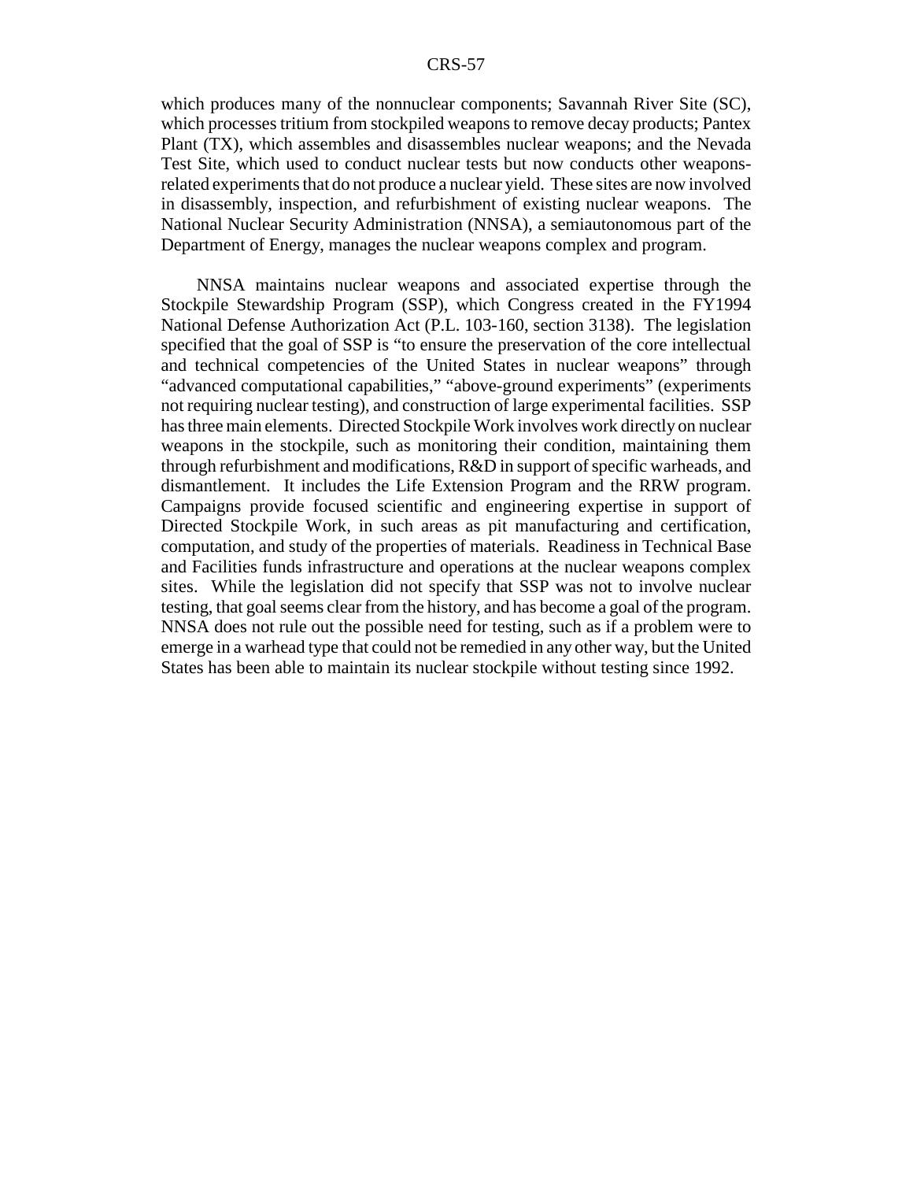which produces many of the nonnuclear components; Savannah River Site (SC), which processes tritium from stockpiled weapons to remove decay products; Pantex Plant (TX), which assembles and disassembles nuclear weapons; and the Nevada Test Site, which used to conduct nuclear tests but now conducts other weapons-related experiments that do not produce a nuclear yield. These sites are now involved in disassembly, inspection, and refurbishment of existing nuclear weapons. The National Nuclear Security Administration (NNSA), a semiautonomous part of the Department of Energy, manages the nuclear weapons complex and program.

NNSA maintains nuclear weapons and associated expertise through the Stockpile Stewardship Program (SSP), which Congress created in the FY1994 National Defense Authorization Act (P.L. 103-160, section 3138). The legislation specified that the goal of SSP is "to ensure the preservation of the core intellectual and technical competencies of the United States in nuclear weapons" through "advanced computational capabilities," "above-ground experiments" (experiments not requiring nuclear testing), and construction of large experimental facilities. SSP has three main elements. Directed Stockpile Work involves work directly on nuclear weapons in the stockpile, such as monitoring their condition, maintaining them through refurbishment and modifications, R&D in support of specific warheads, and dismantlement. It includes the Life Extension Program and the RRW program. Campaigns provide focused scientific and engineering expertise in support of Directed Stockpile Work, in such areas as pit manufacturing and certification, computation, and study of the properties of materials. Readiness in Technical Base and Facilities funds infrastructure and operations at the nuclear weapons complex sites. While the legislation did not specify that SSP was not to involve nuclear testing, that goal seems clear from the history, and has become a goal of the program. NNSA does not rule out the possible need for testing, such as if a problem were to emerge in a warhead type that could not be remedied in any other way, but the United States has been able to maintain its nuclear stockpile without testing since 1992.